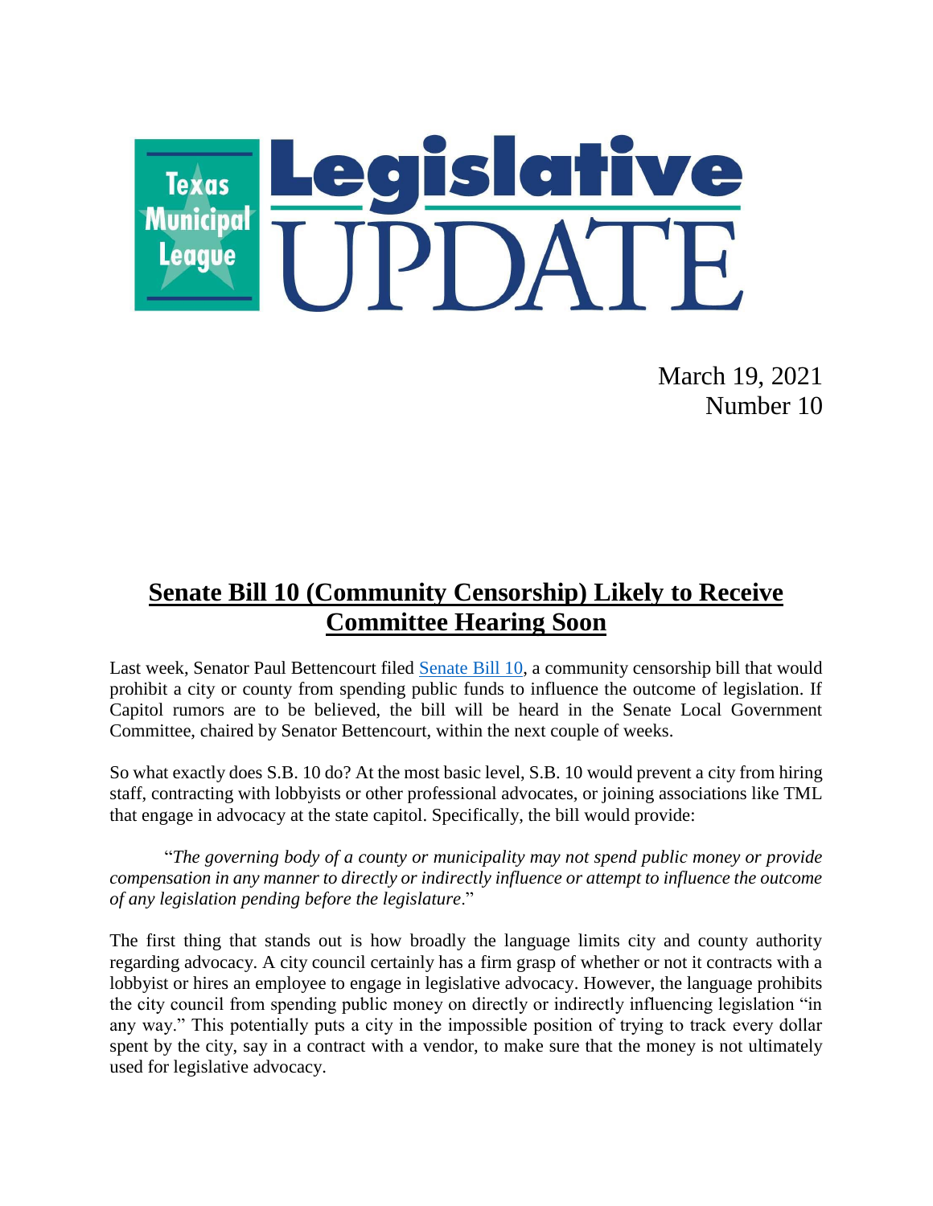# Texas Municipal League Legislative UPDATE

March 19, 2021
Number 10

## Senate Bill 10 (Community Censorship) Likely to Receive Committee Hearing Soon

Last week, Senator Paul Bettencourt filed Senate Bill 10, a community censorship bill that would prohibit a city or county from spending public funds to influence the outcome of legislation. If Capitol rumors are to be believed, the bill will be heard in the Senate Local Government Committee, chaired by Senator Bettencourt, within the next couple of weeks.

So what exactly does S.B. 10 do? At the most basic level, S.B. 10 would prevent a city from hiring staff, contracting with lobbyists or other professional advocates, or joining associations like TML that engage in advocacy at the state capitol. Specifically, the bill would provide:

"*The governing body of a county or municipality may not spend public money or provide compensation in any manner to directly or indirectly influence or attempt to influence the outcome of any legislation pending before the legislature*."

The first thing that stands out is how broadly the language limits city and county authority regarding advocacy. A city council certainly has a firm grasp of whether or not it contracts with a lobbyist or hires an employee to engage in legislative advocacy. However, the language prohibits the city council from spending public money on directly or indirectly influencing legislation "in any way." This potentially puts a city in the impossible position of trying to track every dollar spent by the city, say in a contract with a vendor, to make sure that the money is not ultimately used for legislative advocacy.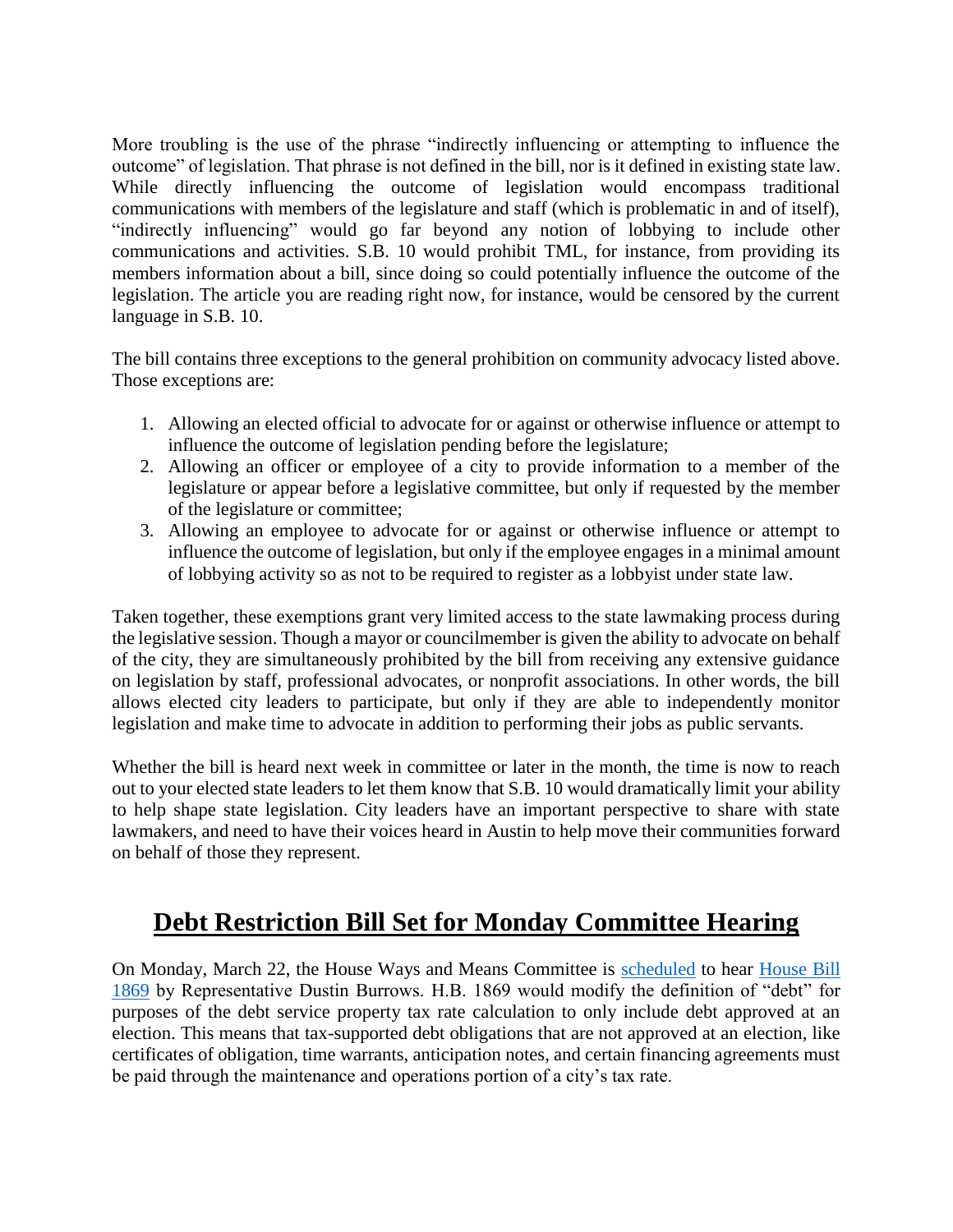More troubling is the use of the phrase "indirectly influencing or attempting to influence the outcome" of legislation. That phrase is not defined in the bill, nor is it defined in existing state law. While directly influencing the outcome of legislation would encompass traditional communications with members of the legislature and staff (which is problematic in and of itself), "indirectly influencing" would go far beyond any notion of lobbying to include other communications and activities. S.B. 10 would prohibit TML, for instance, from providing its members information about a bill, since doing so could potentially influence the outcome of the legislation. The article you are reading right now, for instance, would be censored by the current language in S.B. 10.

The bill contains three exceptions to the general prohibition on community advocacy listed above. Those exceptions are:

1. Allowing an elected official to advocate for or against or otherwise influence or attempt to influence the outcome of legislation pending before the legislature;
2. Allowing an officer or employee of a city to provide information to a member of the legislature or appear before a legislative committee, but only if requested by the member of the legislature or committee;
3. Allowing an employee to advocate for or against or otherwise influence or attempt to influence the outcome of legislation, but only if the employee engages in a minimal amount of lobbying activity so as not to be required to register as a lobbyist under state law.

Taken together, these exemptions grant very limited access to the state lawmaking process during the legislative session. Though a mayor or councilmember is given the ability to advocate on behalf of the city, they are simultaneously prohibited by the bill from receiving any extensive guidance on legislation by staff, professional advocates, or nonprofit associations. In other words, the bill allows elected city leaders to participate, but only if they are able to independently monitor legislation and make time to advocate in addition to performing their jobs as public servants.

Whether the bill is heard next week in committee or later in the month, the time is now to reach out to your elected state leaders to let them know that S.B. 10 would dramatically limit your ability to help shape state legislation. City leaders have an important perspective to share with state lawmakers, and need to have their voices heard in Austin to help move their communities forward on behalf of those they represent.

## Debt Restriction Bill Set for Monday Committee Hearing

On Monday, March 22, the House Ways and Means Committee is scheduled to hear House Bill 1869 by Representative Dustin Burrows. H.B. 1869 would modify the definition of "debt" for purposes of the debt service property tax rate calculation to only include debt approved at an election. This means that tax-supported debt obligations that are not approved at an election, like certificates of obligation, time warrants, anticipation notes, and certain financing agreements must be paid through the maintenance and operations portion of a city's tax rate.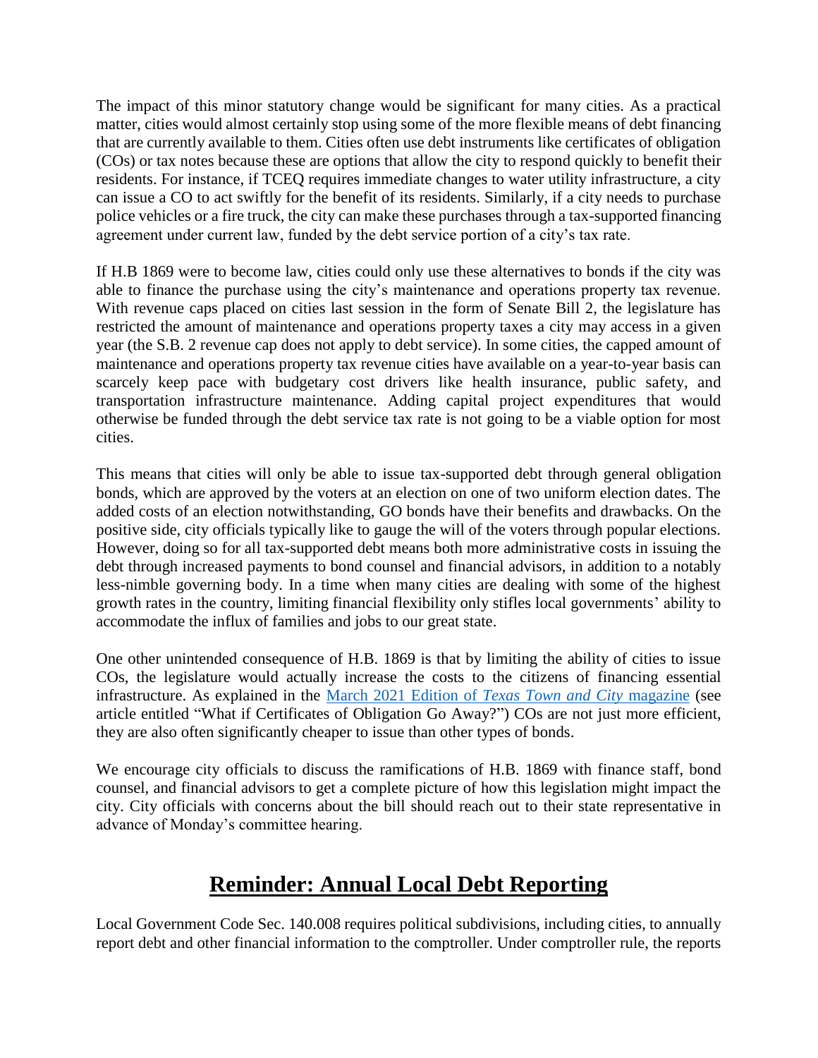The impact of this minor statutory change would be significant for many cities. As a practical matter, cities would almost certainly stop using some of the more flexible means of debt financing that are currently available to them. Cities often use debt instruments like certificates of obligation (COs) or tax notes because these are options that allow the city to respond quickly to benefit their residents. For instance, if TCEQ requires immediate changes to water utility infrastructure, a city can issue a CO to act swiftly for the benefit of its residents. Similarly, if a city needs to purchase police vehicles or a fire truck, the city can make these purchases through a tax-supported financing agreement under current law, funded by the debt service portion of a city's tax rate.

If H.B 1869 were to become law, cities could only use these alternatives to bonds if the city was able to finance the purchase using the city's maintenance and operations property tax revenue. With revenue caps placed on cities last session in the form of Senate Bill 2, the legislature has restricted the amount of maintenance and operations property taxes a city may access in a given year (the S.B. 2 revenue cap does not apply to debt service). In some cities, the capped amount of maintenance and operations property tax revenue cities have available on a year-to-year basis can scarcely keep pace with budgetary cost drivers like health insurance, public safety, and transportation infrastructure maintenance. Adding capital project expenditures that would otherwise be funded through the debt service tax rate is not going to be a viable option for most cities.

This means that cities will only be able to issue tax-supported debt through general obligation bonds, which are approved by the voters at an election on one of two uniform election dates. The added costs of an election notwithstanding, GO bonds have their benefits and drawbacks. On the positive side, city officials typically like to gauge the will of the voters through popular elections. However, doing so for all tax-supported debt means both more administrative costs in issuing the debt through increased payments to bond counsel and financial advisors, in addition to a notably less-nimble governing body. In a time when many cities are dealing with some of the highest growth rates in the country, limiting financial flexibility only stifles local governments' ability to accommodate the influx of families and jobs to our great state.

One other unintended consequence of H.B. 1869 is that by limiting the ability of cities to issue COs, the legislature would actually increase the costs to the citizens of financing essential infrastructure. As explained in the March 2021 Edition of *Texas Town and City* magazine (see article entitled "What if Certificates of Obligation Go Away?") COs are not just more efficient, they are also often significantly cheaper to issue than other types of bonds.

We encourage city officials to discuss the ramifications of H.B. 1869 with finance staff, bond counsel, and financial advisors to get a complete picture of how this legislation might impact the city. City officials with concerns about the bill should reach out to their state representative in advance of Monday's committee hearing.

## Reminder: Annual Local Debt Reporting

Local Government Code Sec. 140.008 requires political subdivisions, including cities, to annually report debt and other financial information to the comptroller. Under comptroller rule, the reports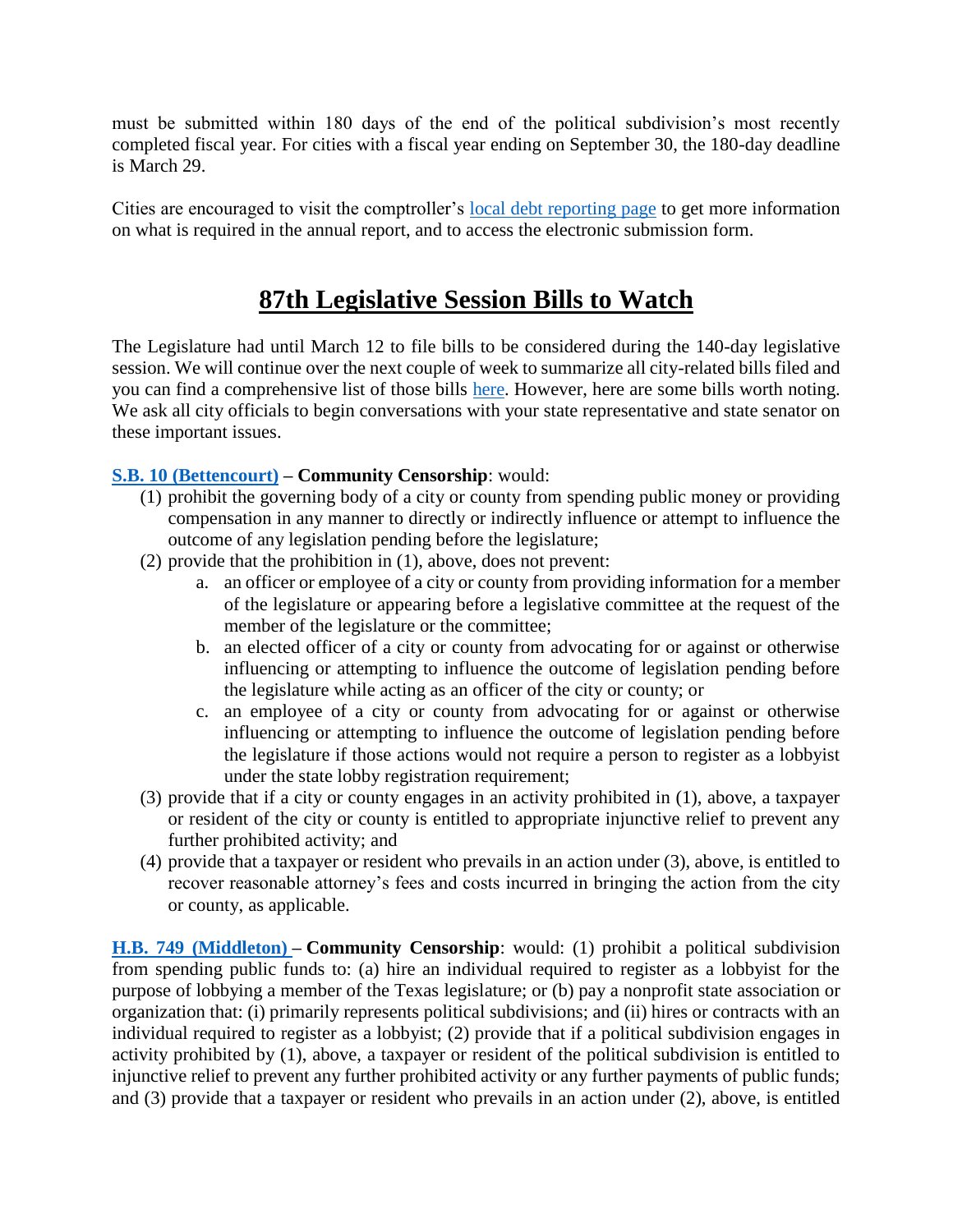must be submitted within 180 days of the end of the political subdivision's most recently completed fiscal year. For cities with a fiscal year ending on September 30, the 180-day deadline is March 29.

Cities are encouraged to visit the comptroller's local debt reporting page to get more information on what is required in the annual report, and to access the electronic submission form.

# 87th Legislative Session Bills to Watch

The Legislature had until March 12 to file bills to be considered during the 140-day legislative session. We will continue over the next couple of week to summarize all city-related bills filed and you can find a comprehensive list of those bills here. However, here are some bills worth noting. We ask all city officials to begin conversations with your state representative and state senator on these important issues.

**S.B. 10 (Bettencourt) – Community Censorship**: would:

(1) prohibit the governing body of a city or county from spending public money or providing compensation in any manner to directly or indirectly influence or attempt to influence the outcome of any legislation pending before the legislature;

(2) provide that the prohibition in (1), above, does not prevent:

   a. an officer or employee of a city or county from providing information for a member of the legislature or appearing before a legislative committee at the request of the member of the legislature or the committee;

   b. an elected officer of a city or county from advocating for or against or otherwise influencing or attempting to influence the outcome of legislation pending before the legislature while acting as an officer of the city or county; or

   c. an employee of a city or county from advocating for or against or otherwise influencing or attempting to influence the outcome of legislation pending before the legislature if those actions would not require a person to register as a lobbyist under the state lobby registration requirement;

(3) provide that if a city or county engages in an activity prohibited in (1), above, a taxpayer or resident of the city or county is entitled to appropriate injunctive relief to prevent any further prohibited activity; and

(4) provide that a taxpayer or resident who prevails in an action under (3), above, is entitled to recover reasonable attorney's fees and costs incurred in bringing the action from the city or county, as applicable.

**H.B. 749 (Middleton) – Community Censorship**: would: (1) prohibit a political subdivision from spending public funds to: (a) hire an individual required to register as a lobbyist for the purpose of lobbying a member of the Texas legislature; or (b) pay a nonprofit state association or organization that: (i) primarily represents political subdivisions; and (ii) hires or contracts with an individual required to register as a lobbyist; (2) provide that if a political subdivision engages in activity prohibited by (1), above, a taxpayer or resident of the political subdivision is entitled to injunctive relief to prevent any further prohibited activity or any further payments of public funds; and (3) provide that a taxpayer or resident who prevails in an action under (2), above, is entitled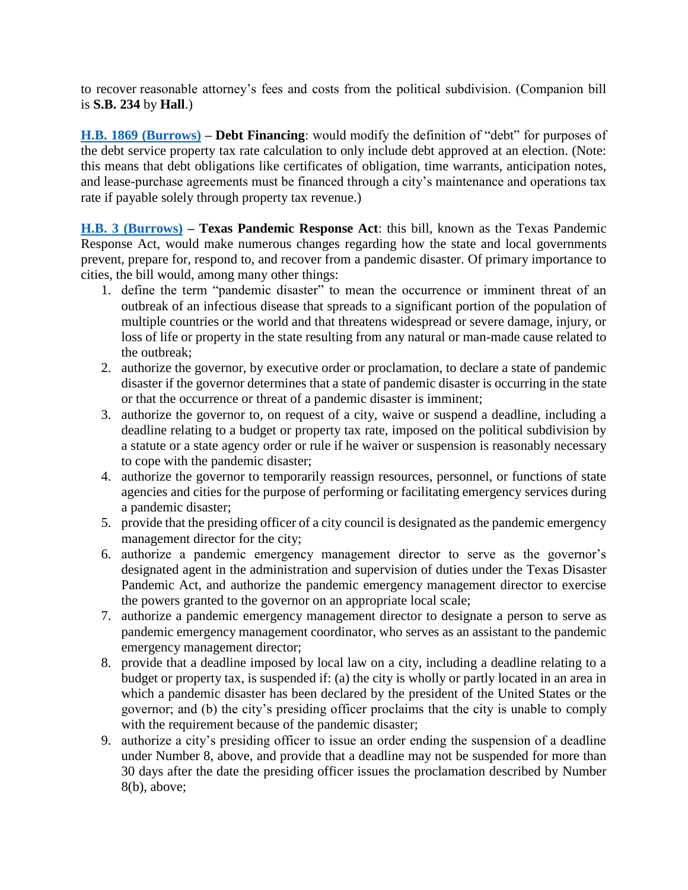to recover reasonable attorney's fees and costs from the political subdivision. (Companion bill is **S.B. 234** by **Hall**.)

**H.B. 1869 (Burrows) – Debt Financing**: would modify the definition of "debt" for purposes of the debt service property tax rate calculation to only include debt approved at an election. (Note: this means that debt obligations like certificates of obligation, time warrants, anticipation notes, and lease-purchase agreements must be financed through a city's maintenance and operations tax rate if payable solely through property tax revenue.)

**H.B. 3 (Burrows) – Texas Pandemic Response Act**: this bill, known as the Texas Pandemic Response Act, would make numerous changes regarding how the state and local governments prevent, prepare for, respond to, and recover from a pandemic disaster. Of primary importance to cities, the bill would, among many other things:

1. define the term "pandemic disaster" to mean the occurrence or imminent threat of an outbreak of an infectious disease that spreads to a significant portion of the population of multiple countries or the world and that threatens widespread or severe damage, injury, or loss of life or property in the state resulting from any natural or man-made cause related to the outbreak;
2. authorize the governor, by executive order or proclamation, to declare a state of pandemic disaster if the governor determines that a state of pandemic disaster is occurring in the state or that the occurrence or threat of a pandemic disaster is imminent;
3. authorize the governor to, on request of a city, waive or suspend a deadline, including a deadline relating to a budget or property tax rate, imposed on the political subdivision by a statute or a state agency order or rule if he waiver or suspension is reasonably necessary to cope with the pandemic disaster;
4. authorize the governor to temporarily reassign resources, personnel, or functions of state agencies and cities for the purpose of performing or facilitating emergency services during a pandemic disaster;
5. provide that the presiding officer of a city council is designated as the pandemic emergency management director for the city;
6. authorize a pandemic emergency management director to serve as the governor's designated agent in the administration and supervision of duties under the Texas Disaster Pandemic Act, and authorize the pandemic emergency management director to exercise the powers granted to the governor on an appropriate local scale;
7. authorize a pandemic emergency management director to designate a person to serve as pandemic emergency management coordinator, who serves as an assistant to the pandemic emergency management director;
8. provide that a deadline imposed by local law on a city, including a deadline relating to a budget or property tax, is suspended if: (a) the city is wholly or partly located in an area in which a pandemic disaster has been declared by the president of the United States or the governor; and (b) the city's presiding officer proclaims that the city is unable to comply with the requirement because of the pandemic disaster;
9. authorize a city's presiding officer to issue an order ending the suspension of a deadline under Number 8, above, and provide that a deadline may not be suspended for more than 30 days after the date the presiding officer issues the proclamation described by Number 8(b), above;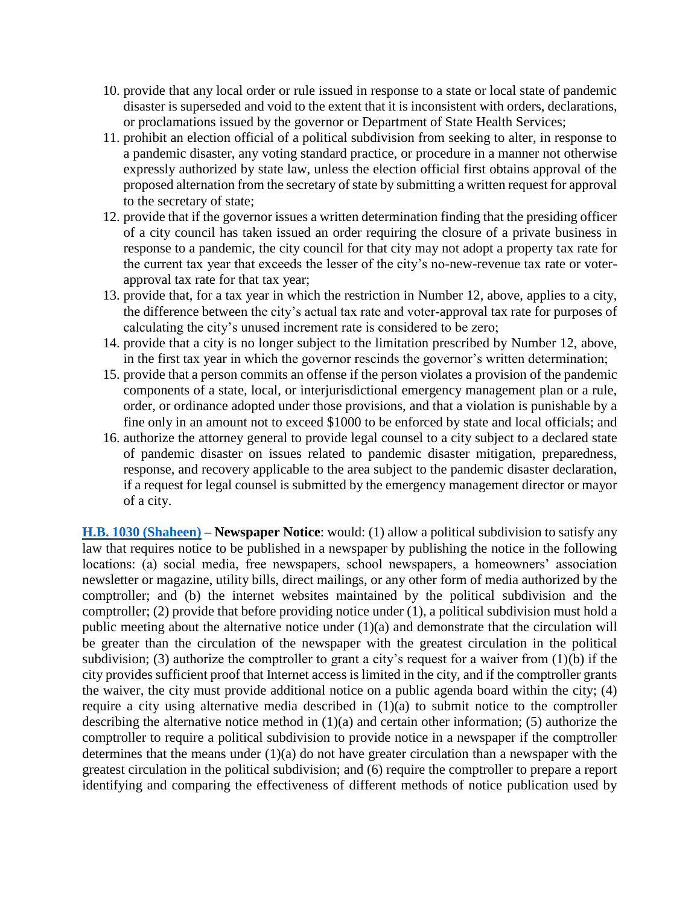10. provide that any local order or rule issued in response to a state or local state of pandemic disaster is superseded and void to the extent that it is inconsistent with orders, declarations, or proclamations issued by the governor or Department of State Health Services;
11. prohibit an election official of a political subdivision from seeking to alter, in response to a pandemic disaster, any voting standard practice, or procedure in a manner not otherwise expressly authorized by state law, unless the election official first obtains approval of the proposed alternation from the secretary of state by submitting a written request for approval to the secretary of state;
12. provide that if the governor issues a written determination finding that the presiding officer of a city council has taken issued an order requiring the closure of a private business in response to a pandemic, the city council for that city may not adopt a property tax rate for the current tax year that exceeds the lesser of the city's no-new-revenue tax rate or voter-approval tax rate for that tax year;
13. provide that, for a tax year in which the restriction in Number 12, above, applies to a city, the difference between the city's actual tax rate and voter-approval tax rate for purposes of calculating the city's unused increment rate is considered to be zero;
14. provide that a city is no longer subject to the limitation prescribed by Number 12, above, in the first tax year in which the governor rescinds the governor's written determination;
15. provide that a person commits an offense if the person violates a provision of the pandemic components of a state, local, or interjurisdictional emergency management plan or a rule, order, or ordinance adopted under those provisions, and that a violation is punishable by a fine only in an amount not to exceed $1000 to be enforced by state and local officials; and
16. authorize the attorney general to provide legal counsel to a city subject to a declared state of pandemic disaster on issues related to pandemic disaster mitigation, preparedness, response, and recovery applicable to the area subject to the pandemic disaster declaration, if a request for legal counsel is submitted by the emergency management director or mayor of a city.

**H.B. 1030 (Shaheen) – Newspaper Notice**: would: (1) allow a political subdivision to satisfy any law that requires notice to be published in a newspaper by publishing the notice in the following locations: (a) social media, free newspapers, school newspapers, a homeowners' association newsletter or magazine, utility bills, direct mailings, or any other form of media authorized by the comptroller; and (b) the internet websites maintained by the political subdivision and the comptroller; (2) provide that before providing notice under (1), a political subdivision must hold a public meeting about the alternative notice under (1)(a) and demonstrate that the circulation will be greater than the circulation of the newspaper with the greatest circulation in the political subdivision; (3) authorize the comptroller to grant a city's request for a waiver from (1)(b) if the city provides sufficient proof that Internet access is limited in the city, and if the comptroller grants the waiver, the city must provide additional notice on a public agenda board within the city; (4) require a city using alternative media described in (1)(a) to submit notice to the comptroller describing the alternative notice method in (1)(a) and certain other information; (5) authorize the comptroller to require a political subdivision to provide notice in a newspaper if the comptroller determines that the means under (1)(a) do not have greater circulation than a newspaper with the greatest circulation in the political subdivision; and (6) require the comptroller to prepare a report identifying and comparing the effectiveness of different methods of notice publication used by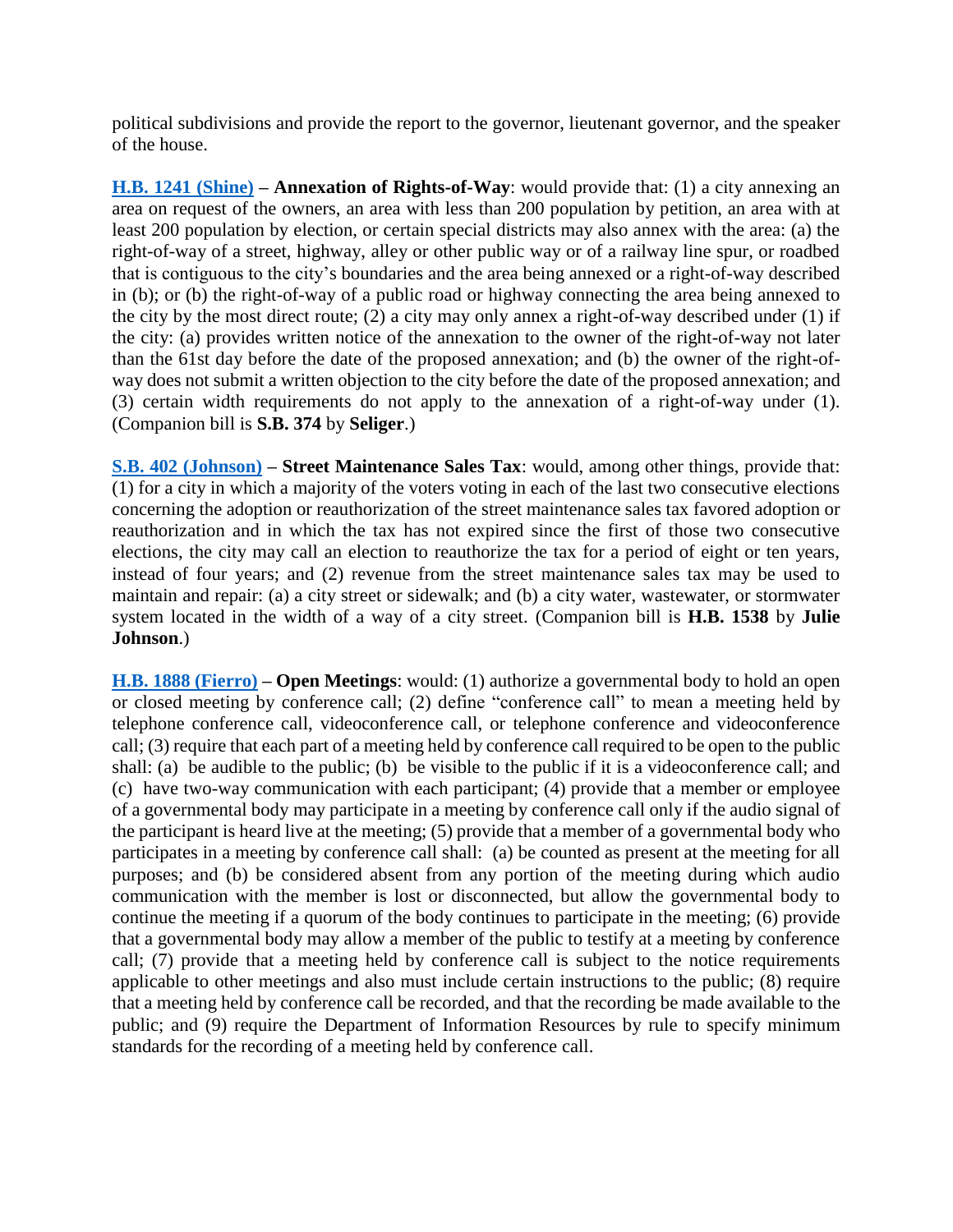political subdivisions and provide the report to the governor, lieutenant governor, and the speaker of the house.

**H.B. 1241 (Shine) – Annexation of Rights-of-Way**: would provide that: (1) a city annexing an area on request of the owners, an area with less than 200 population by petition, an area with at least 200 population by election, or certain special districts may also annex with the area: (a) the right-of-way of a street, highway, alley or other public way or of a railway line spur, or roadbed that is contiguous to the city's boundaries and the area being annexed or a right-of-way described in (b); or (b) the right-of-way of a public road or highway connecting the area being annexed to the city by the most direct route; (2) a city may only annex a right-of-way described under (1) if the city: (a) provides written notice of the annexation to the owner of the right-of-way not later than the 61st day before the date of the proposed annexation; and (b) the owner of the right-of-way does not submit a written objection to the city before the date of the proposed annexation; and (3) certain width requirements do not apply to the annexation of a right-of-way under (1). (Companion bill is **S.B. 374** by **Seliger**.)

**S.B. 402 (Johnson) – Street Maintenance Sales Tax**: would, among other things, provide that: (1) for a city in which a majority of the voters voting in each of the last two consecutive elections concerning the adoption or reauthorization of the street maintenance sales tax favored adoption or reauthorization and in which the tax has not expired since the first of those two consecutive elections, the city may call an election to reauthorize the tax for a period of eight or ten years, instead of four years; and (2) revenue from the street maintenance sales tax may be used to maintain and repair: (a) a city street or sidewalk; and (b) a city water, wastewater, or stormwater system located in the width of a way of a city street. (Companion bill is **H.B. 1538** by **Julie Johnson**.)

**H.B. 1888 (Fierro) – Open Meetings**: would: (1) authorize a governmental body to hold an open or closed meeting by conference call; (2) define "conference call" to mean a meeting held by telephone conference call, videoconference call, or telephone conference and videoconference call; (3) require that each part of a meeting held by conference call required to be open to the public shall: (a) be audible to the public; (b) be visible to the public if it is a videoconference call; and (c) have two-way communication with each participant; (4) provide that a member or employee of a governmental body may participate in a meeting by conference call only if the audio signal of the participant is heard live at the meeting; (5) provide that a member of a governmental body who participates in a meeting by conference call shall: (a) be counted as present at the meeting for all purposes; and (b) be considered absent from any portion of the meeting during which audio communication with the member is lost or disconnected, but allow the governmental body to continue the meeting if a quorum of the body continues to participate in the meeting; (6) provide that a governmental body may allow a member of the public to testify at a meeting by conference call; (7) provide that a meeting held by conference call is subject to the notice requirements applicable to other meetings and also must include certain instructions to the public; (8) require that a meeting held by conference call be recorded, and that the recording be made available to the public; and (9) require the Department of Information Resources by rule to specify minimum standards for the recording of a meeting held by conference call.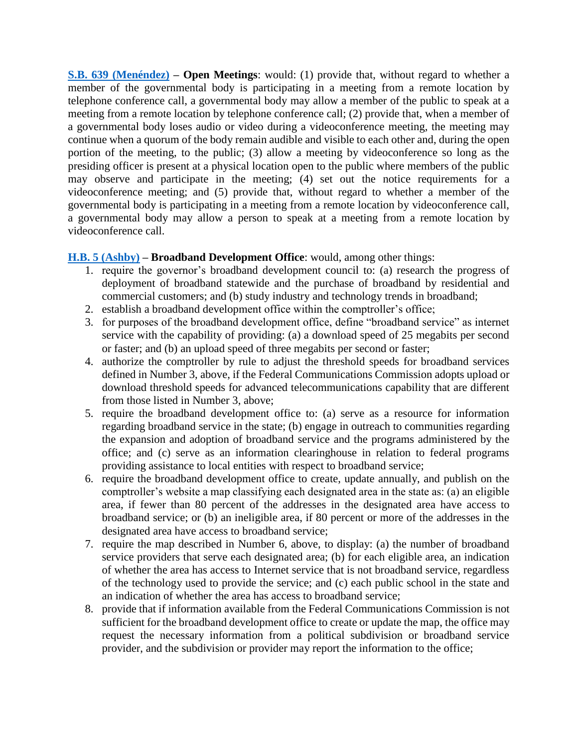**S.B. 639 (Menéndez) – Open Meetings**: would: (1) provide that, without regard to whether a member of the governmental body is participating in a meeting from a remote location by telephone conference call, a governmental body may allow a member of the public to speak at a meeting from a remote location by telephone conference call; (2) provide that, when a member of a governmental body loses audio or video during a videoconference meeting, the meeting may continue when a quorum of the body remain audible and visible to each other and, during the open portion of the meeting, to the public; (3) allow a meeting by videoconference so long as the presiding officer is present at a physical location open to the public where members of the public may observe and participate in the meeting; (4) set out the notice requirements for a videoconference meeting; and (5) provide that, without regard to whether a member of the governmental body is participating in a meeting from a remote location by videoconference call, a governmental body may allow a person to speak at a meeting from a remote location by videoconference call.

**H.B. 5 (Ashby) – Broadband Development Office**: would, among other things:

1. require the governor's broadband development council to: (a) research the progress of deployment of broadband statewide and the purchase of broadband by residential and commercial customers; and (b) study industry and technology trends in broadband;
2. establish a broadband development office within the comptroller's office;
3. for purposes of the broadband development office, define "broadband service" as internet service with the capability of providing: (a) a download speed of 25 megabits per second or faster; and (b) an upload speed of three megabits per second or faster;
4. authorize the comptroller by rule to adjust the threshold speeds for broadband services defined in Number 3, above, if the Federal Communications Commission adopts upload or download threshold speeds for advanced telecommunications capability that are different from those listed in Number 3, above;
5. require the broadband development office to: (a) serve as a resource for information regarding broadband service in the state; (b) engage in outreach to communities regarding the expansion and adoption of broadband service and the programs administered by the office; and (c) serve as an information clearinghouse in relation to federal programs providing assistance to local entities with respect to broadband service;
6. require the broadband development office to create, update annually, and publish on the comptroller's website a map classifying each designated area in the state as: (a) an eligible area, if fewer than 80 percent of the addresses in the designated area have access to broadband service; or (b) an ineligible area, if 80 percent or more of the addresses in the designated area have access to broadband service;
7. require the map described in Number 6, above, to display: (a) the number of broadband service providers that serve each designated area; (b) for each eligible area, an indication of whether the area has access to Internet service that is not broadband service, regardless of the technology used to provide the service; and (c) each public school in the state and an indication of whether the area has access to broadband service;
8. provide that if information available from the Federal Communications Commission is not sufficient for the broadband development office to create or update the map, the office may request the necessary information from a political subdivision or broadband service provider, and the subdivision or provider may report the information to the office;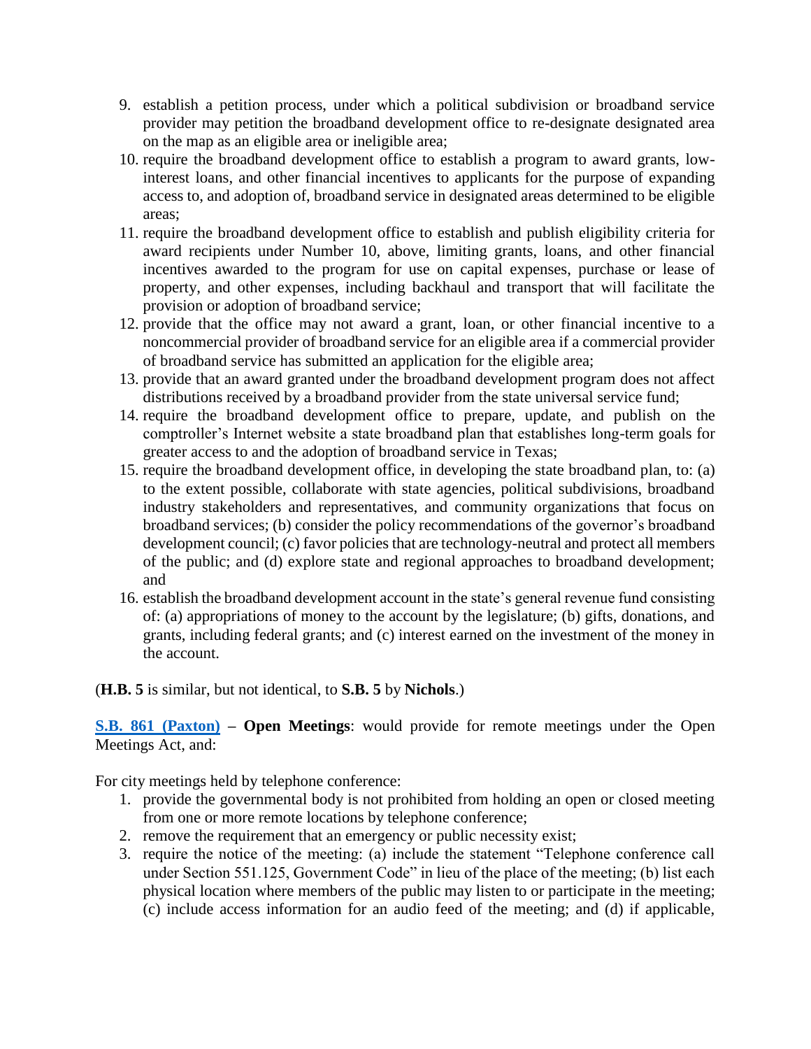9. establish a petition process, under which a political subdivision or broadband service provider may petition the broadband development office to re-designate designated area on the map as an eligible area or ineligible area;
10. require the broadband development office to establish a program to award grants, low-interest loans, and other financial incentives to applicants for the purpose of expanding access to, and adoption of, broadband service in designated areas determined to be eligible areas;
11. require the broadband development office to establish and publish eligibility criteria for award recipients under Number 10, above, limiting grants, loans, and other financial incentives awarded to the program for use on capital expenses, purchase or lease of property, and other expenses, including backhaul and transport that will facilitate the provision or adoption of broadband service;
12. provide that the office may not award a grant, loan, or other financial incentive to a noncommercial provider of broadband service for an eligible area if a commercial provider of broadband service has submitted an application for the eligible area;
13. provide that an award granted under the broadband development program does not affect distributions received by a broadband provider from the state universal service fund;
14. require the broadband development office to prepare, update, and publish on the comptroller's Internet website a state broadband plan that establishes long-term goals for greater access to and the adoption of broadband service in Texas;
15. require the broadband development office, in developing the state broadband plan, to: (a) to the extent possible, collaborate with state agencies, political subdivisions, broadband industry stakeholders and representatives, and community organizations that focus on broadband services; (b) consider the policy recommendations of the governor's broadband development council; (c) favor policies that are technology-neutral and protect all members of the public; and (d) explore state and regional approaches to broadband development; and
16. establish the broadband development account in the state's general revenue fund consisting of: (a) appropriations of money to the account by the legislature; (b) gifts, donations, and grants, including federal grants; and (c) interest earned on the investment of the money in the account.

(**H.B. 5** is similar, but not identical, to **S.B. 5** by **Nichols**.)

**S.B. 861 (Paxton) – Open Meetings**: would provide for remote meetings under the Open Meetings Act, and:

For city meetings held by telephone conference:

1. provide the governmental body is not prohibited from holding an open or closed meeting from one or more remote locations by telephone conference;
2. remove the requirement that an emergency or public necessity exist;
3. require the notice of the meeting: (a) include the statement "Telephone conference call under Section 551.125, Government Code" in lieu of the place of the meeting; (b) list each physical location where members of the public may listen to or participate in the meeting; (c) include access information for an audio feed of the meeting; and (d) if applicable,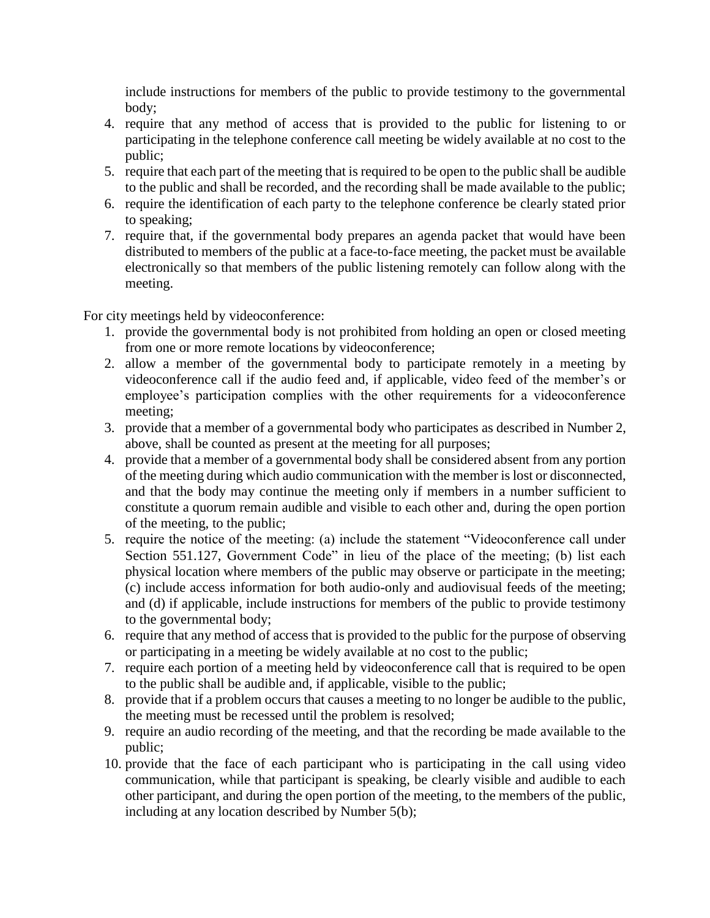include instructions for members of the public to provide testimony to the governmental body;

4. require that any method of access that is provided to the public for listening to or participating in the telephone conference call meeting be widely available at no cost to the public;
5. require that each part of the meeting that is required to be open to the public shall be audible to the public and shall be recorded, and the recording shall be made available to the public;
6. require the identification of each party to the telephone conference be clearly stated prior to speaking;
7. require that, if the governmental body prepares an agenda packet that would have been distributed to members of the public at a face-to-face meeting, the packet must be available electronically so that members of the public listening remotely can follow along with the meeting.

For city meetings held by videoconference:

1. provide the governmental body is not prohibited from holding an open or closed meeting from one or more remote locations by videoconference;
2. allow a member of the governmental body to participate remotely in a meeting by videoconference call if the audio feed and, if applicable, video feed of the member's or employee's participation complies with the other requirements for a videoconference meeting;
3. provide that a member of a governmental body who participates as described in Number 2, above, shall be counted as present at the meeting for all purposes;
4. provide that a member of a governmental body shall be considered absent from any portion of the meeting during which audio communication with the member is lost or disconnected, and that the body may continue the meeting only if members in a number sufficient to constitute a quorum remain audible and visible to each other and, during the open portion of the meeting, to the public;
5. require the notice of the meeting: (a) include the statement "Videoconference call under Section 551.127, Government Code" in lieu of the place of the meeting; (b) list each physical location where members of the public may observe or participate in the meeting; (c) include access information for both audio-only and audiovisual feeds of the meeting; and (d) if applicable, include instructions for members of the public to provide testimony to the governmental body;
6. require that any method of access that is provided to the public for the purpose of observing or participating in a meeting be widely available at no cost to the public;
7. require each portion of a meeting held by videoconference call that is required to be open to the public shall be audible and, if applicable, visible to the public;
8. provide that if a problem occurs that causes a meeting to no longer be audible to the public, the meeting must be recessed until the problem is resolved;
9. require an audio recording of the meeting, and that the recording be made available to the public;
10. provide that the face of each participant who is participating in the call using video communication, while that participant is speaking, be clearly visible and audible to each other participant, and during the open portion of the meeting, to the members of the public, including at any location described by Number 5(b);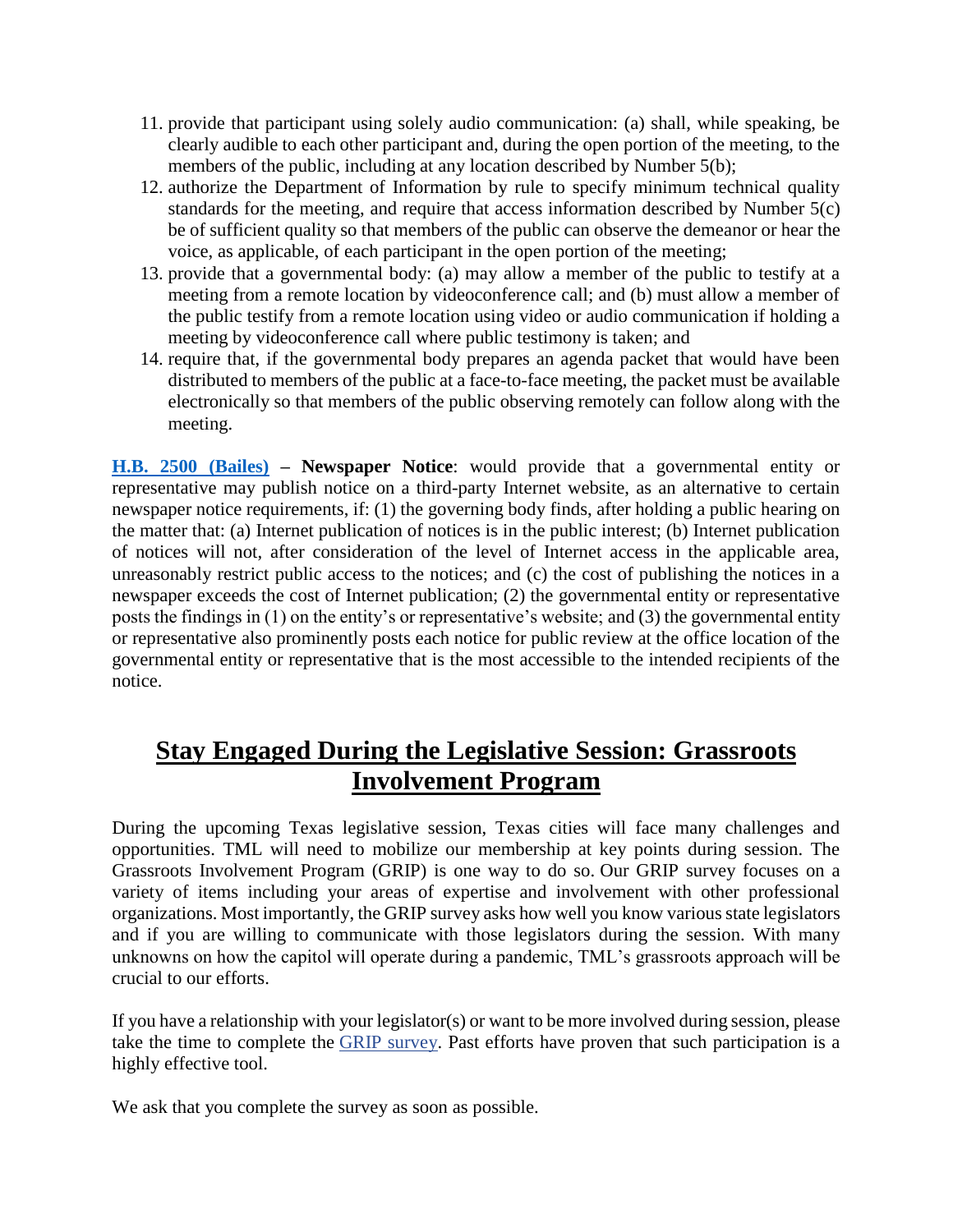11. provide that participant using solely audio communication: (a) shall, while speaking, be clearly audible to each other participant and, during the open portion of the meeting, to the members of the public, including at any location described by Number 5(b);
12. authorize the Department of Information by rule to specify minimum technical quality standards for the meeting, and require that access information described by Number 5(c) be of sufficient quality so that members of the public can observe the demeanor or hear the voice, as applicable, of each participant in the open portion of the meeting;
13. provide that a governmental body: (a) may allow a member of the public to testify at a meeting from a remote location by videoconference call; and (b) must allow a member of the public testify from a remote location using video or audio communication if holding a meeting by videoconference call where public testimony is taken; and
14. require that, if the governmental body prepares an agenda packet that would have been distributed to members of the public at a face-to-face meeting, the packet must be available electronically so that members of the public observing remotely can follow along with the meeting.

**H.B. 2500 (Bailes) – Newspaper Notice**: would provide that a governmental entity or representative may publish notice on a third-party Internet website, as an alternative to certain newspaper notice requirements, if: (1) the governing body finds, after holding a public hearing on the matter that: (a) Internet publication of notices is in the public interest; (b) Internet publication of notices will not, after consideration of the level of Internet access in the applicable area, unreasonably restrict public access to the notices; and (c) the cost of publishing the notices in a newspaper exceeds the cost of Internet publication; (2) the governmental entity or representative posts the findings in (1) on the entity's or representative's website; and (3) the governmental entity or representative also prominently posts each notice for public review at the office location of the governmental entity or representative that is the most accessible to the intended recipients of the notice.

## Stay Engaged During the Legislative Session: Grassroots Involvement Program

During the upcoming Texas legislative session, Texas cities will face many challenges and opportunities. TML will need to mobilize our membership at key points during session. The Grassroots Involvement Program (GRIP) is one way to do so. Our GRIP survey focuses on a variety of items including your areas of expertise and involvement with other professional organizations. Most importantly, the GRIP survey asks how well you know various state legislators and if you are willing to communicate with those legislators during the session. With many unknowns on how the capitol will operate during a pandemic, TML's grassroots approach will be crucial to our efforts.

If you have a relationship with your legislator(s) or want to be more involved during session, please take the time to complete the GRIP survey. Past efforts have proven that such participation is a highly effective tool.

We ask that you complete the survey as soon as possible.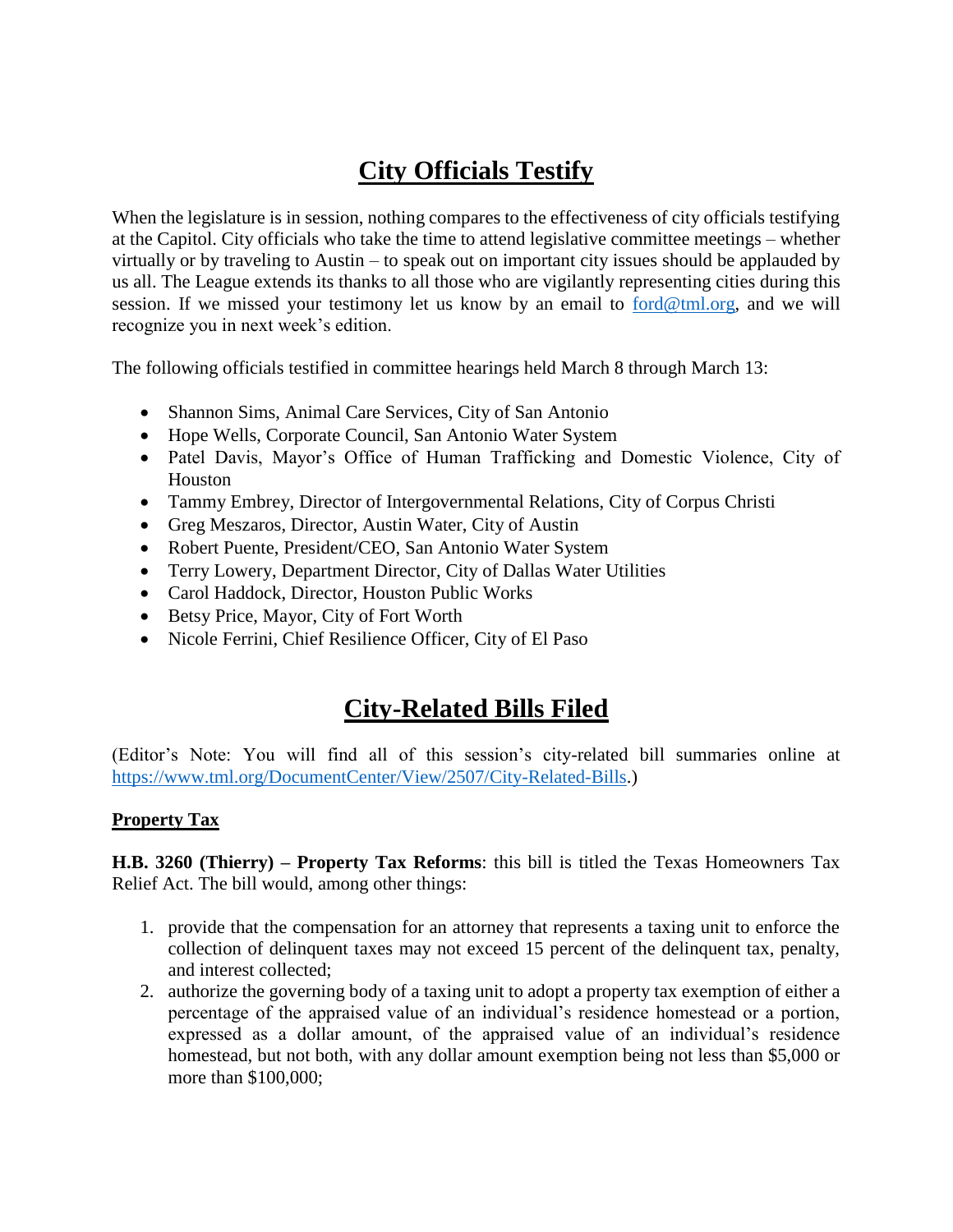# City Officials Testify

When the legislature is in session, nothing compares to the effectiveness of city officials testifying at the Capitol. City officials who take the time to attend legislative committee meetings – whether virtually or by traveling to Austin – to speak out on important city issues should be applauded by us all. The League extends its thanks to all those who are vigilantly representing cities during this session. If we missed your testimony let us know by an email to [ford@tml.org](mailto:ford@tml.org), and we will recognize you in next week's edition.

The following officials testified in committee hearings held March 8 through March 13:

- Shannon Sims, Animal Care Services, City of San Antonio
- Hope Wells, Corporate Council, San Antonio Water System
- Patel Davis, Mayor's Office of Human Trafficking and Domestic Violence, City of Houston
- Tammy Embrey, Director of Intergovernmental Relations, City of Corpus Christi
- Greg Meszaros, Director, Austin Water, City of Austin
- Robert Puente, President/CEO, San Antonio Water System
- Terry Lowery, Department Director, City of Dallas Water Utilities
- Carol Haddock, Director, Houston Public Works
- Betsy Price, Mayor, City of Fort Worth
- Nicole Ferrini, Chief Resilience Officer, City of El Paso

# City-Related Bills Filed

(Editor's Note: You will find all of this session's city-related bill summaries online at [https://www.tml.org/DocumentCenter/View/2507/City-Related-Bills](https://www.tml.org/DocumentCenter/View/2507/City-Related-Bills).)

## Property Tax

**H.B. 3260 (Thierry) – Property Tax Reforms**: this bill is titled the Texas Homeowners Tax Relief Act. The bill would, among other things:

1. provide that the compensation for an attorney that represents a taxing unit to enforce the collection of delinquent taxes may not exceed 15 percent of the delinquent tax, penalty, and interest collected;
2. authorize the governing body of a taxing unit to adopt a property tax exemption of either a percentage of the appraised value of an individual's residence homestead or a portion, expressed as a dollar amount, of the appraised value of an individual's residence homestead, but not both, with any dollar amount exemption being not less than \$5,000 or more than \$100,000;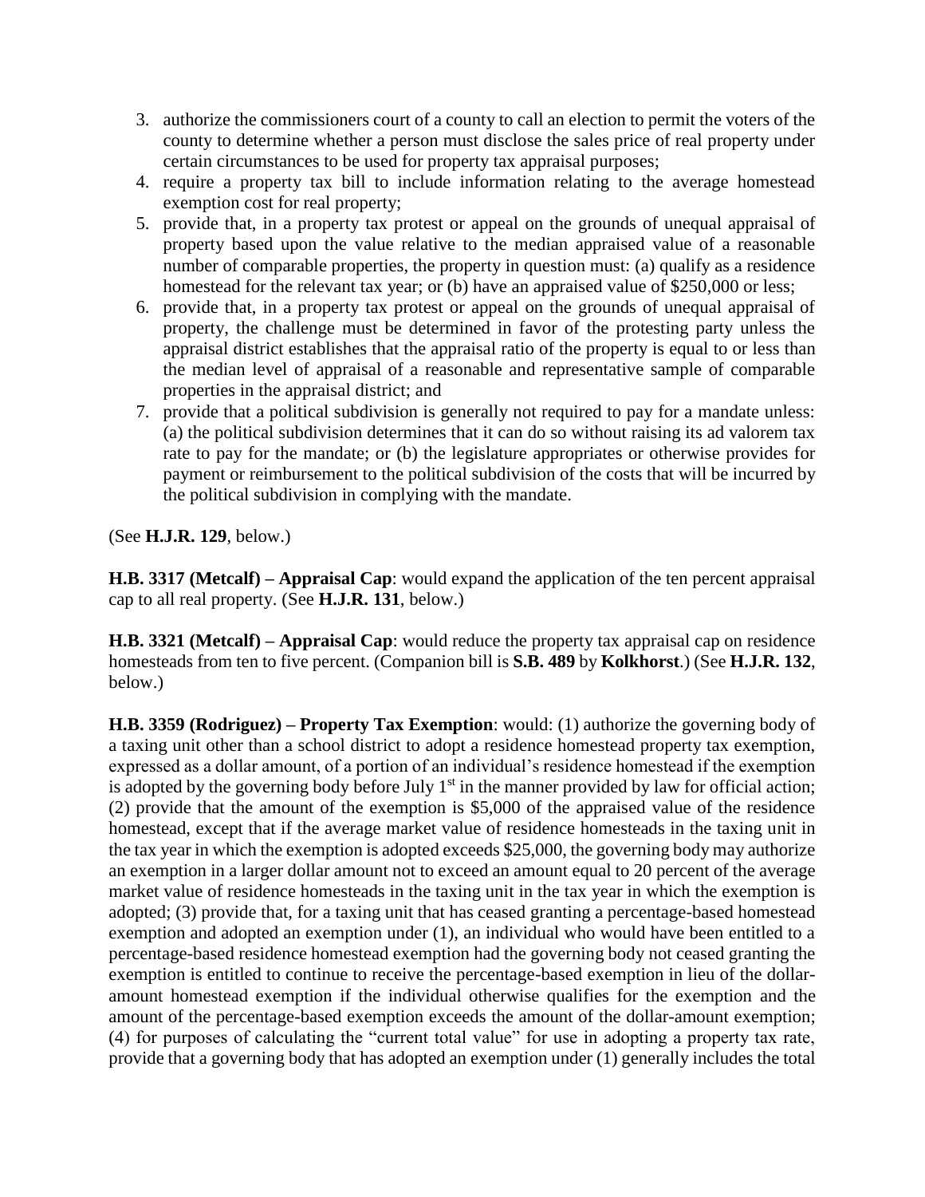3. authorize the commissioners court of a county to call an election to permit the voters of the county to determine whether a person must disclose the sales price of real property under certain circumstances to be used for property tax appraisal purposes;
4. require a property tax bill to include information relating to the average homestead exemption cost for real property;
5. provide that, in a property tax protest or appeal on the grounds of unequal appraisal of property based upon the value relative to the median appraised value of a reasonable number of comparable properties, the property in question must: (a) qualify as a residence homestead for the relevant tax year; or (b) have an appraised value of $250,000 or less;
6. provide that, in a property tax protest or appeal on the grounds of unequal appraisal of property, the challenge must be determined in favor of the protesting party unless the appraisal district establishes that the appraisal ratio of the property is equal to or less than the median level of appraisal of a reasonable and representative sample of comparable properties in the appraisal district; and
7. provide that a political subdivision is generally not required to pay for a mandate unless: (a) the political subdivision determines that it can do so without raising its ad valorem tax rate to pay for the mandate; or (b) the legislature appropriates or otherwise provides for payment or reimbursement to the political subdivision of the costs that will be incurred by the political subdivision in complying with the mandate.

(See **H.J.R. 129**, below.)

**H.B. 3317 (Metcalf) – Appraisal Cap**: would expand the application of the ten percent appraisal cap to all real property. (See **H.J.R. 131**, below.)

**H.B. 3321 (Metcalf) – Appraisal Cap**: would reduce the property tax appraisal cap on residence homesteads from ten to five percent. (Companion bill is **S.B. 489** by **Kolkhorst**.) (See **H.J.R. 132**, below.)

**H.B. 3359 (Rodriguez) – Property Tax Exemption**: would: (1) authorize the governing body of a taxing unit other than a school district to adopt a residence homestead property tax exemption, expressed as a dollar amount, of a portion of an individual's residence homestead if the exemption is adopted by the governing body before July 1st in the manner provided by law for official action; (2) provide that the amount of the exemption is $5,000 of the appraised value of the residence homestead, except that if the average market value of residence homesteads in the taxing unit in the tax year in which the exemption is adopted exceeds $25,000, the governing body may authorize an exemption in a larger dollar amount not to exceed an amount equal to 20 percent of the average market value of residence homesteads in the taxing unit in the tax year in which the exemption is adopted; (3) provide that, for a taxing unit that has ceased granting a percentage-based homestead exemption and adopted an exemption under (1), an individual who would have been entitled to a percentage-based residence homestead exemption had the governing body not ceased granting the exemption is entitled to continue to receive the percentage-based exemption in lieu of the dollar-amount homestead exemption if the individual otherwise qualifies for the exemption and the amount of the percentage-based exemption exceeds the amount of the dollar-amount exemption; (4) for purposes of calculating the "current total value" for use in adopting a property tax rate, provide that a governing body that has adopted an exemption under (1) generally includes the total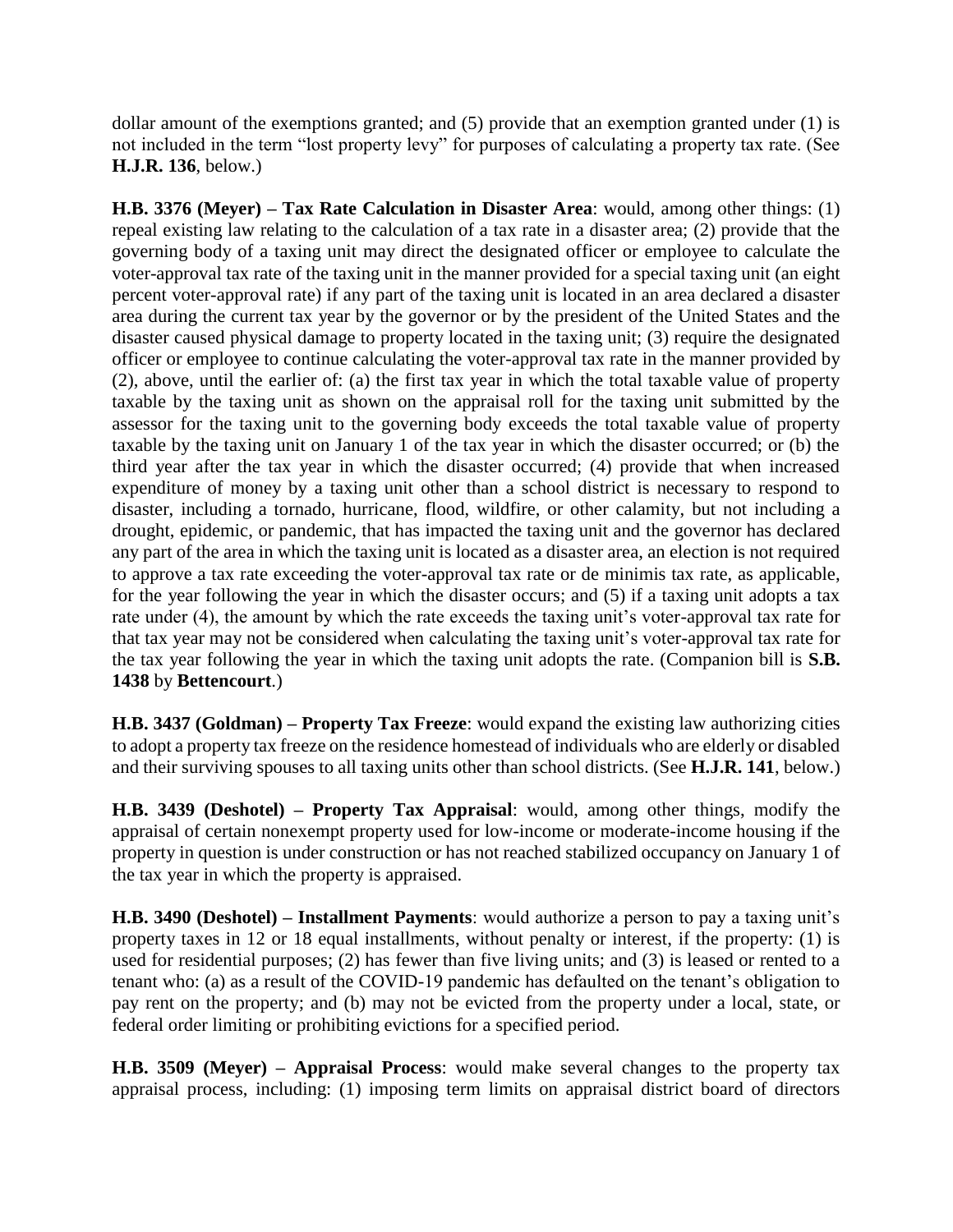dollar amount of the exemptions granted; and (5) provide that an exemption granted under (1) is not included in the term "lost property levy" for purposes of calculating a property tax rate. (See **H.J.R. 136**, below.)

**H.B. 3376 (Meyer) – Tax Rate Calculation in Disaster Area**: would, among other things: (1) repeal existing law relating to the calculation of a tax rate in a disaster area; (2) provide that the governing body of a taxing unit may direct the designated officer or employee to calculate the voter-approval tax rate of the taxing unit in the manner provided for a special taxing unit (an eight percent voter-approval rate) if any part of the taxing unit is located in an area declared a disaster area during the current tax year by the governor or by the president of the United States and the disaster caused physical damage to property located in the taxing unit; (3) require the designated officer or employee to continue calculating the voter-approval tax rate in the manner provided by (2), above, until the earlier of: (a) the first tax year in which the total taxable value of property taxable by the taxing unit as shown on the appraisal roll for the taxing unit submitted by the assessor for the taxing unit to the governing body exceeds the total taxable value of property taxable by the taxing unit on January 1 of the tax year in which the disaster occurred; or (b) the third year after the tax year in which the disaster occurred; (4) provide that when increased expenditure of money by a taxing unit other than a school district is necessary to respond to disaster, including a tornado, hurricane, flood, wildfire, or other calamity, but not including a drought, epidemic, or pandemic, that has impacted the taxing unit and the governor has declared any part of the area in which the taxing unit is located as a disaster area, an election is not required to approve a tax rate exceeding the voter-approval tax rate or de minimis tax rate, as applicable, for the year following the year in which the disaster occurs; and (5) if a taxing unit adopts a tax rate under (4), the amount by which the rate exceeds the taxing unit's voter-approval tax rate for that tax year may not be considered when calculating the taxing unit's voter-approval tax rate for the tax year following the year in which the taxing unit adopts the rate. (Companion bill is **S.B. 1438** by **Bettencourt**.)

**H.B. 3437 (Goldman) – Property Tax Freeze**: would expand the existing law authorizing cities to adopt a property tax freeze on the residence homestead of individuals who are elderly or disabled and their surviving spouses to all taxing units other than school districts. (See **H.J.R. 141**, below.)

**H.B. 3439 (Deshotel) – Property Tax Appraisal**: would, among other things, modify the appraisal of certain nonexempt property used for low-income or moderate-income housing if the property in question is under construction or has not reached stabilized occupancy on January 1 of the tax year in which the property is appraised.

**H.B. 3490 (Deshotel) – Installment Payments**: would authorize a person to pay a taxing unit's property taxes in 12 or 18 equal installments, without penalty or interest, if the property: (1) is used for residential purposes; (2) has fewer than five living units; and (3) is leased or rented to a tenant who: (a) as a result of the COVID-19 pandemic has defaulted on the tenant's obligation to pay rent on the property; and (b) may not be evicted from the property under a local, state, or federal order limiting or prohibiting evictions for a specified period.

**H.B. 3509 (Meyer) – Appraisal Process**: would make several changes to the property tax appraisal process, including: (1) imposing term limits on appraisal district board of directors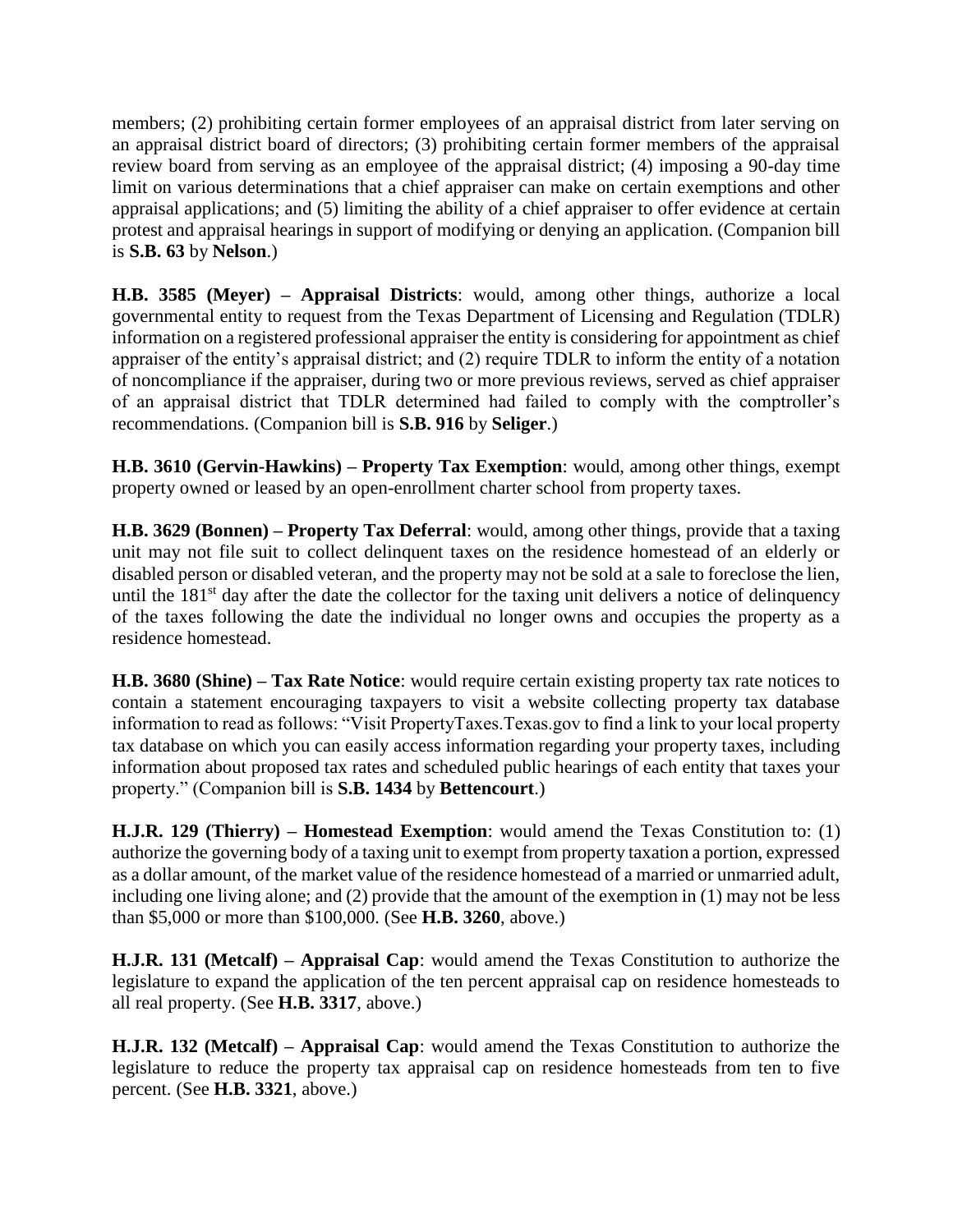members; (2) prohibiting certain former employees of an appraisal district from later serving on an appraisal district board of directors; (3) prohibiting certain former members of the appraisal review board from serving as an employee of the appraisal district; (4) imposing a 90-day time limit on various determinations that a chief appraiser can make on certain exemptions and other appraisal applications; and (5) limiting the ability of a chief appraiser to offer evidence at certain protest and appraisal hearings in support of modifying or denying an application. (Companion bill is **S.B. 63** by **Nelson**.)

**H.B. 3585 (Meyer) – Appraisal Districts**: would, among other things, authorize a local governmental entity to request from the Texas Department of Licensing and Regulation (TDLR) information on a registered professional appraiser the entity is considering for appointment as chief appraiser of the entity's appraisal district; and (2) require TDLR to inform the entity of a notation of noncompliance if the appraiser, during two or more previous reviews, served as chief appraiser of an appraisal district that TDLR determined had failed to comply with the comptroller's recommendations. (Companion bill is **S.B. 916** by **Seliger**.)

**H.B. 3610 (Gervin-Hawkins) – Property Tax Exemption**: would, among other things, exempt property owned or leased by an open-enrollment charter school from property taxes.

**H.B. 3629 (Bonnen) – Property Tax Deferral**: would, among other things, provide that a taxing unit may not file suit to collect delinquent taxes on the residence homestead of an elderly or disabled person or disabled veteran, and the property may not be sold at a sale to foreclose the lien, until the 181st day after the date the collector for the taxing unit delivers a notice of delinquency of the taxes following the date the individual no longer owns and occupies the property as a residence homestead.

**H.B. 3680 (Shine) – Tax Rate Notice**: would require certain existing property tax rate notices to contain a statement encouraging taxpayers to visit a website collecting property tax database information to read as follows: "Visit PropertyTaxes.Texas.gov to find a link to your local property tax database on which you can easily access information regarding your property taxes, including information about proposed tax rates and scheduled public hearings of each entity that taxes your property." (Companion bill is **S.B. 1434** by **Bettencourt**.)

**H.J.R. 129 (Thierry) – Homestead Exemption**: would amend the Texas Constitution to: (1) authorize the governing body of a taxing unit to exempt from property taxation a portion, expressed as a dollar amount, of the market value of the residence homestead of a married or unmarried adult, including one living alone; and (2) provide that the amount of the exemption in (1) may not be less than $5,000 or more than $100,000. (See **H.B. 3260**, above.)

**H.J.R. 131 (Metcalf) – Appraisal Cap**: would amend the Texas Constitution to authorize the legislature to expand the application of the ten percent appraisal cap on residence homesteads to all real property. (See **H.B. 3317**, above.)

**H.J.R. 132 (Metcalf) – Appraisal Cap**: would amend the Texas Constitution to authorize the legislature to reduce the property tax appraisal cap on residence homesteads from ten to five percent. (See **H.B. 3321**, above.)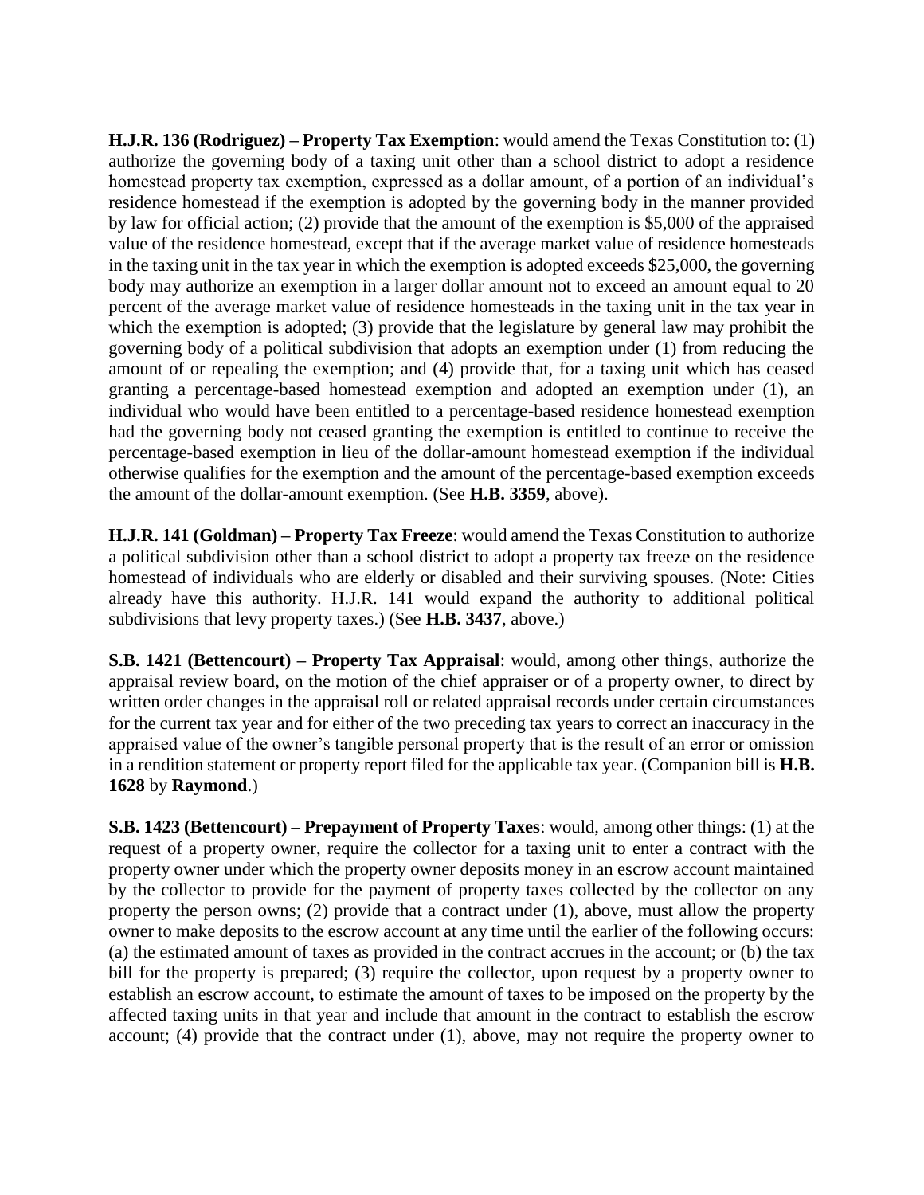**H.J.R. 136 (Rodriguez) – Property Tax Exemption**: would amend the Texas Constitution to: (1) authorize the governing body of a taxing unit other than a school district to adopt a residence homestead property tax exemption, expressed as a dollar amount, of a portion of an individual's residence homestead if the exemption is adopted by the governing body in the manner provided by law for official action; (2) provide that the amount of the exemption is $5,000 of the appraised value of the residence homestead, except that if the average market value of residence homesteads in the taxing unit in the tax year in which the exemption is adopted exceeds $25,000, the governing body may authorize an exemption in a larger dollar amount not to exceed an amount equal to 20 percent of the average market value of residence homesteads in the taxing unit in the tax year in which the exemption is adopted; (3) provide that the legislature by general law may prohibit the governing body of a political subdivision that adopts an exemption under (1) from reducing the amount of or repealing the exemption; and (4) provide that, for a taxing unit which has ceased granting a percentage-based homestead exemption and adopted an exemption under (1), an individual who would have been entitled to a percentage-based residence homestead exemption had the governing body not ceased granting the exemption is entitled to continue to receive the percentage-based exemption in lieu of the dollar-amount homestead exemption if the individual otherwise qualifies for the exemption and the amount of the percentage-based exemption exceeds the amount of the dollar-amount exemption. (See **H.B. 3359**, above).

**H.J.R. 141 (Goldman) – Property Tax Freeze**: would amend the Texas Constitution to authorize a political subdivision other than a school district to adopt a property tax freeze on the residence homestead of individuals who are elderly or disabled and their surviving spouses. (Note: Cities already have this authority. H.J.R. 141 would expand the authority to additional political subdivisions that levy property taxes.) (See **H.B. 3437**, above.)

**S.B. 1421 (Bettencourt) – Property Tax Appraisal**: would, among other things, authorize the appraisal review board, on the motion of the chief appraiser or of a property owner, to direct by written order changes in the appraisal roll or related appraisal records under certain circumstances for the current tax year and for either of the two preceding tax years to correct an inaccuracy in the appraised value of the owner's tangible personal property that is the result of an error or omission in a rendition statement or property report filed for the applicable tax year. (Companion bill is **H.B. 1628** by **Raymond**.)

**S.B. 1423 (Bettencourt) – Prepayment of Property Taxes**: would, among other things: (1) at the request of a property owner, require the collector for a taxing unit to enter a contract with the property owner under which the property owner deposits money in an escrow account maintained by the collector to provide for the payment of property taxes collected by the collector on any property the person owns; (2) provide that a contract under (1), above, must allow the property owner to make deposits to the escrow account at any time until the earlier of the following occurs: (a) the estimated amount of taxes as provided in the contract accrues in the account; or (b) the tax bill for the property is prepared; (3) require the collector, upon request by a property owner to establish an escrow account, to estimate the amount of taxes to be imposed on the property by the affected taxing units in that year and include that amount in the contract to establish the escrow account; (4) provide that the contract under (1), above, may not require the property owner to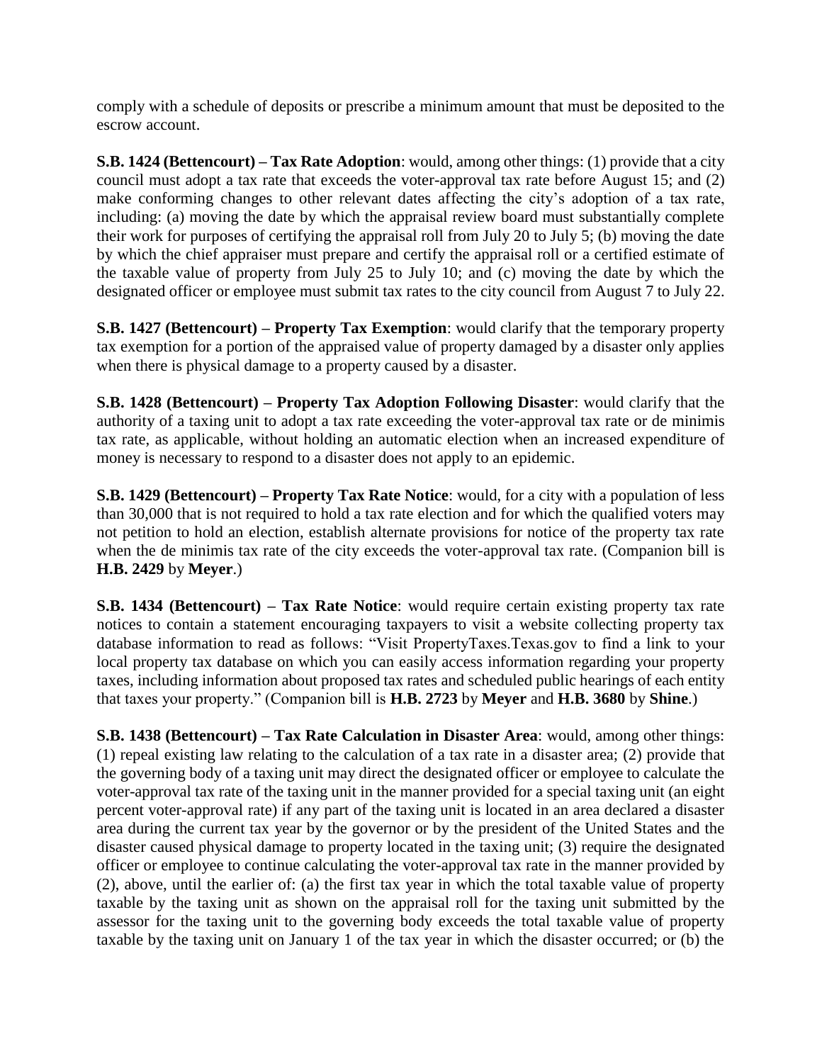comply with a schedule of deposits or prescribe a minimum amount that must be deposited to the escrow account.

**S.B. 1424 (Bettencourt) – Tax Rate Adoption**: would, among other things: (1) provide that a city council must adopt a tax rate that exceeds the voter-approval tax rate before August 15; and (2) make conforming changes to other relevant dates affecting the city's adoption of a tax rate, including: (a) moving the date by which the appraisal review board must substantially complete their work for purposes of certifying the appraisal roll from July 20 to July 5; (b) moving the date by which the chief appraiser must prepare and certify the appraisal roll or a certified estimate of the taxable value of property from July 25 to July 10; and (c) moving the date by which the designated officer or employee must submit tax rates to the city council from August 7 to July 22.

**S.B. 1427 (Bettencourt) – Property Tax Exemption**: would clarify that the temporary property tax exemption for a portion of the appraised value of property damaged by a disaster only applies when there is physical damage to a property caused by a disaster.

**S.B. 1428 (Bettencourt) – Property Tax Adoption Following Disaster**: would clarify that the authority of a taxing unit to adopt a tax rate exceeding the voter-approval tax rate or de minimis tax rate, as applicable, without holding an automatic election when an increased expenditure of money is necessary to respond to a disaster does not apply to an epidemic.

**S.B. 1429 (Bettencourt) – Property Tax Rate Notice**: would, for a city with a population of less than 30,000 that is not required to hold a tax rate election and for which the qualified voters may not petition to hold an election, establish alternate provisions for notice of the property tax rate when the de minimis tax rate of the city exceeds the voter-approval tax rate. (Companion bill is **H.B. 2429** by **Meyer**.)

**S.B. 1434 (Bettencourt) – Tax Rate Notice**: would require certain existing property tax rate notices to contain a statement encouraging taxpayers to visit a website collecting property tax database information to read as follows: "Visit PropertyTaxes.Texas.gov to find a link to your local property tax database on which you can easily access information regarding your property taxes, including information about proposed tax rates and scheduled public hearings of each entity that taxes your property." (Companion bill is **H.B. 2723** by **Meyer** and **H.B. 3680** by **Shine**.)

**S.B. 1438 (Bettencourt) – Tax Rate Calculation in Disaster Area**: would, among other things: (1) repeal existing law relating to the calculation of a tax rate in a disaster area; (2) provide that the governing body of a taxing unit may direct the designated officer or employee to calculate the voter-approval tax rate of the taxing unit in the manner provided for a special taxing unit (an eight percent voter-approval rate) if any part of the taxing unit is located in an area declared a disaster area during the current tax year by the governor or by the president of the United States and the disaster caused physical damage to property located in the taxing unit; (3) require the designated officer or employee to continue calculating the voter-approval tax rate in the manner provided by (2), above, until the earlier of: (a) the first tax year in which the total taxable value of property taxable by the taxing unit as shown on the appraisal roll for the taxing unit submitted by the assessor for the taxing unit to the governing body exceeds the total taxable value of property taxable by the taxing unit on January 1 of the tax year in which the disaster occurred; or (b) the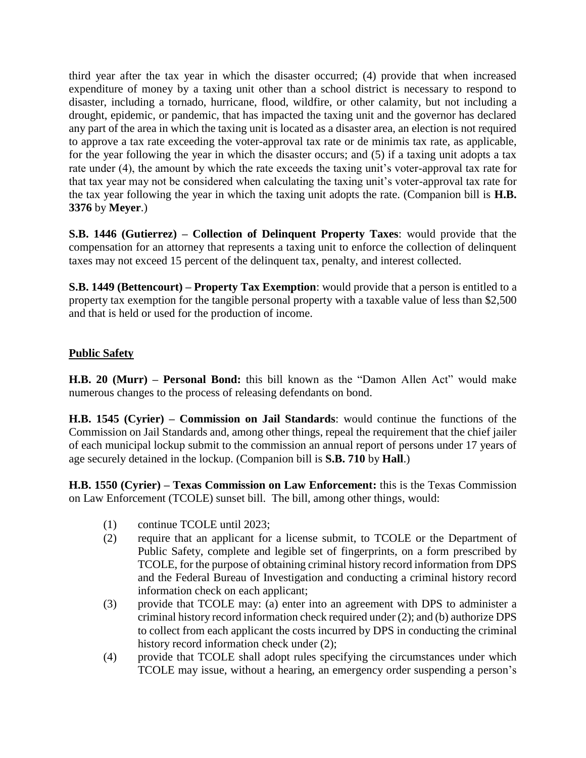third year after the tax year in which the disaster occurred; (4) provide that when increased expenditure of money by a taxing unit other than a school district is necessary to respond to disaster, including a tornado, hurricane, flood, wildfire, or other calamity, but not including a drought, epidemic, or pandemic, that has impacted the taxing unit and the governor has declared any part of the area in which the taxing unit is located as a disaster area, an election is not required to approve a tax rate exceeding the voter-approval tax rate or de minimis tax rate, as applicable, for the year following the year in which the disaster occurs; and (5) if a taxing unit adopts a tax rate under (4), the amount by which the rate exceeds the taxing unit's voter-approval tax rate for that tax year may not be considered when calculating the taxing unit's voter-approval tax rate for the tax year following the year in which the taxing unit adopts the rate. (Companion bill is **H.B. 3376** by **Meyer**.)

**S.B. 1446 (Gutierrez) – Collection of Delinquent Property Taxes**: would provide that the compensation for an attorney that represents a taxing unit to enforce the collection of delinquent taxes may not exceed 15 percent of the delinquent tax, penalty, and interest collected.

**S.B. 1449 (Bettencourt) – Property Tax Exemption**: would provide that a person is entitled to a property tax exemption for the tangible personal property with a taxable value of less than $2,500 and that is held or used for the production of income.

## Public Safety

**H.B. 20 (Murr) – Personal Bond:** this bill known as the "Damon Allen Act" would make numerous changes to the process of releasing defendants on bond.

**H.B. 1545 (Cyrier) – Commission on Jail Standards**: would continue the functions of the Commission on Jail Standards and, among other things, repeal the requirement that the chief jailer of each municipal lockup submit to the commission an annual report of persons under 17 years of age securely detained in the lockup. (Companion bill is **S.B. 710** by **Hall**.)

**H.B. 1550 (Cyrier) – Texas Commission on Law Enforcement:** this is the Texas Commission on Law Enforcement (TCOLE) sunset bill. The bill, among other things, would:

(1) continue TCOLE until 2023;

(2) require that an applicant for a license submit, to TCOLE or the Department of Public Safety, complete and legible set of fingerprints, on a form prescribed by TCOLE, for the purpose of obtaining criminal history record information from DPS and the Federal Bureau of Investigation and conducting a criminal history record information check on each applicant;

(3) provide that TCOLE may: (a) enter into an agreement with DPS to administer a criminal history record information check required under (2); and (b) authorize DPS to collect from each applicant the costs incurred by DPS in conducting the criminal history record information check under (2);

(4) provide that TCOLE shall adopt rules specifying the circumstances under which TCOLE may issue, without a hearing, an emergency order suspending a person's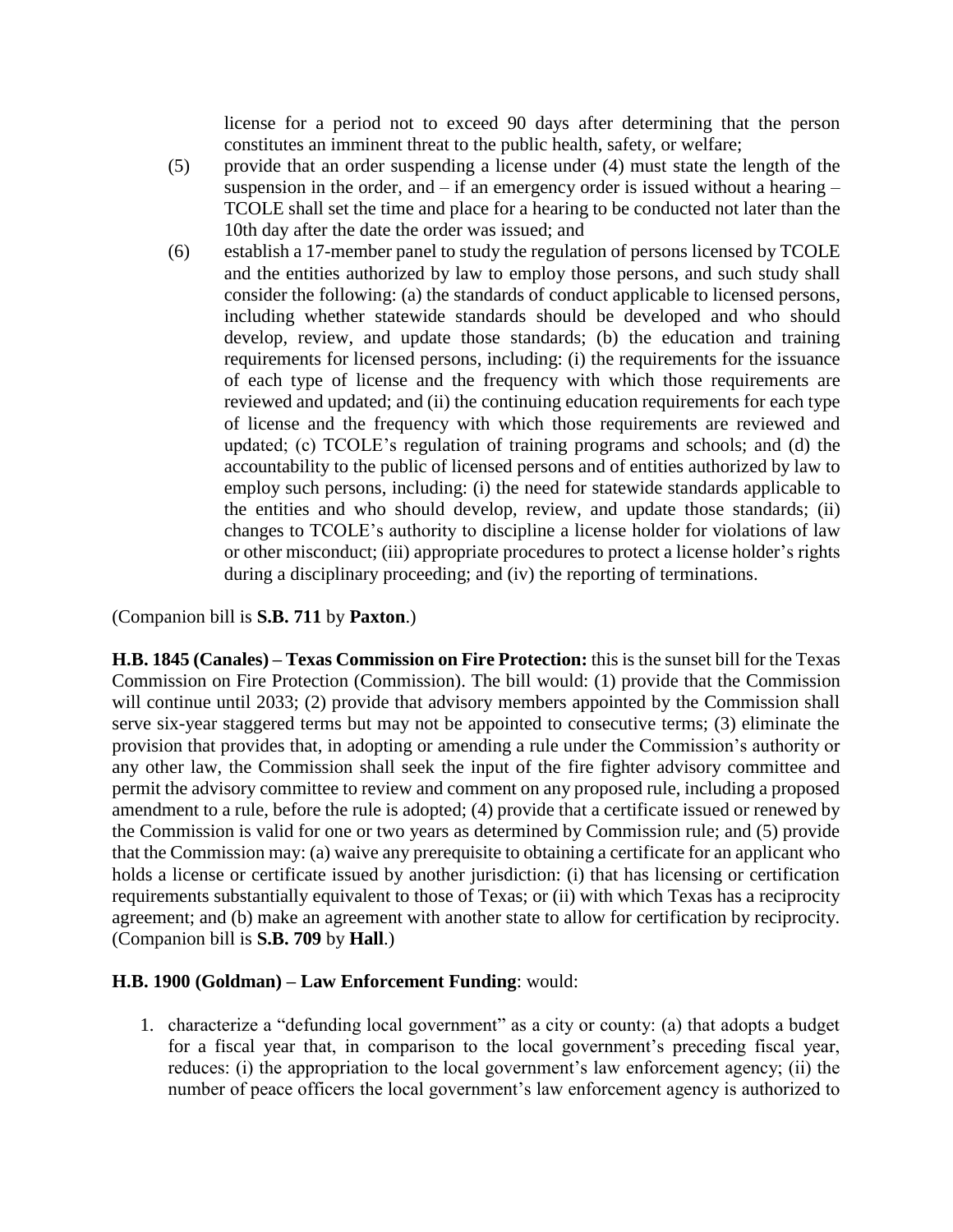license for a period not to exceed 90 days after determining that the person constitutes an imminent threat to the public health, safety, or welfare;

(5) provide that an order suspending a license under (4) must state the length of the suspension in the order, and – if an emergency order is issued without a hearing – TCOLE shall set the time and place for a hearing to be conducted not later than the 10th day after the date the order was issued; and

(6) establish a 17-member panel to study the regulation of persons licensed by TCOLE and the entities authorized by law to employ those persons, and such study shall consider the following: (a) the standards of conduct applicable to licensed persons, including whether statewide standards should be developed and who should develop, review, and update those standards; (b) the education and training requirements for licensed persons, including: (i) the requirements for the issuance of each type of license and the frequency with which those requirements are reviewed and updated; and (ii) the continuing education requirements for each type of license and the frequency with which those requirements are reviewed and updated; (c) TCOLE's regulation of training programs and schools; and (d) the accountability to the public of licensed persons and of entities authorized by law to employ such persons, including: (i) the need for statewide standards applicable to the entities and who should develop, review, and update those standards; (ii) changes to TCOLE's authority to discipline a license holder for violations of law or other misconduct; (iii) appropriate procedures to protect a license holder's rights during a disciplinary proceeding; and (iv) the reporting of terminations.

(Companion bill is **S.B. 711** by **Paxton**.)

**H.B. 1845 (Canales) – Texas Commission on Fire Protection:** this is the sunset bill for the Texas Commission on Fire Protection (Commission). The bill would: (1) provide that the Commission will continue until 2033; (2) provide that advisory members appointed by the Commission shall serve six-year staggered terms but may not be appointed to consecutive terms; (3) eliminate the provision that provides that, in adopting or amending a rule under the Commission's authority or any other law, the Commission shall seek the input of the fire fighter advisory committee and permit the advisory committee to review and comment on any proposed rule, including a proposed amendment to a rule, before the rule is adopted; (4) provide that a certificate issued or renewed by the Commission is valid for one or two years as determined by Commission rule; and (5) provide that the Commission may: (a) waive any prerequisite to obtaining a certificate for an applicant who holds a license or certificate issued by another jurisdiction: (i) that has licensing or certification requirements substantially equivalent to those of Texas; or (ii) with which Texas has a reciprocity agreement; and (b) make an agreement with another state to allow for certification by reciprocity. (Companion bill is **S.B. 709** by **Hall**.)

**H.B. 1900 (Goldman) – Law Enforcement Funding**: would:

1. characterize a "defunding local government" as a city or county: (a) that adopts a budget for a fiscal year that, in comparison to the local government's preceding fiscal year, reduces: (i) the appropriation to the local government's law enforcement agency; (ii) the number of peace officers the local government's law enforcement agency is authorized to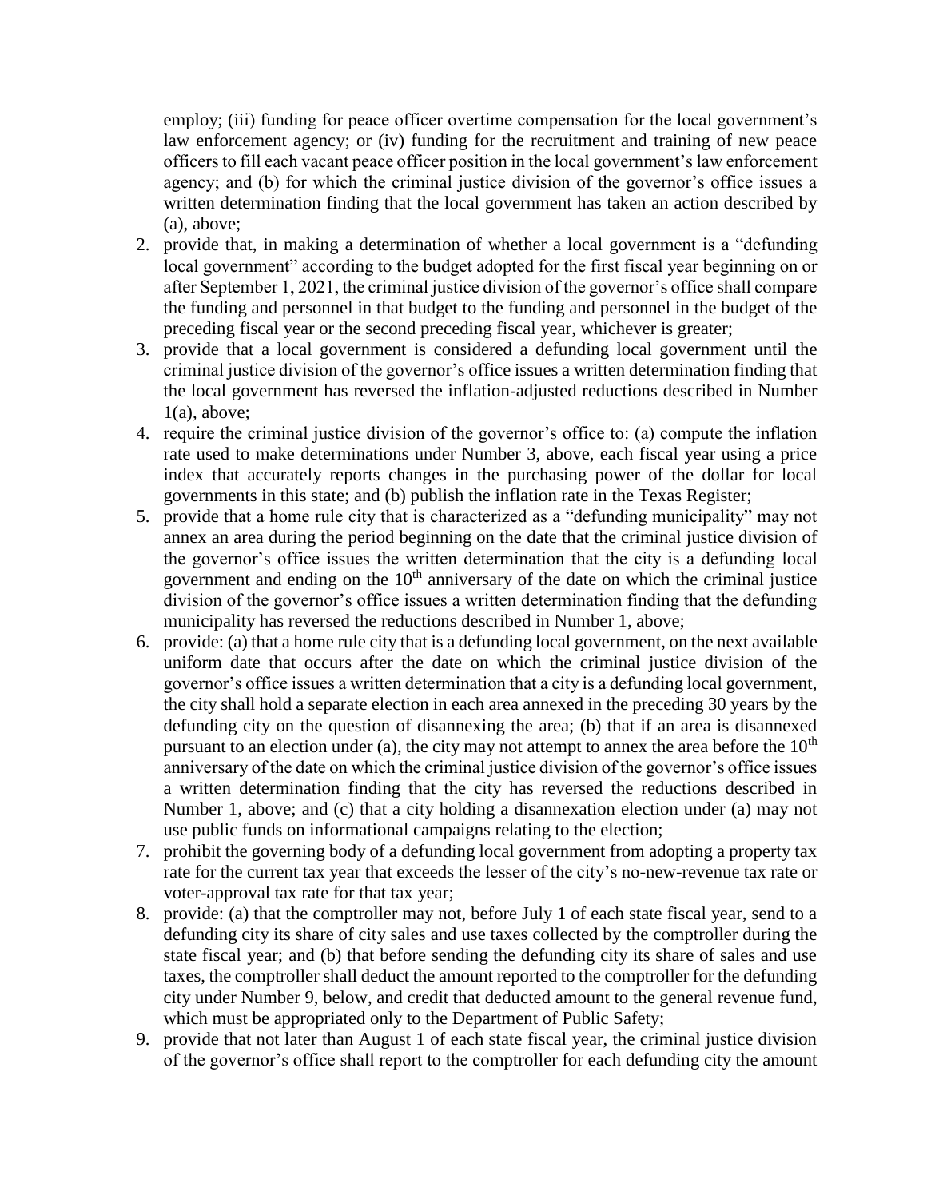employ; (iii) funding for peace officer overtime compensation for the local government's law enforcement agency; or (iv) funding for the recruitment and training of new peace officers to fill each vacant peace officer position in the local government's law enforcement agency; and (b) for which the criminal justice division of the governor's office issues a written determination finding that the local government has taken an action described by (a), above;

2. provide that, in making a determination of whether a local government is a "defunding local government" according to the budget adopted for the first fiscal year beginning on or after September 1, 2021, the criminal justice division of the governor's office shall compare the funding and personnel in that budget to the funding and personnel in the budget of the preceding fiscal year or the second preceding fiscal year, whichever is greater;
3. provide that a local government is considered a defunding local government until the criminal justice division of the governor's office issues a written determination finding that the local government has reversed the inflation-adjusted reductions described in Number 1(a), above;
4. require the criminal justice division of the governor's office to: (a) compute the inflation rate used to make determinations under Number 3, above, each fiscal year using a price index that accurately reports changes in the purchasing power of the dollar for local governments in this state; and (b) publish the inflation rate in the Texas Register;
5. provide that a home rule city that is characterized as a "defunding municipality" may not annex an area during the period beginning on the date that the criminal justice division of the governor's office issues the written determination that the city is a defunding local government and ending on the 10th anniversary of the date on which the criminal justice division of the governor's office issues a written determination finding that the defunding municipality has reversed the reductions described in Number 1, above;
6. provide: (a) that a home rule city that is a defunding local government, on the next available uniform date that occurs after the date on which the criminal justice division of the governor's office issues a written determination that a city is a defunding local government, the city shall hold a separate election in each area annexed in the preceding 30 years by the defunding city on the question of disannexing the area; (b) that if an area is disannexed pursuant to an election under (a), the city may not attempt to annex the area before the 10th anniversary of the date on which the criminal justice division of the governor's office issues a written determination finding that the city has reversed the reductions described in Number 1, above; and (c) that a city holding a disannexation election under (a) may not use public funds on informational campaigns relating to the election;
7. prohibit the governing body of a defunding local government from adopting a property tax rate for the current tax year that exceeds the lesser of the city's no-new-revenue tax rate or voter-approval tax rate for that tax year;
8. provide: (a) that the comptroller may not, before July 1 of each state fiscal year, send to a defunding city its share of city sales and use taxes collected by the comptroller during the state fiscal year; and (b) that before sending the defunding city its share of sales and use taxes, the comptroller shall deduct the amount reported to the comptroller for the defunding city under Number 9, below, and credit that deducted amount to the general revenue fund, which must be appropriated only to the Department of Public Safety;
9. provide that not later than August 1 of each state fiscal year, the criminal justice division of the governor's office shall report to the comptroller for each defunding city the amount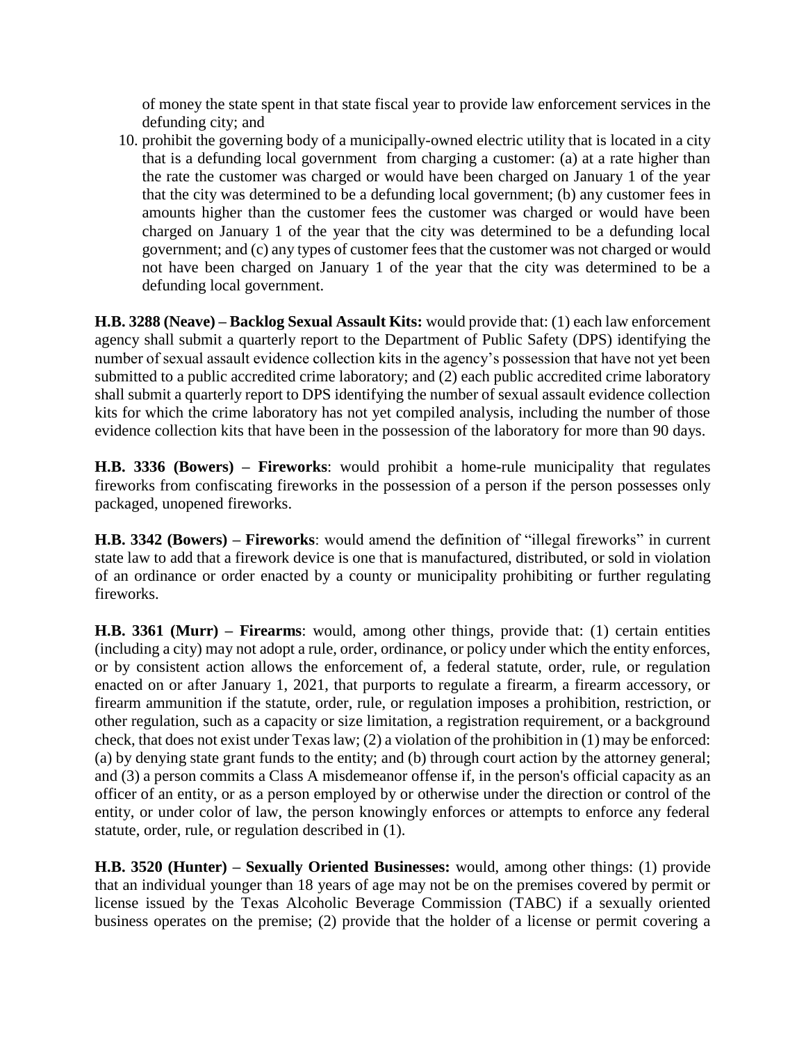of money the state spent in that state fiscal year to provide law enforcement services in the defunding city; and

10. prohibit the governing body of a municipally-owned electric utility that is located in a city that is a defunding local government from charging a customer: (a) at a rate higher than the rate the customer was charged or would have been charged on January 1 of the year that the city was determined to be a defunding local government; (b) any customer fees in amounts higher than the customer fees the customer was charged or would have been charged on January 1 of the year that the city was determined to be a defunding local government; and (c) any types of customer fees that the customer was not charged or would not have been charged on January 1 of the year that the city was determined to be a defunding local government.

**H.B. 3288 (Neave) – Backlog Sexual Assault Kits:** would provide that: (1) each law enforcement agency shall submit a quarterly report to the Department of Public Safety (DPS) identifying the number of sexual assault evidence collection kits in the agency's possession that have not yet been submitted to a public accredited crime laboratory; and (2) each public accredited crime laboratory shall submit a quarterly report to DPS identifying the number of sexual assault evidence collection kits for which the crime laboratory has not yet compiled analysis, including the number of those evidence collection kits that have been in the possession of the laboratory for more than 90 days.

**H.B. 3336 (Bowers) – Fireworks**: would prohibit a home-rule municipality that regulates fireworks from confiscating fireworks in the possession of a person if the person possesses only packaged, unopened fireworks.

**H.B. 3342 (Bowers) – Fireworks**: would amend the definition of "illegal fireworks" in current state law to add that a firework device is one that is manufactured, distributed, or sold in violation of an ordinance or order enacted by a county or municipality prohibiting or further regulating fireworks.

**H.B. 3361 (Murr) – Firearms**: would, among other things, provide that: (1) certain entities (including a city) may not adopt a rule, order, ordinance, or policy under which the entity enforces, or by consistent action allows the enforcement of, a federal statute, order, rule, or regulation enacted on or after January 1, 2021, that purports to regulate a firearm, a firearm accessory, or firearm ammunition if the statute, order, rule, or regulation imposes a prohibition, restriction, or other regulation, such as a capacity or size limitation, a registration requirement, or a background check, that does not exist under Texas law; (2) a violation of the prohibition in (1) may be enforced: (a) by denying state grant funds to the entity; and (b) through court action by the attorney general; and (3) a person commits a Class A misdemeanor offense if, in the person's official capacity as an officer of an entity, or as a person employed by or otherwise under the direction or control of the entity, or under color of law, the person knowingly enforces or attempts to enforce any federal statute, order, rule, or regulation described in (1).

**H.B. 3520 (Hunter) – Sexually Oriented Businesses:** would, among other things: (1) provide that an individual younger than 18 years of age may not be on the premises covered by permit or license issued by the Texas Alcoholic Beverage Commission (TABC) if a sexually oriented business operates on the premise; (2) provide that the holder of a license or permit covering a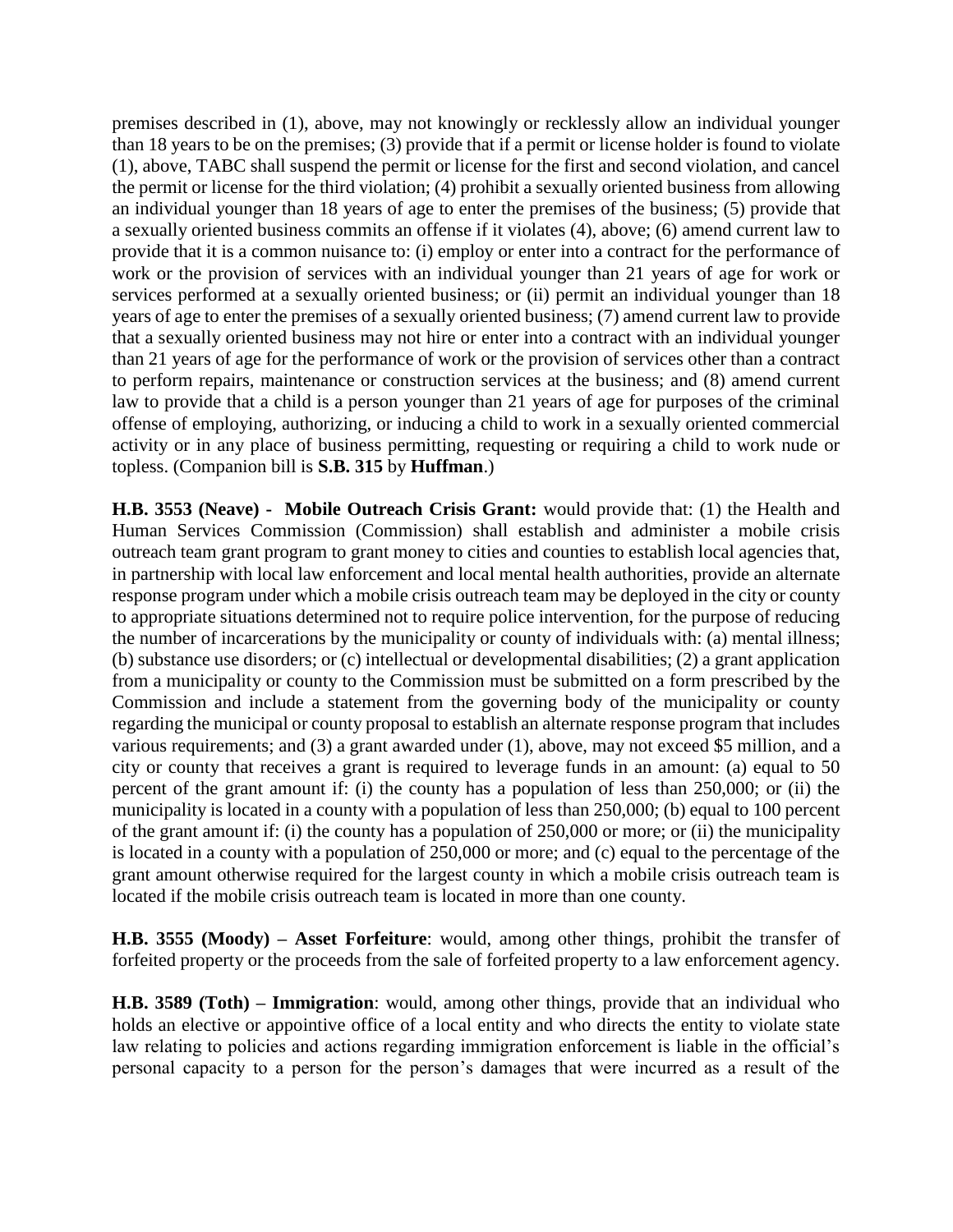premises described in (1), above, may not knowingly or recklessly allow an individual younger than 18 years to be on the premises; (3) provide that if a permit or license holder is found to violate (1), above, TABC shall suspend the permit or license for the first and second violation, and cancel the permit or license for the third violation; (4) prohibit a sexually oriented business from allowing an individual younger than 18 years of age to enter the premises of the business; (5) provide that a sexually oriented business commits an offense if it violates (4), above; (6) amend current law to provide that it is a common nuisance to: (i) employ or enter into a contract for the performance of work or the provision of services with an individual younger than 21 years of age for work or services performed at a sexually oriented business; or (ii) permit an individual younger than 18 years of age to enter the premises of a sexually oriented business; (7) amend current law to provide that a sexually oriented business may not hire or enter into a contract with an individual younger than 21 years of age for the performance of work or the provision of services other than a contract to perform repairs, maintenance or construction services at the business; and (8) amend current law to provide that a child is a person younger than 21 years of age for purposes of the criminal offense of employing, authorizing, or inducing a child to work in a sexually oriented commercial activity or in any place of business permitting, requesting or requiring a child to work nude or topless. (Companion bill is **S.B. 315** by **Huffman**.)

**H.B. 3553 (Neave) - Mobile Outreach Crisis Grant:** would provide that: (1) the Health and Human Services Commission (Commission) shall establish and administer a mobile crisis outreach team grant program to grant money to cities and counties to establish local agencies that, in partnership with local law enforcement and local mental health authorities, provide an alternate response program under which a mobile crisis outreach team may be deployed in the city or county to appropriate situations determined not to require police intervention, for the purpose of reducing the number of incarcerations by the municipality or county of individuals with: (a) mental illness; (b) substance use disorders; or (c) intellectual or developmental disabilities; (2) a grant application from a municipality or county to the Commission must be submitted on a form prescribed by the Commission and include a statement from the governing body of the municipality or county regarding the municipal or county proposal to establish an alternate response program that includes various requirements; and (3) a grant awarded under (1), above, may not exceed $5 million, and a city or county that receives a grant is required to leverage funds in an amount: (a) equal to 50 percent of the grant amount if: (i) the county has a population of less than 250,000; or (ii) the municipality is located in a county with a population of less than 250,000; (b) equal to 100 percent of the grant amount if: (i) the county has a population of 250,000 or more; or (ii) the municipality is located in a county with a population of 250,000 or more; and (c) equal to the percentage of the grant amount otherwise required for the largest county in which a mobile crisis outreach team is located if the mobile crisis outreach team is located in more than one county.

**H.B. 3555 (Moody) – Asset Forfeiture**: would, among other things, prohibit the transfer of forfeited property or the proceeds from the sale of forfeited property to a law enforcement agency.

**H.B. 3589 (Toth) – Immigration**: would, among other things, provide that an individual who holds an elective or appointive office of a local entity and who directs the entity to violate state law relating to policies and actions regarding immigration enforcement is liable in the official's personal capacity to a person for the person's damages that were incurred as a result of the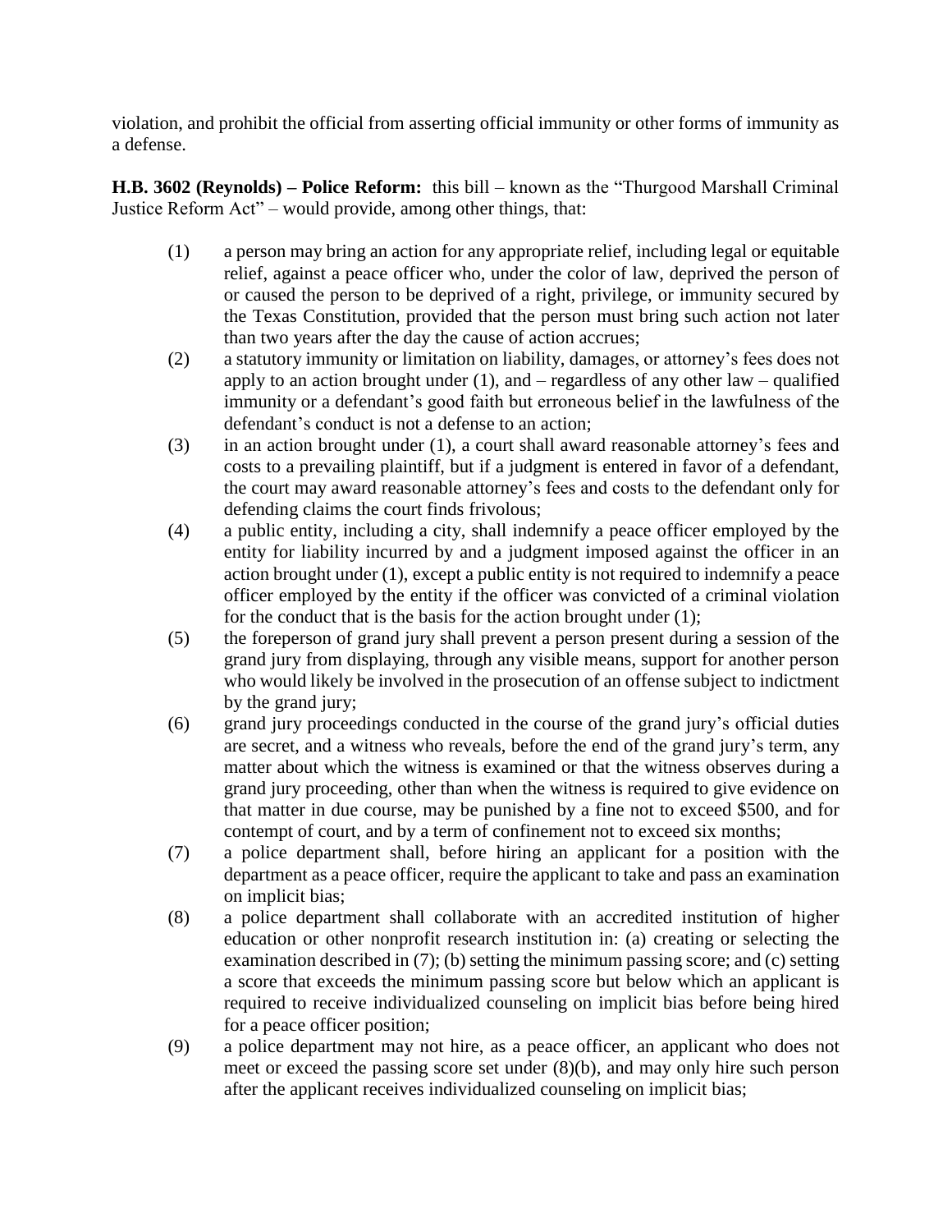violation, and prohibit the official from asserting official immunity or other forms of immunity as a defense.

**H.B. 3602 (Reynolds) – Police Reform:** this bill – known as the "Thurgood Marshall Criminal Justice Reform Act" – would provide, among other things, that:

(1) a person may bring an action for any appropriate relief, including legal or equitable relief, against a peace officer who, under the color of law, deprived the person of or caused the person to be deprived of a right, privilege, or immunity secured by the Texas Constitution, provided that the person must bring such action not later than two years after the day the cause of action accrues;

(2) a statutory immunity or limitation on liability, damages, or attorney's fees does not apply to an action brought under (1), and – regardless of any other law – qualified immunity or a defendant's good faith but erroneous belief in the lawfulness of the defendant's conduct is not a defense to an action;

(3) in an action brought under (1), a court shall award reasonable attorney's fees and costs to a prevailing plaintiff, but if a judgment is entered in favor of a defendant, the court may award reasonable attorney's fees and costs to the defendant only for defending claims the court finds frivolous;

(4) a public entity, including a city, shall indemnify a peace officer employed by the entity for liability incurred by and a judgment imposed against the officer in an action brought under (1), except a public entity is not required to indemnify a peace officer employed by the entity if the officer was convicted of a criminal violation for the conduct that is the basis for the action brought under (1);

(5) the foreperson of grand jury shall prevent a person present during a session of the grand jury from displaying, through any visible means, support for another person who would likely be involved in the prosecution of an offense subject to indictment by the grand jury;

(6) grand jury proceedings conducted in the course of the grand jury's official duties are secret, and a witness who reveals, before the end of the grand jury's term, any matter about which the witness is examined or that the witness observes during a grand jury proceeding, other than when the witness is required to give evidence on that matter in due course, may be punished by a fine not to exceed \$500, and for contempt of court, and by a term of confinement not to exceed six months;

(7) a police department shall, before hiring an applicant for a position with the department as a peace officer, require the applicant to take and pass an examination on implicit bias;

(8) a police department shall collaborate with an accredited institution of higher education or other nonprofit research institution in: (a) creating or selecting the examination described in (7); (b) setting the minimum passing score; and (c) setting a score that exceeds the minimum passing score but below which an applicant is required to receive individualized counseling on implicit bias before being hired for a peace officer position;

(9) a police department may not hire, as a peace officer, an applicant who does not meet or exceed the passing score set under (8)(b), and may only hire such person after the applicant receives individualized counseling on implicit bias;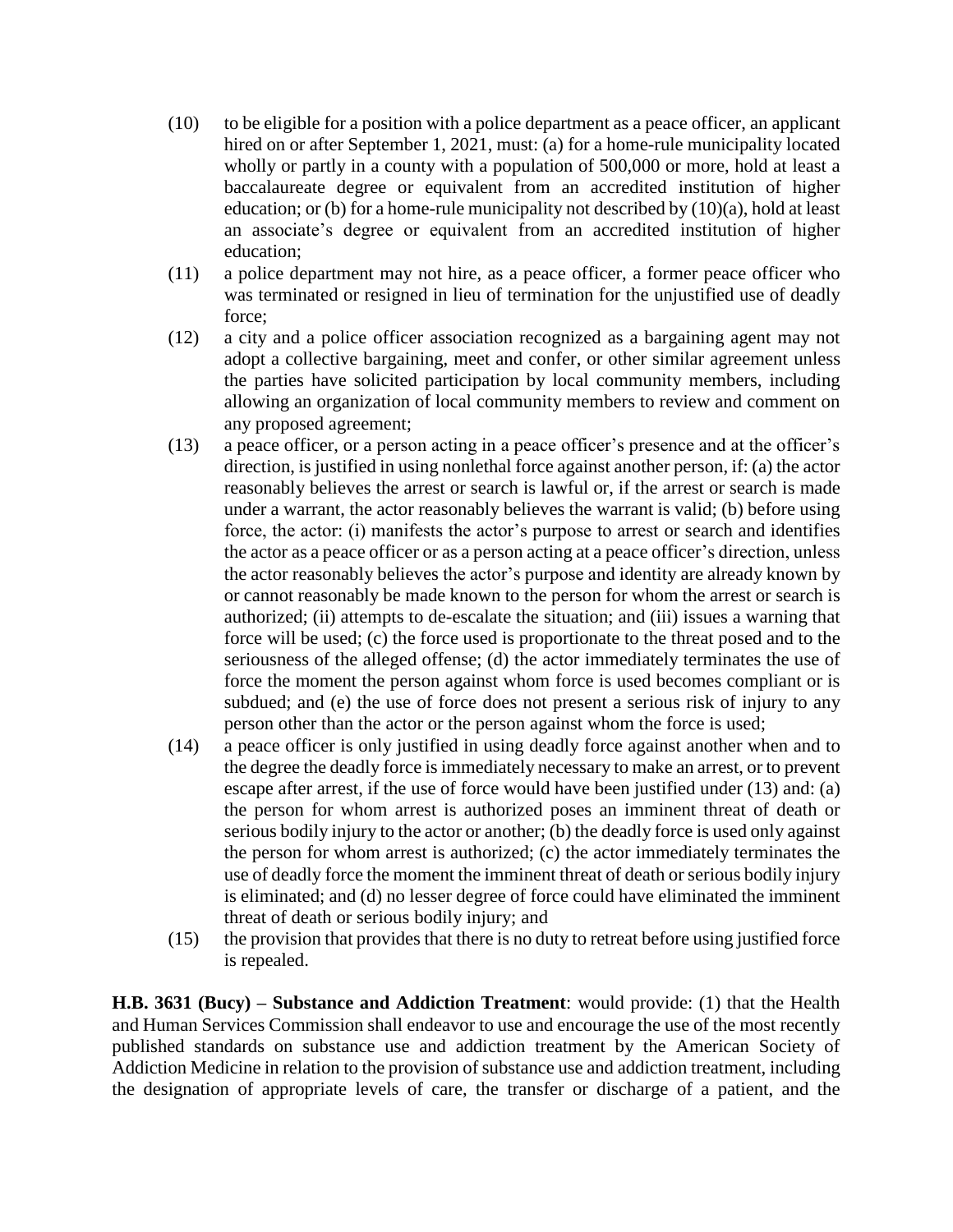(10) to be eligible for a position with a police department as a peace officer, an applicant hired on or after September 1, 2021, must: (a) for a home-rule municipality located wholly or partly in a county with a population of 500,000 or more, hold at least a baccalaureate degree or equivalent from an accredited institution of higher education; or (b) for a home-rule municipality not described by (10)(a), hold at least an associate's degree or equivalent from an accredited institution of higher education;

(11) a police department may not hire, as a peace officer, a former peace officer who was terminated or resigned in lieu of termination for the unjustified use of deadly force;

(12) a city and a police officer association recognized as a bargaining agent may not adopt a collective bargaining, meet and confer, or other similar agreement unless the parties have solicited participation by local community members, including allowing an organization of local community members to review and comment on any proposed agreement;

(13) a peace officer, or a person acting in a peace officer's presence and at the officer's direction, is justified in using nonlethal force against another person, if: (a) the actor reasonably believes the arrest or search is lawful or, if the arrest or search is made under a warrant, the actor reasonably believes the warrant is valid; (b) before using force, the actor: (i) manifests the actor's purpose to arrest or search and identifies the actor as a peace officer or as a person acting at a peace officer's direction, unless the actor reasonably believes the actor's purpose and identity are already known by or cannot reasonably be made known to the person for whom the arrest or search is authorized; (ii) attempts to de-escalate the situation; and (iii) issues a warning that force will be used; (c) the force used is proportionate to the threat posed and to the seriousness of the alleged offense; (d) the actor immediately terminates the use of force the moment the person against whom force is used becomes compliant or is subdued; and (e) the use of force does not present a serious risk of injury to any person other than the actor or the person against whom the force is used;

(14) a peace officer is only justified in using deadly force against another when and to the degree the deadly force is immediately necessary to make an arrest, or to prevent escape after arrest, if the use of force would have been justified under (13) and: (a) the person for whom arrest is authorized poses an imminent threat of death or serious bodily injury to the actor or another; (b) the deadly force is used only against the person for whom arrest is authorized; (c) the actor immediately terminates the use of deadly force the moment the imminent threat of death or serious bodily injury is eliminated; and (d) no lesser degree of force could have eliminated the imminent threat of death or serious bodily injury; and

(15) the provision that provides that there is no duty to retreat before using justified force is repealed.

**H.B. 3631 (Bucy) – Substance and Addiction Treatment**: would provide: (1) that the Health and Human Services Commission shall endeavor to use and encourage the use of the most recently published standards on substance use and addiction treatment by the American Society of Addiction Medicine in relation to the provision of substance use and addiction treatment, including the designation of appropriate levels of care, the transfer or discharge of a patient, and the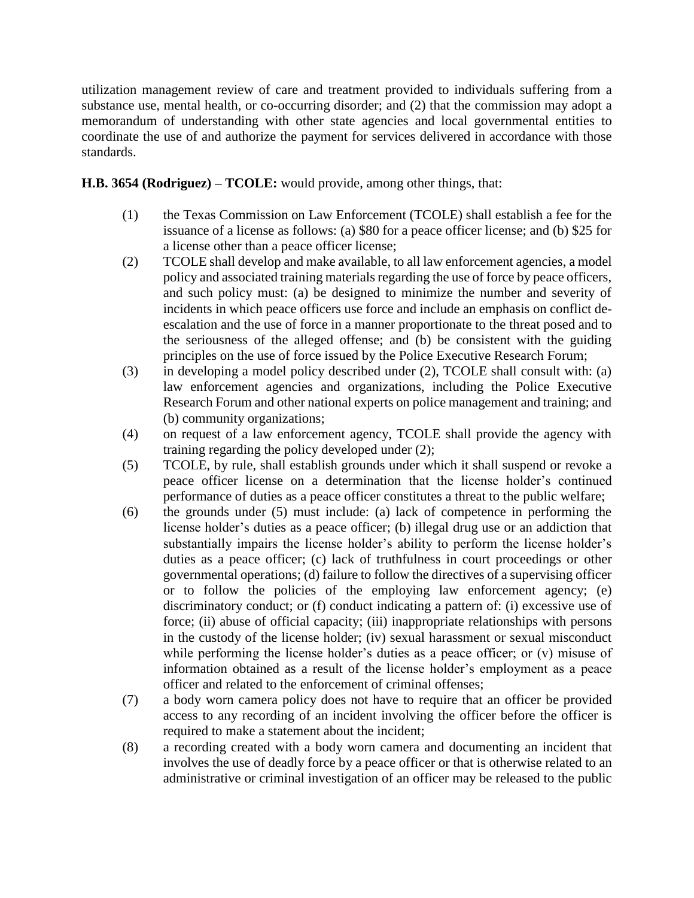utilization management review of care and treatment provided to individuals suffering from a substance use, mental health, or co-occurring disorder; and (2) that the commission may adopt a memorandum of understanding with other state agencies and local governmental entities to coordinate the use of and authorize the payment for services delivered in accordance with those standards.

**H.B. 3654 (Rodriguez) – TCOLE:** would provide, among other things, that:

(1) the Texas Commission on Law Enforcement (TCOLE) shall establish a fee for the issuance of a license as follows: (a) $80 for a peace officer license; and (b) $25 for a license other than a peace officer license;

(2) TCOLE shall develop and make available, to all law enforcement agencies, a model policy and associated training materials regarding the use of force by peace officers, and such policy must: (a) be designed to minimize the number and severity of incidents in which peace officers use force and include an emphasis on conflict de-escalation and the use of force in a manner proportionate to the threat posed and to the seriousness of the alleged offense; and (b) be consistent with the guiding principles on the use of force issued by the Police Executive Research Forum;

(3) in developing a model policy described under (2), TCOLE shall consult with: (a) law enforcement agencies and organizations, including the Police Executive Research Forum and other national experts on police management and training; and (b) community organizations;

(4) on request of a law enforcement agency, TCOLE shall provide the agency with training regarding the policy developed under (2);

(5) TCOLE, by rule, shall establish grounds under which it shall suspend or revoke a peace officer license on a determination that the license holder's continued performance of duties as a peace officer constitutes a threat to the public welfare;

(6) the grounds under (5) must include: (a) lack of competence in performing the license holder's duties as a peace officer; (b) illegal drug use or an addiction that substantially impairs the license holder's ability to perform the license holder's duties as a peace officer; (c) lack of truthfulness in court proceedings or other governmental operations; (d) failure to follow the directives of a supervising officer or to follow the policies of the employing law enforcement agency; (e) discriminatory conduct; or (f) conduct indicating a pattern of: (i) excessive use of force; (ii) abuse of official capacity; (iii) inappropriate relationships with persons in the custody of the license holder; (iv) sexual harassment or sexual misconduct while performing the license holder's duties as a peace officer; or (v) misuse of information obtained as a result of the license holder's employment as a peace officer and related to the enforcement of criminal offenses;

(7) a body worn camera policy does not have to require that an officer be provided access to any recording of an incident involving the officer before the officer is required to make a statement about the incident;

(8) a recording created with a body worn camera and documenting an incident that involves the use of deadly force by a peace officer or that is otherwise related to an administrative or criminal investigation of an officer may be released to the public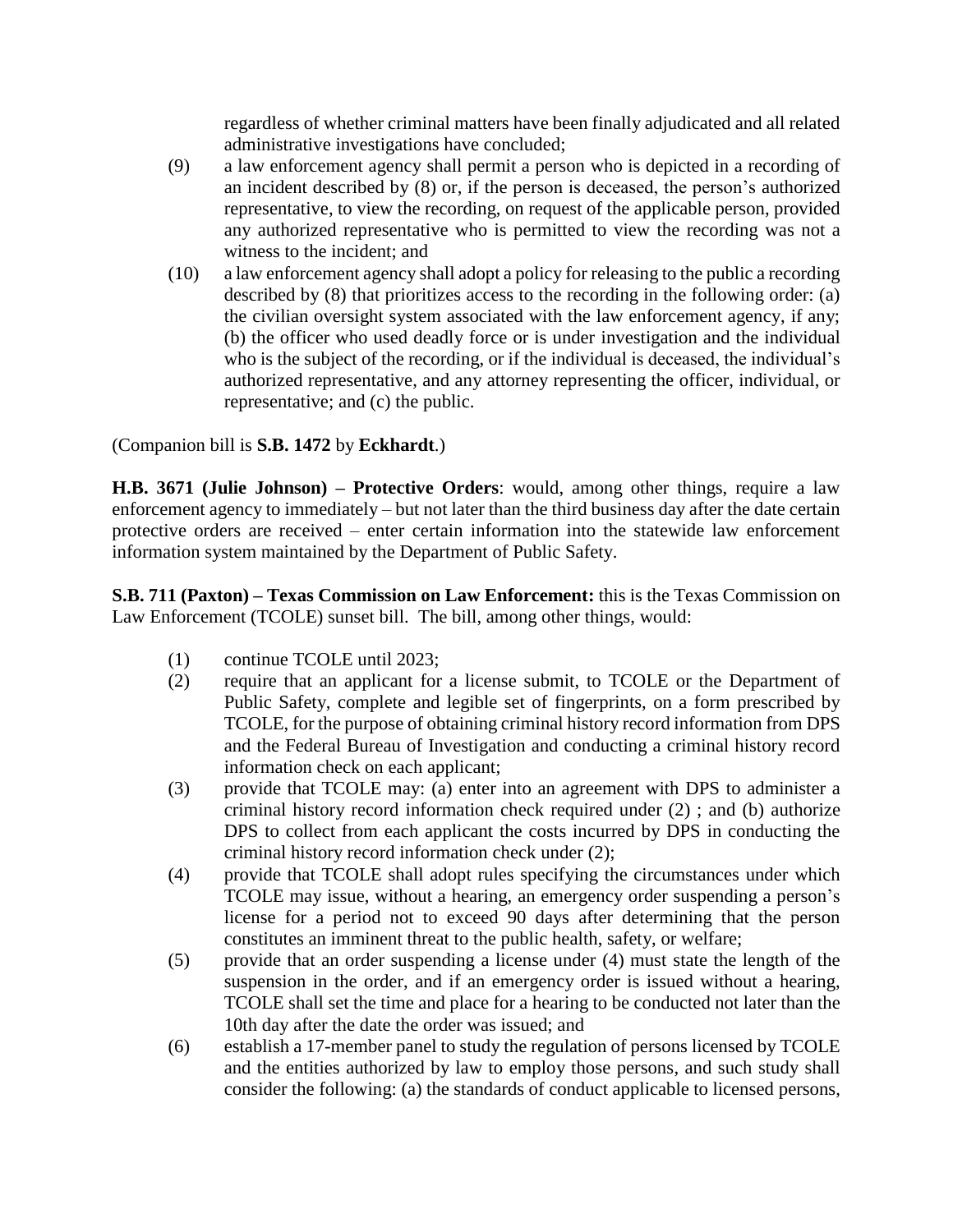regardless of whether criminal matters have been finally adjudicated and all related administrative investigations have concluded;

(9) a law enforcement agency shall permit a person who is depicted in a recording of an incident described by (8) or, if the person is deceased, the person's authorized representative, to view the recording, on request of the applicable person, provided any authorized representative who is permitted to view the recording was not a witness to the incident; and

(10) a law enforcement agency shall adopt a policy for releasing to the public a recording described by (8) that prioritizes access to the recording in the following order: (a) the civilian oversight system associated with the law enforcement agency, if any; (b) the officer who used deadly force or is under investigation and the individual who is the subject of the recording, or if the individual is deceased, the individual's authorized representative, and any attorney representing the officer, individual, or representative; and (c) the public.

(Companion bill is **S.B. 1472** by **Eckhardt**.)

**H.B. 3671 (Julie Johnson) – Protective Orders**: would, among other things, require a law enforcement agency to immediately – but not later than the third business day after the date certain protective orders are received – enter certain information into the statewide law enforcement information system maintained by the Department of Public Safety.

**S.B. 711 (Paxton) – Texas Commission on Law Enforcement:** this is the Texas Commission on Law Enforcement (TCOLE) sunset bill. The bill, among other things, would:

(1) continue TCOLE until 2023;

(2) require that an applicant for a license submit, to TCOLE or the Department of Public Safety, complete and legible set of fingerprints, on a form prescribed by TCOLE, for the purpose of obtaining criminal history record information from DPS and the Federal Bureau of Investigation and conducting a criminal history record information check on each applicant;

(3) provide that TCOLE may: (a) enter into an agreement with DPS to administer a criminal history record information check required under (2) ; and (b) authorize DPS to collect from each applicant the costs incurred by DPS in conducting the criminal history record information check under (2);

(4) provide that TCOLE shall adopt rules specifying the circumstances under which TCOLE may issue, without a hearing, an emergency order suspending a person's license for a period not to exceed 90 days after determining that the person constitutes an imminent threat to the public health, safety, or welfare;

(5) provide that an order suspending a license under (4) must state the length of the suspension in the order, and if an emergency order is issued without a hearing, TCOLE shall set the time and place for a hearing to be conducted not later than the 10th day after the date the order was issued; and

(6) establish a 17-member panel to study the regulation of persons licensed by TCOLE and the entities authorized by law to employ those persons, and such study shall consider the following: (a) the standards of conduct applicable to licensed persons,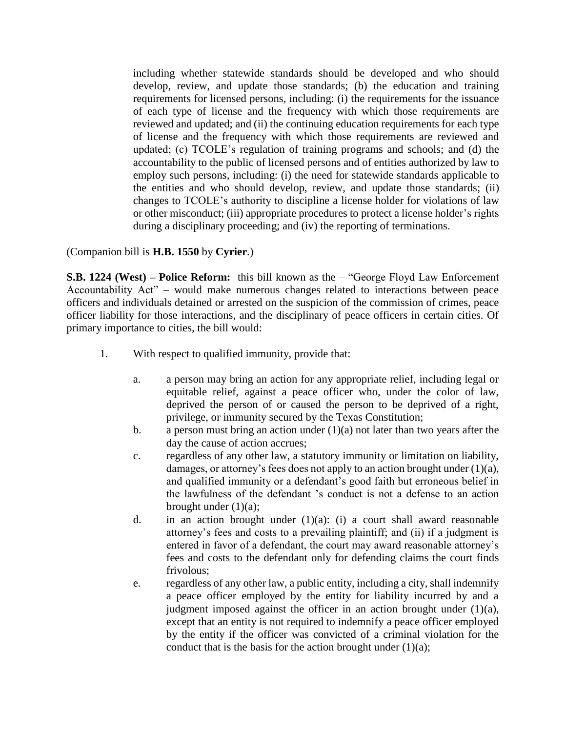including whether statewide standards should be developed and who should develop, review, and update those standards; (b) the education and training requirements for licensed persons, including: (i) the requirements for the issuance of each type of license and the frequency with which those requirements are reviewed and updated; and (ii) the continuing education requirements for each type of license and the frequency with which those requirements are reviewed and updated; (c) TCOLE's regulation of training programs and schools; and (d) the accountability to the public of licensed persons and of entities authorized by law to employ such persons, including: (i) the need for statewide standards applicable to the entities and who should develop, review, and update those standards; (ii) changes to TCOLE's authority to discipline a license holder for violations of law or other misconduct; (iii) appropriate procedures to protect a license holder's rights during a disciplinary proceeding; and (iv) the reporting of terminations.

(Companion bill is **H.B. 1550** by **Cyrier**.)

**S.B. 1224 (West) – Police Reform:** this bill known as the – "George Floyd Law Enforcement Accountability Act" – would make numerous changes related to interactions between peace officers and individuals detained or arrested on the suspicion of the commission of crimes, peace officer liability for those interactions, and the disciplinary of peace officers in certain cities. Of primary importance to cities, the bill would:

1. With respect to qualified immunity, provide that:

    a. a person may bring an action for any appropriate relief, including legal or equitable relief, against a peace officer who, under the color of law, deprived the person of or caused the person to be deprived of a right, privilege, or immunity secured by the Texas Constitution;

    b. a person must bring an action under (1)(a) not later than two years after the day the cause of action accrues;

    c. regardless of any other law, a statutory immunity or limitation on liability, damages, or attorney's fees does not apply to an action brought under (1)(a), and qualified immunity or a defendant's good faith but erroneous belief in the lawfulness of the defendant 's conduct is not a defense to an action brought under (1)(a);

    d. in an action brought under (1)(a): (i) a court shall award reasonable attorney's fees and costs to a prevailing plaintiff; and (ii) if a judgment is entered in favor of a defendant, the court may award reasonable attorney's fees and costs to the defendant only for defending claims the court finds frivolous;

    e. regardless of any other law, a public entity, including a city, shall indemnify a peace officer employed by the entity for liability incurred by and a judgment imposed against the officer in an action brought under (1)(a), except that an entity is not required to indemnify a peace officer employed by the entity if the officer was convicted of a criminal violation for the conduct that is the basis for the action brought under (1)(a);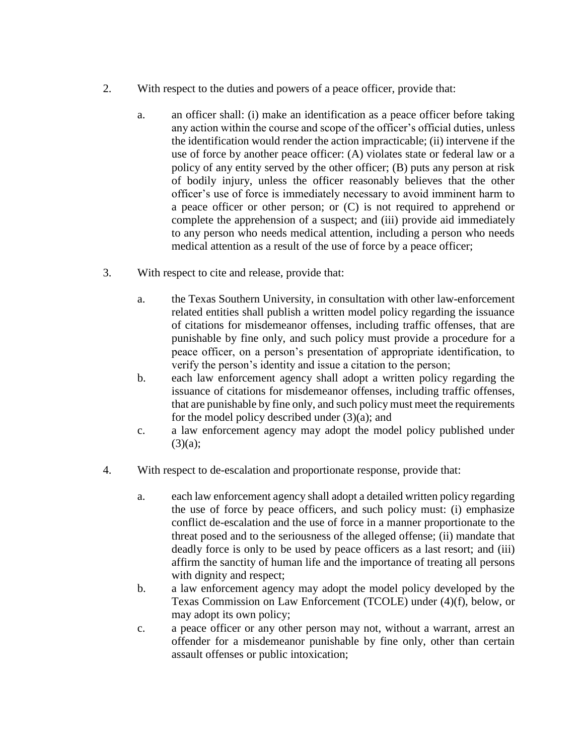2. With respect to the duties and powers of a peace officer, provide that:

   a. an officer shall: (i) make an identification as a peace officer before taking any action within the course and scope of the officer's official duties, unless the identification would render the action impracticable; (ii) intervene if the use of force by another peace officer: (A) violates state or federal law or a policy of any entity served by the other officer; (B) puts any person at risk of bodily injury, unless the officer reasonably believes that the other officer's use of force is immediately necessary to avoid imminent harm to a peace officer or other person; or (C) is not required to apprehend or complete the apprehension of a suspect; and (iii) provide aid immediately to any person who needs medical attention, including a person who needs medical attention as a result of the use of force by a peace officer;

3. With respect to cite and release, provide that:

   a. the Texas Southern University, in consultation with other law-enforcement related entities shall publish a written model policy regarding the issuance of citations for misdemeanor offenses, including traffic offenses, that are punishable by fine only, and such policy must provide a procedure for a peace officer, on a person's presentation of appropriate identification, to verify the person's identity and issue a citation to the person;
   b. each law enforcement agency shall adopt a written policy regarding the issuance of citations for misdemeanor offenses, including traffic offenses, that are punishable by fine only, and such policy must meet the requirements for the model policy described under (3)(a); and
   c. a law enforcement agency may adopt the model policy published under (3)(a);

4. With respect to de-escalation and proportionate response, provide that:

   a. each law enforcement agency shall adopt a detailed written policy regarding the use of force by peace officers, and such policy must: (i) emphasize conflict de-escalation and the use of force in a manner proportionate to the threat posed and to the seriousness of the alleged offense; (ii) mandate that deadly force is only to be used by peace officers as a last resort; and (iii) affirm the sanctity of human life and the importance of treating all persons with dignity and respect;
   b. a law enforcement agency may adopt the model policy developed by the Texas Commission on Law Enforcement (TCOLE) under (4)(f), below, or may adopt its own policy;
   c. a peace officer or any other person may not, without a warrant, arrest an offender for a misdemeanor punishable by fine only, other than certain assault offenses or public intoxication;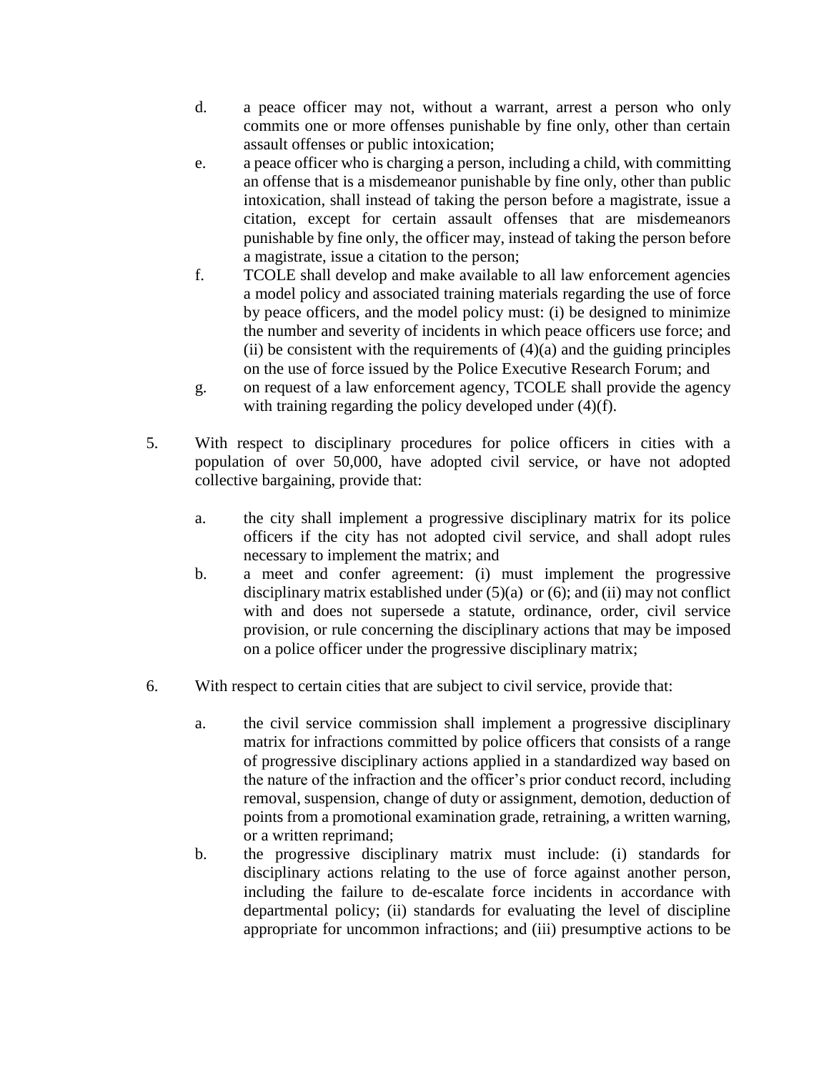d. a peace officer may not, without a warrant, arrest a person who only commits one or more offenses punishable by fine only, other than certain assault offenses or public intoxication;

e. a peace officer who is charging a person, including a child, with committing an offense that is a misdemeanor punishable by fine only, other than public intoxication, shall instead of taking the person before a magistrate, issue a citation, except for certain assault offenses that are misdemeanors punishable by fine only, the officer may, instead of taking the person before a magistrate, issue a citation to the person;

f. TCOLE shall develop and make available to all law enforcement agencies a model policy and associated training materials regarding the use of force by peace officers, and the model policy must: (i) be designed to minimize the number and severity of incidents in which peace officers use force; and (ii) be consistent with the requirements of (4)(a) and the guiding principles on the use of force issued by the Police Executive Research Forum; and

g. on request of a law enforcement agency, TCOLE shall provide the agency with training regarding the policy developed under (4)(f).

5. With respect to disciplinary procedures for police officers in cities with a population of over 50,000, have adopted civil service, or have not adopted collective bargaining, provide that:

   a. the city shall implement a progressive disciplinary matrix for its police officers if the city has not adopted civil service, and shall adopt rules necessary to implement the matrix; and

   b. a meet and confer agreement: (i) must implement the progressive disciplinary matrix established under (5)(a) or (6); and (ii) may not conflict with and does not supersede a statute, ordinance, order, civil service provision, or rule concerning the disciplinary actions that may be imposed on a police officer under the progressive disciplinary matrix;

6. With respect to certain cities that are subject to civil service, provide that:

   a. the civil service commission shall implement a progressive disciplinary matrix for infractions committed by police officers that consists of a range of progressive disciplinary actions applied in a standardized way based on the nature of the infraction and the officer's prior conduct record, including removal, suspension, change of duty or assignment, demotion, deduction of points from a promotional examination grade, retraining, a written warning, or a written reprimand;

   b. the progressive disciplinary matrix must include: (i) standards for disciplinary actions relating to the use of force against another person, including the failure to de-escalate force incidents in accordance with departmental policy; (ii) standards for evaluating the level of discipline appropriate for uncommon infractions; and (iii) presumptive actions to be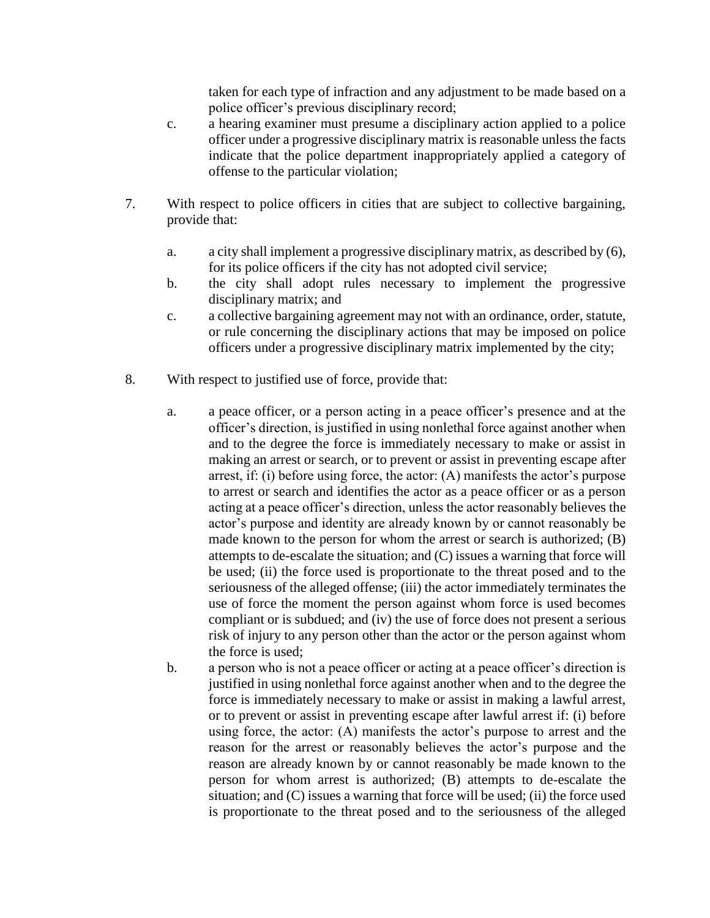taken for each type of infraction and any adjustment to be made based on a police officer's previous disciplinary record;

c. a hearing examiner must presume a disciplinary action applied to a police officer under a progressive disciplinary matrix is reasonable unless the facts indicate that the police department inappropriately applied a category of offense to the particular violation;

7. With respect to police officers in cities that are subject to collective bargaining, provide that:

   a. a city shall implement a progressive disciplinary matrix, as described by (6), for its police officers if the city has not adopted civil service;

   b. the city shall adopt rules necessary to implement the progressive disciplinary matrix; and

   c. a collective bargaining agreement may not with an ordinance, order, statute, or rule concerning the disciplinary actions that may be imposed on police officers under a progressive disciplinary matrix implemented by the city;

8. With respect to justified use of force, provide that:

   a. a peace officer, or a person acting in a peace officer's presence and at the officer's direction, is justified in using nonlethal force against another when and to the degree the force is immediately necessary to make or assist in making an arrest or search, or to prevent or assist in preventing escape after arrest, if: (i) before using force, the actor: (A) manifests the actor's purpose to arrest or search and identifies the actor as a peace officer or as a person acting at a peace officer's direction, unless the actor reasonably believes the actor's purpose and identity are already known by or cannot reasonably be made known to the person for whom the arrest or search is authorized; (B) attempts to de-escalate the situation; and (C) issues a warning that force will be used; (ii) the force used is proportionate to the threat posed and to the seriousness of the alleged offense; (iii) the actor immediately terminates the use of force the moment the person against whom force is used becomes compliant or is subdued; and (iv) the use of force does not present a serious risk of injury to any person other than the actor or the person against whom the force is used;

   b. a person who is not a peace officer or acting at a peace officer's direction is justified in using nonlethal force against another when and to the degree the force is immediately necessary to make or assist in making a lawful arrest, or to prevent or assist in preventing escape after lawful arrest if: (i) before using force, the actor: (A) manifests the actor's purpose to arrest and the reason for the arrest or reasonably believes the actor's purpose and the reason are already known by or cannot reasonably be made known to the person for whom arrest is authorized; (B) attempts to de-escalate the situation; and (C) issues a warning that force will be used; (ii) the force used is proportionate to the threat posed and to the seriousness of the alleged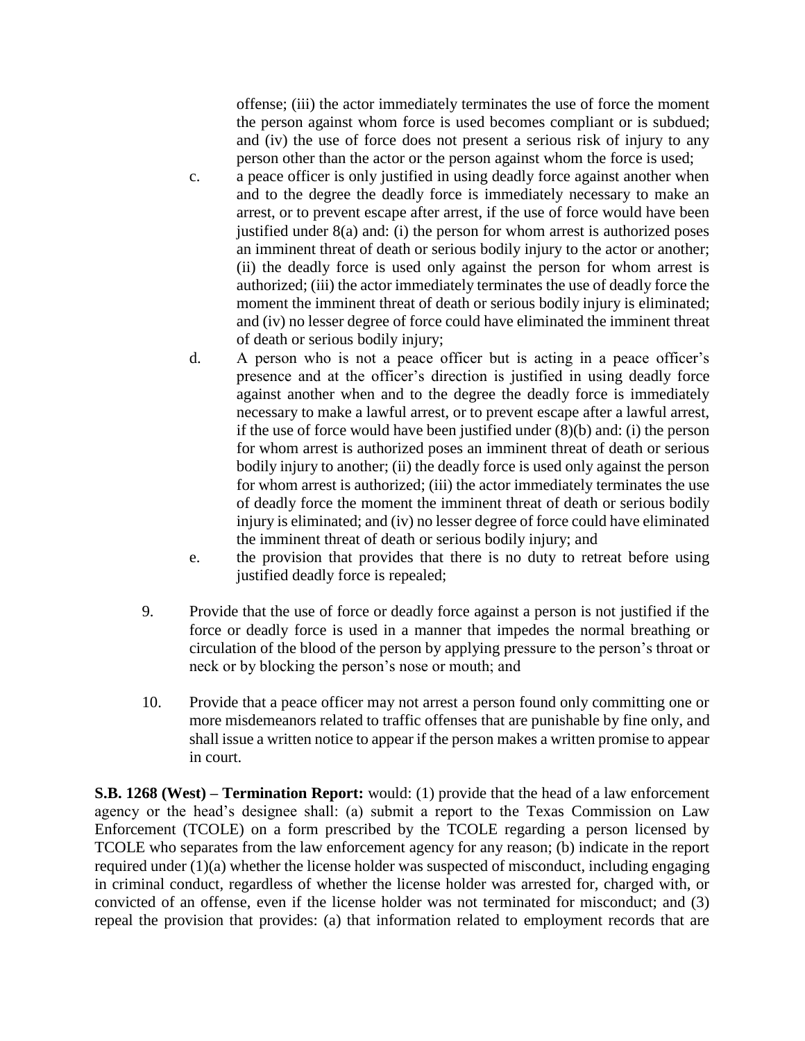offense; (iii) the actor immediately terminates the use of force the moment the person against whom force is used becomes compliant or is subdued; and (iv) the use of force does not present a serious risk of injury to any person other than the actor or the person against whom the force is used;

c. a peace officer is only justified in using deadly force against another when and to the degree the deadly force is immediately necessary to make an arrest, or to prevent escape after arrest, if the use of force would have been justified under 8(a) and: (i) the person for whom arrest is authorized poses an imminent threat of death or serious bodily injury to the actor or another; (ii) the deadly force is used only against the person for whom arrest is authorized; (iii) the actor immediately terminates the use of deadly force the moment the imminent threat of death or serious bodily injury is eliminated; and (iv) no lesser degree of force could have eliminated the imminent threat of death or serious bodily injury;

d. A person who is not a peace officer but is acting in a peace officer's presence and at the officer's direction is justified in using deadly force against another when and to the degree the deadly force is immediately necessary to make a lawful arrest, or to prevent escape after a lawful arrest, if the use of force would have been justified under (8)(b) and: (i) the person for whom arrest is authorized poses an imminent threat of death or serious bodily injury to another; (ii) the deadly force is used only against the person for whom arrest is authorized; (iii) the actor immediately terminates the use of deadly force the moment the imminent threat of death or serious bodily injury is eliminated; and (iv) no lesser degree of force could have eliminated the imminent threat of death or serious bodily injury; and

e. the provision that provides that there is no duty to retreat before using justified deadly force is repealed;

9. Provide that the use of force or deadly force against a person is not justified if the force or deadly force is used in a manner that impedes the normal breathing or circulation of the blood of the person by applying pressure to the person's throat or neck or by blocking the person's nose or mouth; and

10. Provide that a peace officer may not arrest a person found only committing one or more misdemeanors related to traffic offenses that are punishable by fine only, and shall issue a written notice to appear if the person makes a written promise to appear in court.

**S.B. 1268 (West) – Termination Report:** would: (1) provide that the head of a law enforcement agency or the head's designee shall: (a) submit a report to the Texas Commission on Law Enforcement (TCOLE) on a form prescribed by the TCOLE regarding a person licensed by TCOLE who separates from the law enforcement agency for any reason; (b) indicate in the report required under (1)(a) whether the license holder was suspected of misconduct, including engaging in criminal conduct, regardless of whether the license holder was arrested for, charged with, or convicted of an offense, even if the license holder was not terminated for misconduct; and (3) repeal the provision that provides: (a) that information related to employment records that are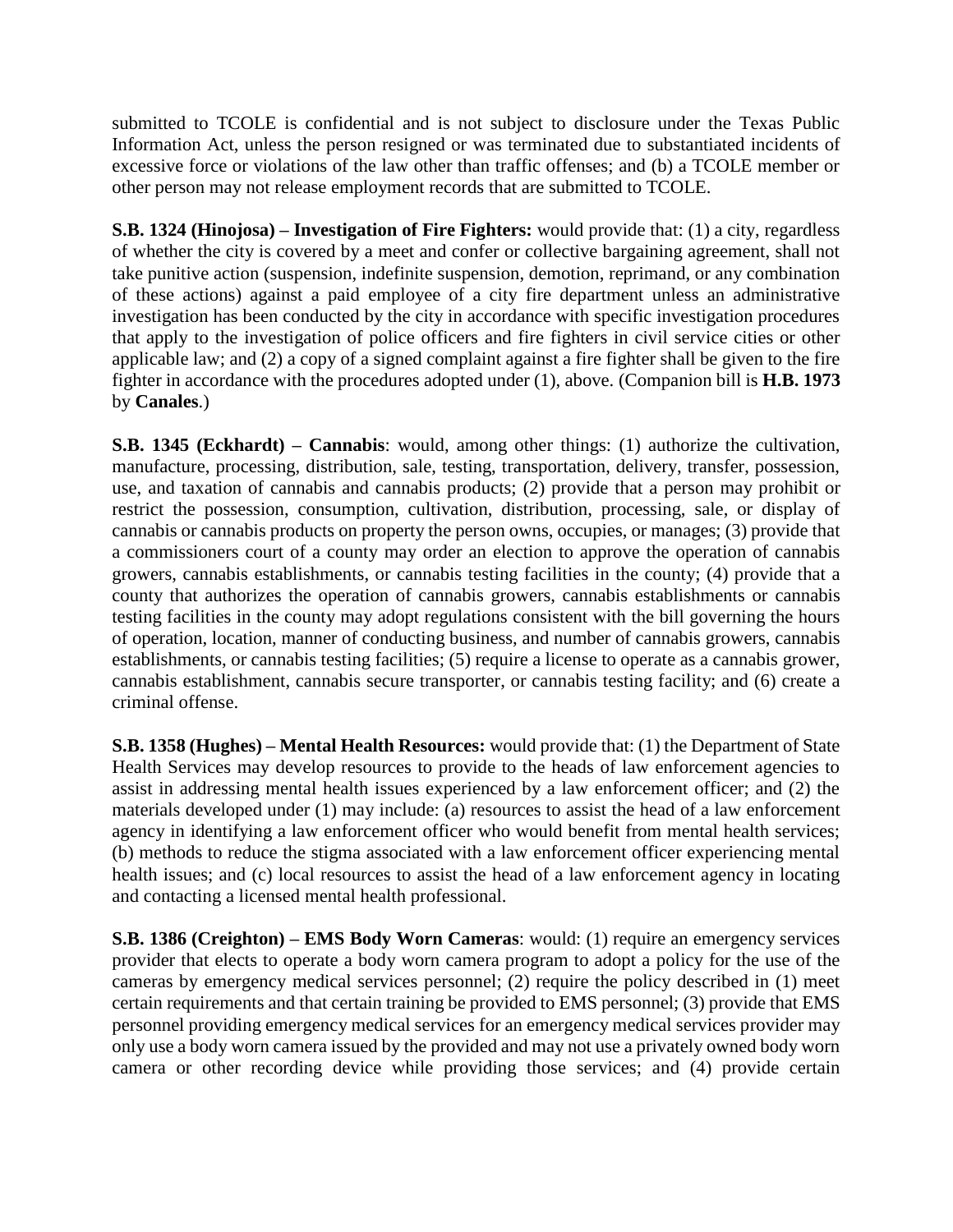submitted to TCOLE is confidential and is not subject to disclosure under the Texas Public Information Act, unless the person resigned or was terminated due to substantiated incidents of excessive force or violations of the law other than traffic offenses; and (b) a TCOLE member or other person may not release employment records that are submitted to TCOLE.

**S.B. 1324 (Hinojosa) – Investigation of Fire Fighters:** would provide that: (1) a city, regardless of whether the city is covered by a meet and confer or collective bargaining agreement, shall not take punitive action (suspension, indefinite suspension, demotion, reprimand, or any combination of these actions) against a paid employee of a city fire department unless an administrative investigation has been conducted by the city in accordance with specific investigation procedures that apply to the investigation of police officers and fire fighters in civil service cities or other applicable law; and (2) a copy of a signed complaint against a fire fighter shall be given to the fire fighter in accordance with the procedures adopted under (1), above. (Companion bill is **H.B. 1973** by **Canales**.)

**S.B. 1345 (Eckhardt) – Cannabis**: would, among other things: (1) authorize the cultivation, manufacture, processing, distribution, sale, testing, transportation, delivery, transfer, possession, use, and taxation of cannabis and cannabis products; (2) provide that a person may prohibit or restrict the possession, consumption, cultivation, distribution, processing, sale, or display of cannabis or cannabis products on property the person owns, occupies, or manages; (3) provide that a commissioners court of a county may order an election to approve the operation of cannabis growers, cannabis establishments, or cannabis testing facilities in the county; (4) provide that a county that authorizes the operation of cannabis growers, cannabis establishments or cannabis testing facilities in the county may adopt regulations consistent with the bill governing the hours of operation, location, manner of conducting business, and number of cannabis growers, cannabis establishments, or cannabis testing facilities; (5) require a license to operate as a cannabis grower, cannabis establishment, cannabis secure transporter, or cannabis testing facility; and (6) create a criminal offense.

**S.B. 1358 (Hughes) – Mental Health Resources:** would provide that: (1) the Department of State Health Services may develop resources to provide to the heads of law enforcement agencies to assist in addressing mental health issues experienced by a law enforcement officer; and (2) the materials developed under (1) may include: (a) resources to assist the head of a law enforcement agency in identifying a law enforcement officer who would benefit from mental health services; (b) methods to reduce the stigma associated with a law enforcement officer experiencing mental health issues; and (c) local resources to assist the head of a law enforcement agency in locating and contacting a licensed mental health professional.

**S.B. 1386 (Creighton) – EMS Body Worn Cameras**: would: (1) require an emergency services provider that elects to operate a body worn camera program to adopt a policy for the use of the cameras by emergency medical services personnel; (2) require the policy described in (1) meet certain requirements and that certain training be provided to EMS personnel; (3) provide that EMS personnel providing emergency medical services for an emergency medical services provider may only use a body worn camera issued by the provided and may not use a privately owned body worn camera or other recording device while providing those services; and (4) provide certain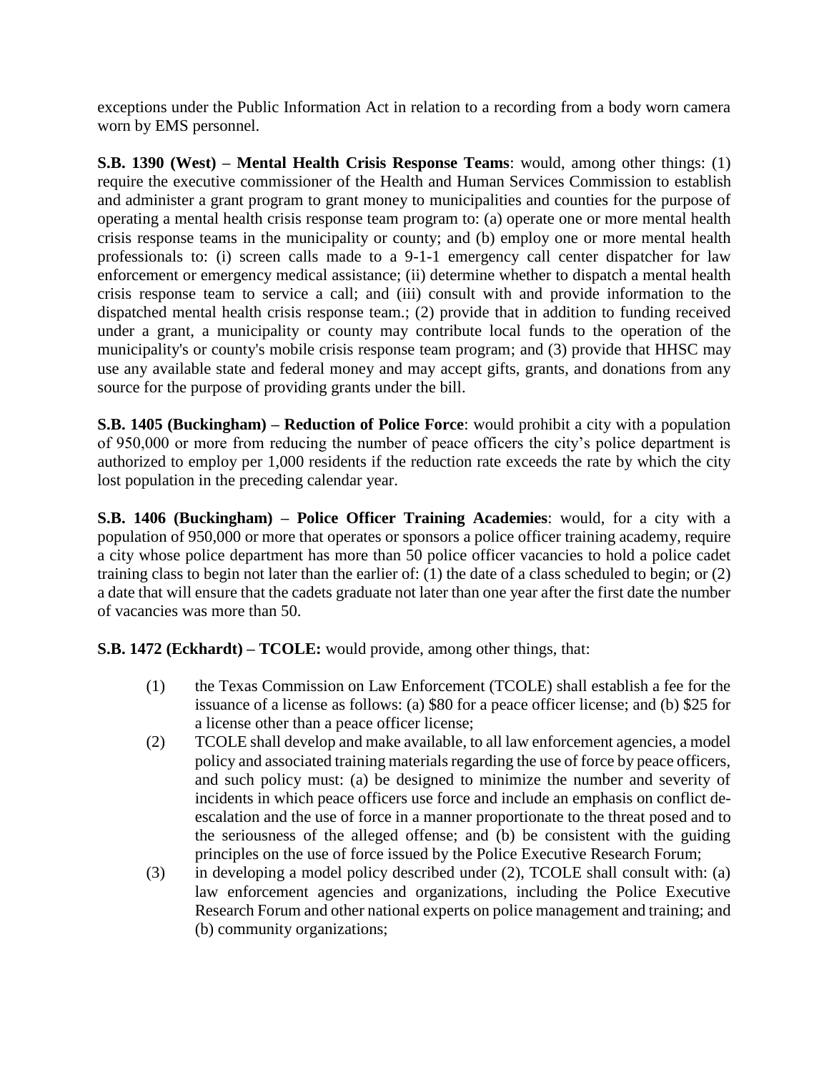exceptions under the Public Information Act in relation to a recording from a body worn camera worn by EMS personnel.

**S.B. 1390 (West) – Mental Health Crisis Response Teams**: would, among other things: (1) require the executive commissioner of the Health and Human Services Commission to establish and administer a grant program to grant money to municipalities and counties for the purpose of operating a mental health crisis response team program to: (a) operate one or more mental health crisis response teams in the municipality or county; and (b) employ one or more mental health professionals to: (i) screen calls made to a 9-1-1 emergency call center dispatcher for law enforcement or emergency medical assistance; (ii) determine whether to dispatch a mental health crisis response team to service a call; and (iii) consult with and provide information to the dispatched mental health crisis response team.; (2) provide that in addition to funding received under a grant, a municipality or county may contribute local funds to the operation of the municipality's or county's mobile crisis response team program; and (3) provide that HHSC may use any available state and federal money and may accept gifts, grants, and donations from any source for the purpose of providing grants under the bill.

**S.B. 1405 (Buckingham) – Reduction of Police Force**: would prohibit a city with a population of 950,000 or more from reducing the number of peace officers the city's police department is authorized to employ per 1,000 residents if the reduction rate exceeds the rate by which the city lost population in the preceding calendar year.

**S.B. 1406 (Buckingham) – Police Officer Training Academies**: would, for a city with a population of 950,000 or more that operates or sponsors a police officer training academy, require a city whose police department has more than 50 police officer vacancies to hold a police cadet training class to begin not later than the earlier of: (1) the date of a class scheduled to begin; or (2) a date that will ensure that the cadets graduate not later than one year after the first date the number of vacancies was more than 50.

**S.B. 1472 (Eckhardt) – TCOLE:** would provide, among other things, that:

(1) the Texas Commission on Law Enforcement (TCOLE) shall establish a fee for the issuance of a license as follows: (a) $80 for a peace officer license; and (b) $25 for a license other than a peace officer license;

(2) TCOLE shall develop and make available, to all law enforcement agencies, a model policy and associated training materials regarding the use of force by peace officers, and such policy must: (a) be designed to minimize the number and severity of incidents in which peace officers use force and include an emphasis on conflict de-escalation and the use of force in a manner proportionate to the threat posed and to the seriousness of the alleged offense; and (b) be consistent with the guiding principles on the use of force issued by the Police Executive Research Forum;

(3) in developing a model policy described under (2), TCOLE shall consult with: (a) law enforcement agencies and organizations, including the Police Executive Research Forum and other national experts on police management and training; and (b) community organizations;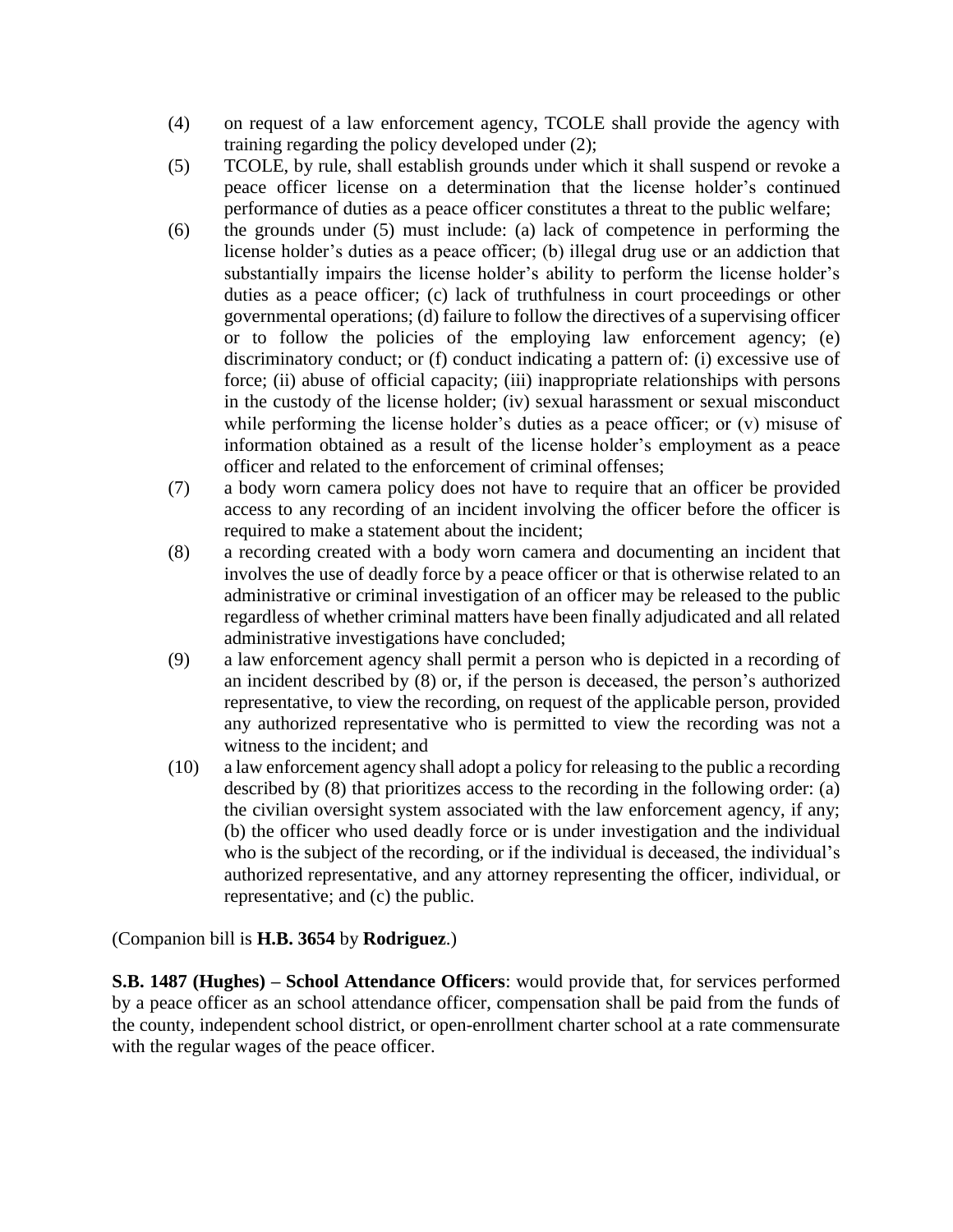(4) on request of a law enforcement agency, TCOLE shall provide the agency with training regarding the policy developed under (2);

(5) TCOLE, by rule, shall establish grounds under which it shall suspend or revoke a peace officer license on a determination that the license holder's continued performance of duties as a peace officer constitutes a threat to the public welfare;

(6) the grounds under (5) must include: (a) lack of competence in performing the license holder's duties as a peace officer; (b) illegal drug use or an addiction that substantially impairs the license holder's ability to perform the license holder's duties as a peace officer; (c) lack of truthfulness in court proceedings or other governmental operations; (d) failure to follow the directives of a supervising officer or to follow the policies of the employing law enforcement agency; (e) discriminatory conduct; or (f) conduct indicating a pattern of: (i) excessive use of force; (ii) abuse of official capacity; (iii) inappropriate relationships with persons in the custody of the license holder; (iv) sexual harassment or sexual misconduct while performing the license holder's duties as a peace officer; or (v) misuse of information obtained as a result of the license holder's employment as a peace officer and related to the enforcement of criminal offenses;

(7) a body worn camera policy does not have to require that an officer be provided access to any recording of an incident involving the officer before the officer is required to make a statement about the incident;

(8) a recording created with a body worn camera and documenting an incident that involves the use of deadly force by a peace officer or that is otherwise related to an administrative or criminal investigation of an officer may be released to the public regardless of whether criminal matters have been finally adjudicated and all related administrative investigations have concluded;

(9) a law enforcement agency shall permit a person who is depicted in a recording of an incident described by (8) or, if the person is deceased, the person's authorized representative, to view the recording, on request of the applicable person, provided any authorized representative who is permitted to view the recording was not a witness to the incident; and

(10) a law enforcement agency shall adopt a policy for releasing to the public a recording described by (8) that prioritizes access to the recording in the following order: (a) the civilian oversight system associated with the law enforcement agency, if any; (b) the officer who used deadly force or is under investigation and the individual who is the subject of the recording, or if the individual is deceased, the individual's authorized representative, and any attorney representing the officer, individual, or representative; and (c) the public.

(Companion bill is **H.B. 3654** by **Rodriguez**.)

**S.B. 1487 (Hughes) – School Attendance Officers**: would provide that, for services performed by a peace officer as an school attendance officer, compensation shall be paid from the funds of the county, independent school district, or open-enrollment charter school at a rate commensurate with the regular wages of the peace officer.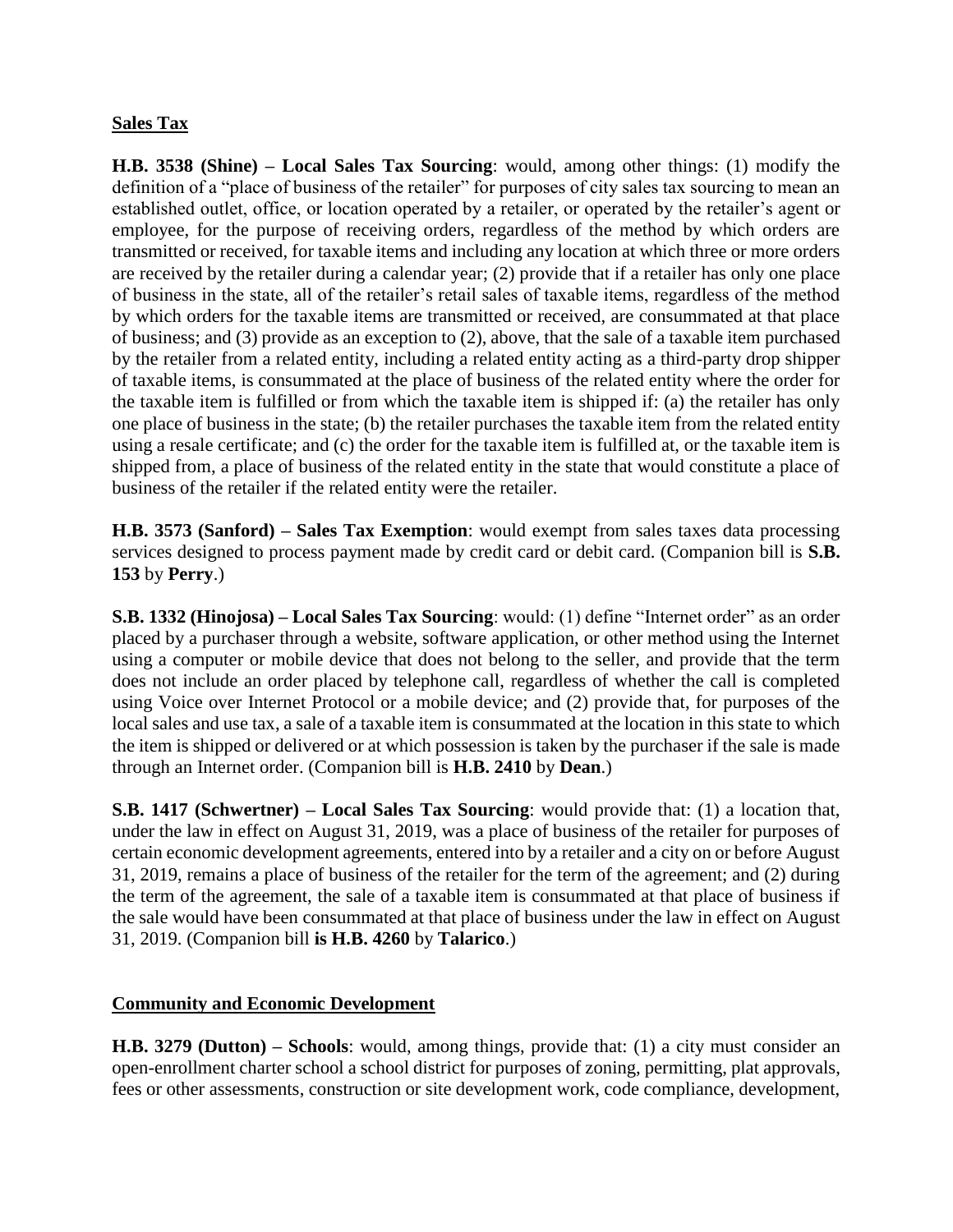**Sales Tax**

**H.B. 3538 (Shine) – Local Sales Tax Sourcing**: would, among other things: (1) modify the definition of a "place of business of the retailer" for purposes of city sales tax sourcing to mean an established outlet, office, or location operated by a retailer, or operated by the retailer's agent or employee, for the purpose of receiving orders, regardless of the method by which orders are transmitted or received, for taxable items and including any location at which three or more orders are received by the retailer during a calendar year; (2) provide that if a retailer has only one place of business in the state, all of the retailer's retail sales of taxable items, regardless of the method by which orders for the taxable items are transmitted or received, are consummated at that place of business; and (3) provide as an exception to (2), above, that the sale of a taxable item purchased by the retailer from a related entity, including a related entity acting as a third-party drop shipper of taxable items, is consummated at the place of business of the related entity where the order for the taxable item is fulfilled or from which the taxable item is shipped if: (a) the retailer has only one place of business in the state; (b) the retailer purchases the taxable item from the related entity using a resale certificate; and (c) the order for the taxable item is fulfilled at, or the taxable item is shipped from, a place of business of the related entity in the state that would constitute a place of business of the retailer if the related entity were the retailer.

**H.B. 3573 (Sanford) – Sales Tax Exemption**: would exempt from sales taxes data processing services designed to process payment made by credit card or debit card. (Companion bill is **S.B. 153** by **Perry**.)

**S.B. 1332 (Hinojosa) – Local Sales Tax Sourcing**: would: (1) define "Internet order" as an order placed by a purchaser through a website, software application, or other method using the Internet using a computer or mobile device that does not belong to the seller, and provide that the term does not include an order placed by telephone call, regardless of whether the call is completed using Voice over Internet Protocol or a mobile device; and (2) provide that, for purposes of the local sales and use tax, a sale of a taxable item is consummated at the location in this state to which the item is shipped or delivered or at which possession is taken by the purchaser if the sale is made through an Internet order. (Companion bill is **H.B. 2410** by **Dean**.)

**S.B. 1417 (Schwertner) – Local Sales Tax Sourcing**: would provide that: (1) a location that, under the law in effect on August 31, 2019, was a place of business of the retailer for purposes of certain economic development agreements, entered into by a retailer and a city on or before August 31, 2019, remains a place of business of the retailer for the term of the agreement; and (2) during the term of the agreement, the sale of a taxable item is consummated at that place of business if the sale would have been consummated at that place of business under the law in effect on August 31, 2019. (Companion bill **is H.B. 4260** by **Talarico**.)

**Community and Economic Development**

**H.B. 3279 (Dutton) – Schools**: would, among things, provide that: (1) a city must consider an open-enrollment charter school a school district for purposes of zoning, permitting, plat approvals, fees or other assessments, construction or site development work, code compliance, development,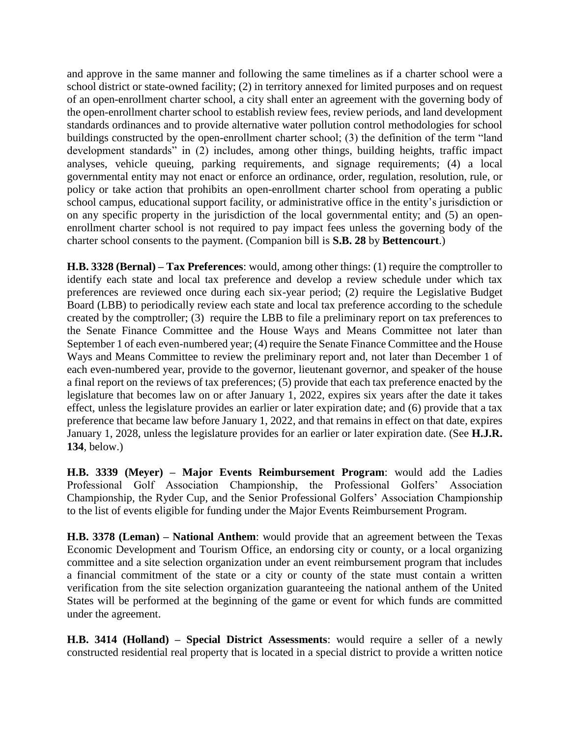and approve in the same manner and following the same timelines as if a charter school were a school district or state-owned facility; (2) in territory annexed for limited purposes and on request of an open-enrollment charter school, a city shall enter an agreement with the governing body of the open-enrollment charter school to establish review fees, review periods, and land development standards ordinances and to provide alternative water pollution control methodologies for school buildings constructed by the open-enrollment charter school; (3) the definition of the term "land development standards" in (2) includes, among other things, building heights, traffic impact analyses, vehicle queuing, parking requirements, and signage requirements; (4) a local governmental entity may not enact or enforce an ordinance, order, regulation, resolution, rule, or policy or take action that prohibits an open-enrollment charter school from operating a public school campus, educational support facility, or administrative office in the entity's jurisdiction or on any specific property in the jurisdiction of the local governmental entity; and (5) an open-enrollment charter school is not required to pay impact fees unless the governing body of the charter school consents to the payment. (Companion bill is **S.B. 28** by **Bettencourt**.)

**H.B. 3328 (Bernal) – Tax Preferences**: would, among other things: (1) require the comptroller to identify each state and local tax preference and develop a review schedule under which tax preferences are reviewed once during each six-year period; (2) require the Legislative Budget Board (LBB) to periodically review each state and local tax preference according to the schedule created by the comptroller; (3) require the LBB to file a preliminary report on tax preferences to the Senate Finance Committee and the House Ways and Means Committee not later than September 1 of each even-numbered year; (4) require the Senate Finance Committee and the House Ways and Means Committee to review the preliminary report and, not later than December 1 of each even-numbered year, provide to the governor, lieutenant governor, and speaker of the house a final report on the reviews of tax preferences; (5) provide that each tax preference enacted by the legislature that becomes law on or after January 1, 2022, expires six years after the date it takes effect, unless the legislature provides an earlier or later expiration date; and (6) provide that a tax preference that became law before January 1, 2022, and that remains in effect on that date, expires January 1, 2028, unless the legislature provides for an earlier or later expiration date. (See **H.J.R. 134**, below.)

**H.B. 3339 (Meyer) – Major Events Reimbursement Program**: would add the Ladies Professional Golf Association Championship, the Professional Golfers' Association Championship, the Ryder Cup, and the Senior Professional Golfers' Association Championship to the list of events eligible for funding under the Major Events Reimbursement Program.

**H.B. 3378 (Leman) – National Anthem**: would provide that an agreement between the Texas Economic Development and Tourism Office, an endorsing city or county, or a local organizing committee and a site selection organization under an event reimbursement program that includes a financial commitment of the state or a city or county of the state must contain a written verification from the site selection organization guaranteeing the national anthem of the United States will be performed at the beginning of the game or event for which funds are committed under the agreement.

**H.B. 3414 (Holland) – Special District Assessments**: would require a seller of a newly constructed residential real property that is located in a special district to provide a written notice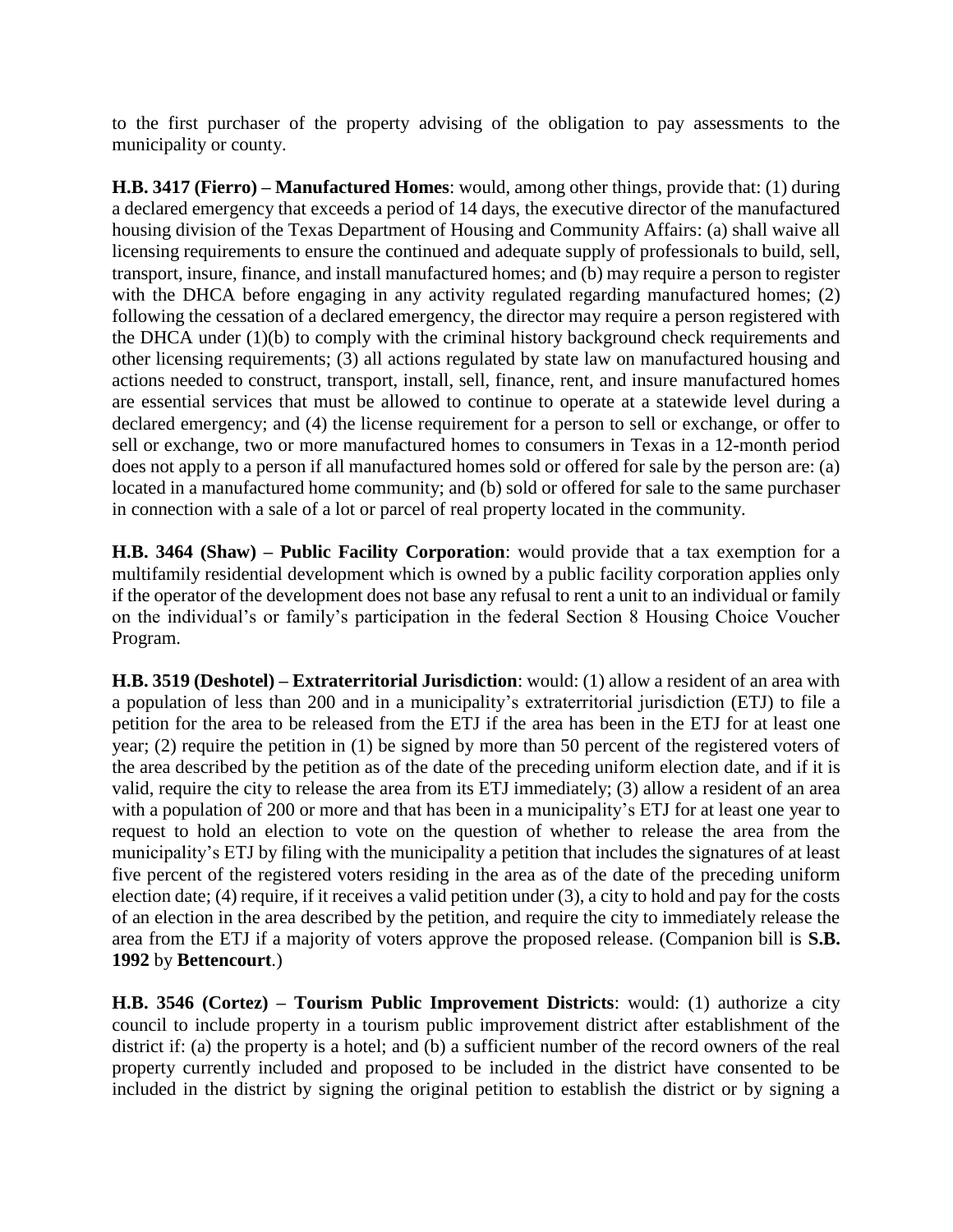to the first purchaser of the property advising of the obligation to pay assessments to the municipality or county.

**H.B. 3417 (Fierro) – Manufactured Homes**: would, among other things, provide that: (1) during a declared emergency that exceeds a period of 14 days, the executive director of the manufactured housing division of the Texas Department of Housing and Community Affairs: (a) shall waive all licensing requirements to ensure the continued and adequate supply of professionals to build, sell, transport, insure, finance, and install manufactured homes; and (b) may require a person to register with the DHCA before engaging in any activity regulated regarding manufactured homes; (2) following the cessation of a declared emergency, the director may require a person registered with the DHCA under (1)(b) to comply with the criminal history background check requirements and other licensing requirements; (3) all actions regulated by state law on manufactured housing and actions needed to construct, transport, install, sell, finance, rent, and insure manufactured homes are essential services that must be allowed to continue to operate at a statewide level during a declared emergency; and (4) the license requirement for a person to sell or exchange, or offer to sell or exchange, two or more manufactured homes to consumers in Texas in a 12-month period does not apply to a person if all manufactured homes sold or offered for sale by the person are: (a) located in a manufactured home community; and (b) sold or offered for sale to the same purchaser in connection with a sale of a lot or parcel of real property located in the community.

**H.B. 3464 (Shaw) – Public Facility Corporation**: would provide that a tax exemption for a multifamily residential development which is owned by a public facility corporation applies only if the operator of the development does not base any refusal to rent a unit to an individual or family on the individual's or family's participation in the federal Section 8 Housing Choice Voucher Program.

**H.B. 3519 (Deshotel) – Extraterritorial Jurisdiction**: would: (1) allow a resident of an area with a population of less than 200 and in a municipality's extraterritorial jurisdiction (ETJ) to file a petition for the area to be released from the ETJ if the area has been in the ETJ for at least one year; (2) require the petition in (1) be signed by more than 50 percent of the registered voters of the area described by the petition as of the date of the preceding uniform election date, and if it is valid, require the city to release the area from its ETJ immediately; (3) allow a resident of an area with a population of 200 or more and that has been in a municipality's ETJ for at least one year to request to hold an election to vote on the question of whether to release the area from the municipality's ETJ by filing with the municipality a petition that includes the signatures of at least five percent of the registered voters residing in the area as of the date of the preceding uniform election date; (4) require, if it receives a valid petition under (3), a city to hold and pay for the costs of an election in the area described by the petition, and require the city to immediately release the area from the ETJ if a majority of voters approve the proposed release. (Companion bill is **S.B. 1992** by **Bettencourt**.)

**H.B. 3546 (Cortez) – Tourism Public Improvement Districts**: would: (1) authorize a city council to include property in a tourism public improvement district after establishment of the district if: (a) the property is a hotel; and (b) a sufficient number of the record owners of the real property currently included and proposed to be included in the district have consented to be included in the district by signing the original petition to establish the district or by signing a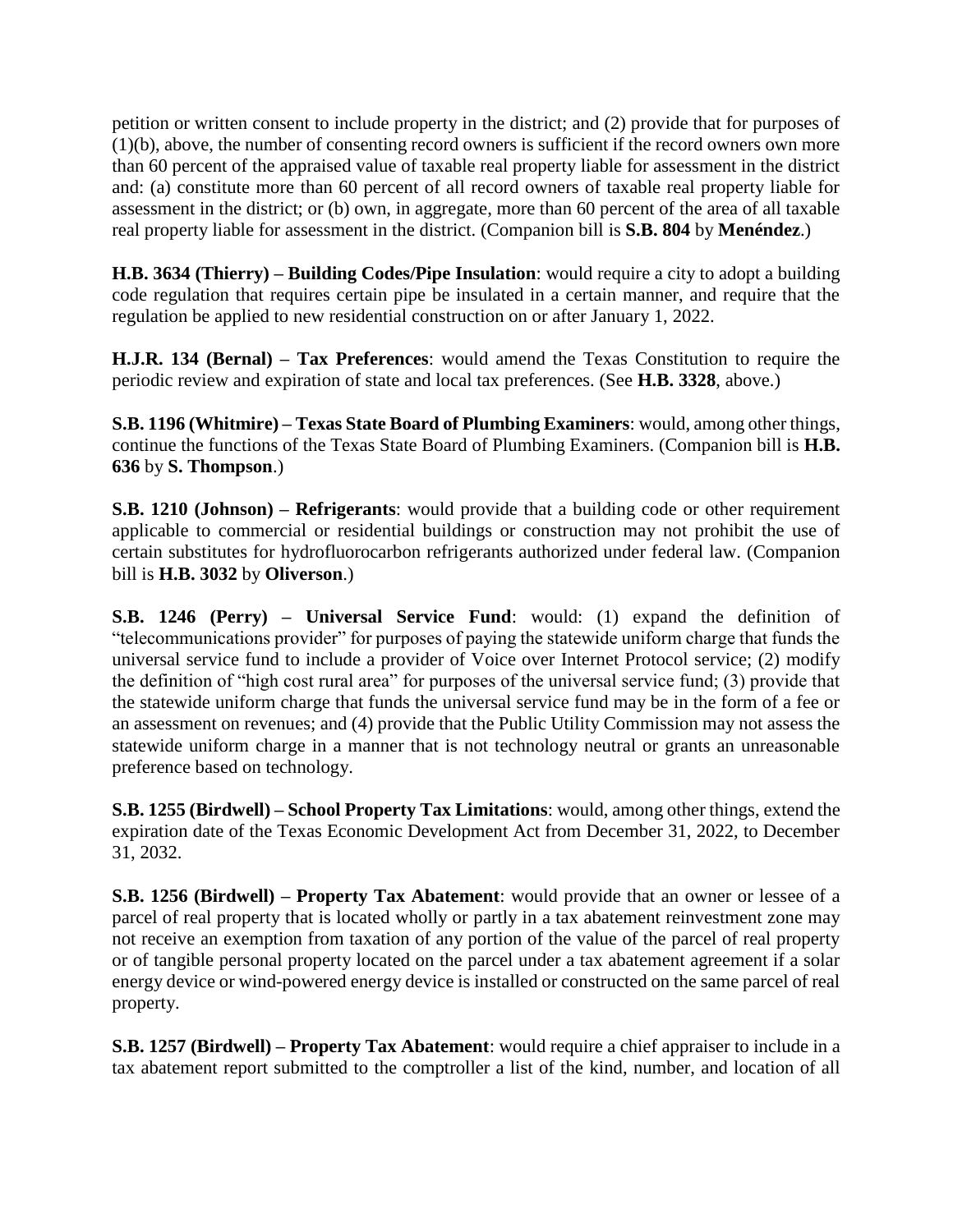petition or written consent to include property in the district; and (2) provide that for purposes of (1)(b), above, the number of consenting record owners is sufficient if the record owners own more than 60 percent of the appraised value of taxable real property liable for assessment in the district and: (a) constitute more than 60 percent of all record owners of taxable real property liable for assessment in the district; or (b) own, in aggregate, more than 60 percent of the area of all taxable real property liable for assessment in the district. (Companion bill is **S.B. 804** by **Menéndez**.)

**H.B. 3634 (Thierry) – Building Codes/Pipe Insulation**: would require a city to adopt a building code regulation that requires certain pipe be insulated in a certain manner, and require that the regulation be applied to new residential construction on or after January 1, 2022.

**H.J.R. 134 (Bernal) – Tax Preferences**: would amend the Texas Constitution to require the periodic review and expiration of state and local tax preferences. (See **H.B. 3328**, above.)

**S.B. 1196 (Whitmire) – Texas State Board of Plumbing Examiners**: would, among other things, continue the functions of the Texas State Board of Plumbing Examiners. (Companion bill is **H.B. 636** by **S. Thompson**.)

**S.B. 1210 (Johnson) – Refrigerants**: would provide that a building code or other requirement applicable to commercial or residential buildings or construction may not prohibit the use of certain substitutes for hydrofluorocarbon refrigerants authorized under federal law. (Companion bill is **H.B. 3032** by **Oliverson**.)

**S.B. 1246 (Perry) – Universal Service Fund**: would: (1) expand the definition of "telecommunications provider" for purposes of paying the statewide uniform charge that funds the universal service fund to include a provider of Voice over Internet Protocol service; (2) modify the definition of "high cost rural area" for purposes of the universal service fund; (3) provide that the statewide uniform charge that funds the universal service fund may be in the form of a fee or an assessment on revenues; and (4) provide that the Public Utility Commission may not assess the statewide uniform charge in a manner that is not technology neutral or grants an unreasonable preference based on technology.

**S.B. 1255 (Birdwell) – School Property Tax Limitations**: would, among other things, extend the expiration date of the Texas Economic Development Act from December 31, 2022, to December 31, 2032.

**S.B. 1256 (Birdwell) – Property Tax Abatement**: would provide that an owner or lessee of a parcel of real property that is located wholly or partly in a tax abatement reinvestment zone may not receive an exemption from taxation of any portion of the value of the parcel of real property or of tangible personal property located on the parcel under a tax abatement agreement if a solar energy device or wind-powered energy device is installed or constructed on the same parcel of real property.

**S.B. 1257 (Birdwell) – Property Tax Abatement**: would require a chief appraiser to include in a tax abatement report submitted to the comptroller a list of the kind, number, and location of all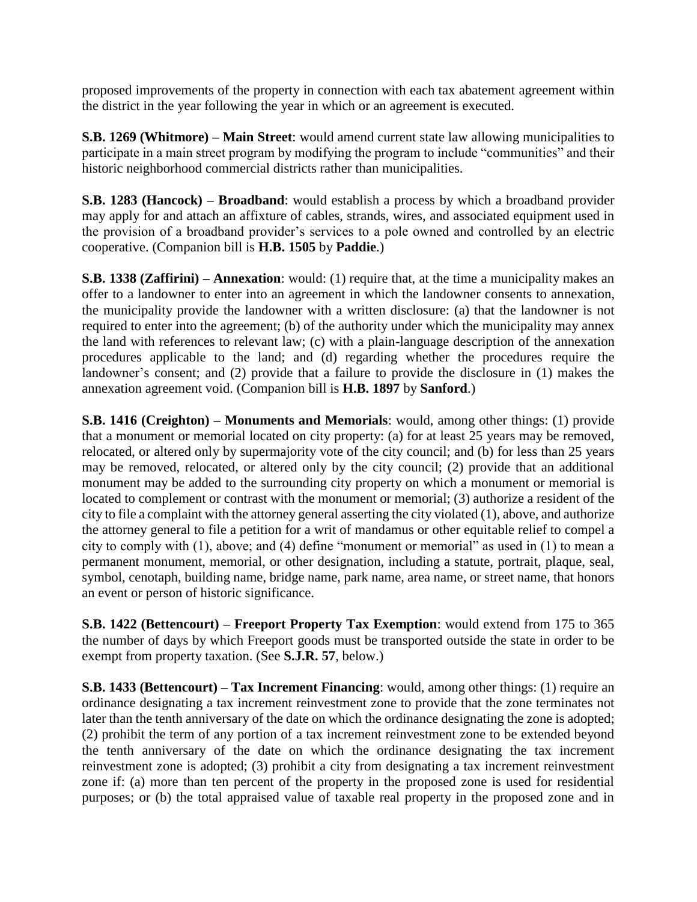proposed improvements of the property in connection with each tax abatement agreement within the district in the year following the year in which or an agreement is executed.

**S.B. 1269 (Whitmore) – Main Street**: would amend current state law allowing municipalities to participate in a main street program by modifying the program to include "communities" and their historic neighborhood commercial districts rather than municipalities.

**S.B. 1283 (Hancock) – Broadband**: would establish a process by which a broadband provider may apply for and attach an affixture of cables, strands, wires, and associated equipment used in the provision of a broadband provider's services to a pole owned and controlled by an electric cooperative. (Companion bill is **H.B. 1505** by **Paddie**.)

**S.B. 1338 (Zaffirini) – Annexation**: would: (1) require that, at the time a municipality makes an offer to a landowner to enter into an agreement in which the landowner consents to annexation, the municipality provide the landowner with a written disclosure: (a) that the landowner is not required to enter into the agreement; (b) of the authority under which the municipality may annex the land with references to relevant law; (c) with a plain-language description of the annexation procedures applicable to the land; and (d) regarding whether the procedures require the landowner's consent; and (2) provide that a failure to provide the disclosure in (1) makes the annexation agreement void. (Companion bill is **H.B. 1897** by **Sanford**.)

**S.B. 1416 (Creighton) – Monuments and Memorials**: would, among other things: (1) provide that a monument or memorial located on city property: (a) for at least 25 years may be removed, relocated, or altered only by supermajority vote of the city council; and (b) for less than 25 years may be removed, relocated, or altered only by the city council; (2) provide that an additional monument may be added to the surrounding city property on which a monument or memorial is located to complement or contrast with the monument or memorial; (3) authorize a resident of the city to file a complaint with the attorney general asserting the city violated (1), above, and authorize the attorney general to file a petition for a writ of mandamus or other equitable relief to compel a city to comply with (1), above; and (4) define "monument or memorial" as used in (1) to mean a permanent monument, memorial, or other designation, including a statute, portrait, plaque, seal, symbol, cenotaph, building name, bridge name, park name, area name, or street name, that honors an event or person of historic significance.

**S.B. 1422 (Bettencourt) – Freeport Property Tax Exemption**: would extend from 175 to 365 the number of days by which Freeport goods must be transported outside the state in order to be exempt from property taxation. (See **S.J.R. 57**, below.)

**S.B. 1433 (Bettencourt) – Tax Increment Financing**: would, among other things: (1) require an ordinance designating a tax increment reinvestment zone to provide that the zone terminates not later than the tenth anniversary of the date on which the ordinance designating the zone is adopted; (2) prohibit the term of any portion of a tax increment reinvestment zone to be extended beyond the tenth anniversary of the date on which the ordinance designating the tax increment reinvestment zone is adopted; (3) prohibit a city from designating a tax increment reinvestment zone if: (a) more than ten percent of the property in the proposed zone is used for residential purposes; or (b) the total appraised value of taxable real property in the proposed zone and in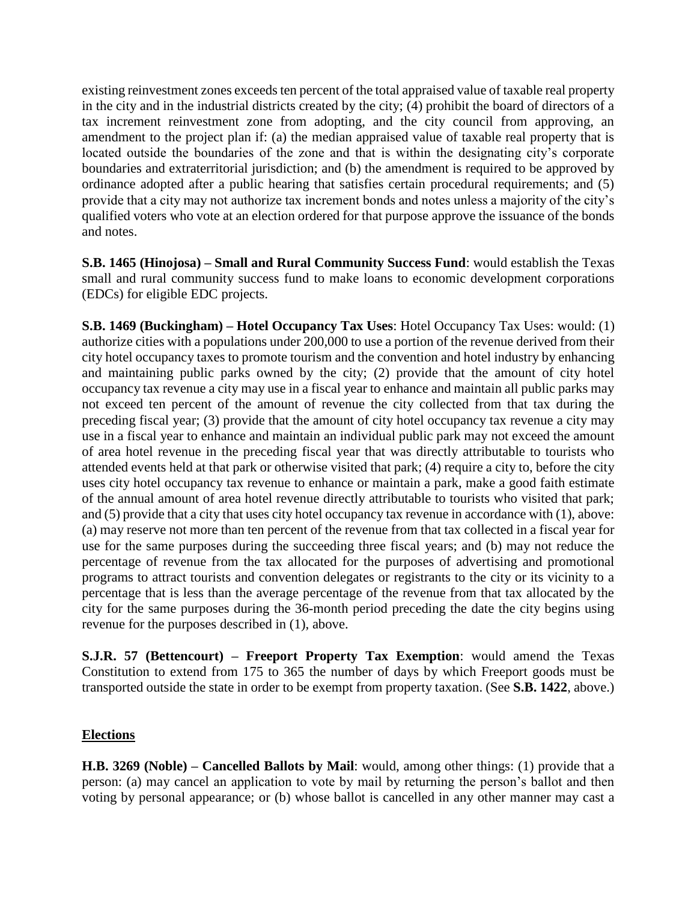existing reinvestment zones exceeds ten percent of the total appraised value of taxable real property in the city and in the industrial districts created by the city; (4) prohibit the board of directors of a tax increment reinvestment zone from adopting, and the city council from approving, an amendment to the project plan if: (a) the median appraised value of taxable real property that is located outside the boundaries of the zone and that is within the designating city's corporate boundaries and extraterritorial jurisdiction; and (b) the amendment is required to be approved by ordinance adopted after a public hearing that satisfies certain procedural requirements; and (5) provide that a city may not authorize tax increment bonds and notes unless a majority of the city's qualified voters who vote at an election ordered for that purpose approve the issuance of the bonds and notes.

**S.B. 1465 (Hinojosa) – Small and Rural Community Success Fund**: would establish the Texas small and rural community success fund to make loans to economic development corporations (EDCs) for eligible EDC projects.

**S.B. 1469 (Buckingham) – Hotel Occupancy Tax Uses**: Hotel Occupancy Tax Uses: would: (1) authorize cities with a populations under 200,000 to use a portion of the revenue derived from their city hotel occupancy taxes to promote tourism and the convention and hotel industry by enhancing and maintaining public parks owned by the city; (2) provide that the amount of city hotel occupancy tax revenue a city may use in a fiscal year to enhance and maintain all public parks may not exceed ten percent of the amount of revenue the city collected from that tax during the preceding fiscal year; (3) provide that the amount of city hotel occupancy tax revenue a city may use in a fiscal year to enhance and maintain an individual public park may not exceed the amount of area hotel revenue in the preceding fiscal year that was directly attributable to tourists who attended events held at that park or otherwise visited that park; (4) require a city to, before the city uses city hotel occupancy tax revenue to enhance or maintain a park, make a good faith estimate of the annual amount of area hotel revenue directly attributable to tourists who visited that park; and (5) provide that a city that uses city hotel occupancy tax revenue in accordance with (1), above: (a) may reserve not more than ten percent of the revenue from that tax collected in a fiscal year for use for the same purposes during the succeeding three fiscal years; and (b) may not reduce the percentage of revenue from the tax allocated for the purposes of advertising and promotional programs to attract tourists and convention delegates or registrants to the city or its vicinity to a percentage that is less than the average percentage of the revenue from that tax allocated by the city for the same purposes during the 36-month period preceding the date the city begins using revenue for the purposes described in (1), above.

**S.J.R. 57 (Bettencourt) – Freeport Property Tax Exemption**: would amend the Texas Constitution to extend from 175 to 365 the number of days by which Freeport goods must be transported outside the state in order to be exempt from property taxation. (See **S.B. 1422**, above.)

## Elections

**H.B. 3269 (Noble) – Cancelled Ballots by Mail**: would, among other things: (1) provide that a person: (a) may cancel an application to vote by mail by returning the person's ballot and then voting by personal appearance; or (b) whose ballot is cancelled in any other manner may cast a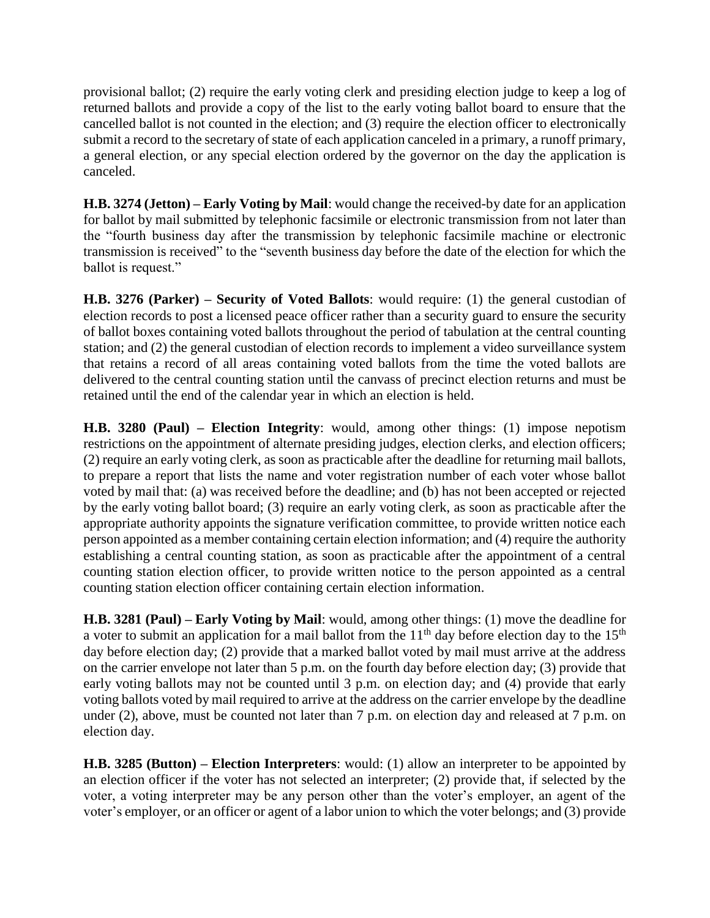provisional ballot; (2) require the early voting clerk and presiding election judge to keep a log of returned ballots and provide a copy of the list to the early voting ballot board to ensure that the cancelled ballot is not counted in the election; and (3) require the election officer to electronically submit a record to the secretary of state of each application canceled in a primary, a runoff primary, a general election, or any special election ordered by the governor on the day the application is canceled.

**H.B. 3274 (Jetton) – Early Voting by Mail**: would change the received-by date for an application for ballot by mail submitted by telephonic facsimile or electronic transmission from not later than the "fourth business day after the transmission by telephonic facsimile machine or electronic transmission is received" to the "seventh business day before the date of the election for which the ballot is request."

**H.B. 3276 (Parker) – Security of Voted Ballots**: would require: (1) the general custodian of election records to post a licensed peace officer rather than a security guard to ensure the security of ballot boxes containing voted ballots throughout the period of tabulation at the central counting station; and (2) the general custodian of election records to implement a video surveillance system that retains a record of all areas containing voted ballots from the time the voted ballots are delivered to the central counting station until the canvass of precinct election returns and must be retained until the end of the calendar year in which an election is held.

**H.B. 3280 (Paul) – Election Integrity**: would, among other things: (1) impose nepotism restrictions on the appointment of alternate presiding judges, election clerks, and election officers; (2) require an early voting clerk, as soon as practicable after the deadline for returning mail ballots, to prepare a report that lists the name and voter registration number of each voter whose ballot voted by mail that: (a) was received before the deadline; and (b) has not been accepted or rejected by the early voting ballot board; (3) require an early voting clerk, as soon as practicable after the appropriate authority appoints the signature verification committee, to provide written notice each person appointed as a member containing certain election information; and (4) require the authority establishing a central counting station, as soon as practicable after the appointment of a central counting station election officer, to provide written notice to the person appointed as a central counting station election officer containing certain election information.

**H.B. 3281 (Paul) – Early Voting by Mail**: would, among other things: (1) move the deadline for a voter to submit an application for a mail ballot from the 11th day before election day to the 15th day before election day; (2) provide that a marked ballot voted by mail must arrive at the address on the carrier envelope not later than 5 p.m. on the fourth day before election day; (3) provide that early voting ballots may not be counted until 3 p.m. on election day; and (4) provide that early voting ballots voted by mail required to arrive at the address on the carrier envelope by the deadline under (2), above, must be counted not later than 7 p.m. on election day and released at 7 p.m. on election day.

**H.B. 3285 (Button) – Election Interpreters**: would: (1) allow an interpreter to be appointed by an election officer if the voter has not selected an interpreter; (2) provide that, if selected by the voter, a voting interpreter may be any person other than the voter's employer, an agent of the voter's employer, or an officer or agent of a labor union to which the voter belongs; and (3) provide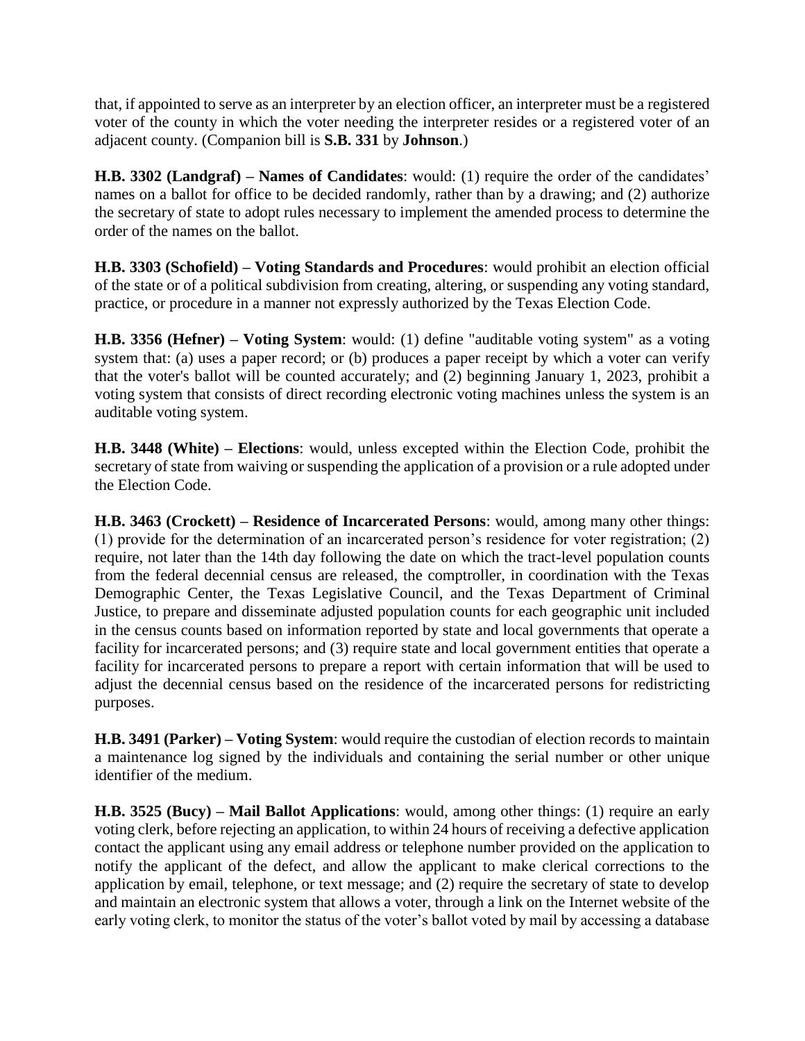that, if appointed to serve as an interpreter by an election officer, an interpreter must be a registered voter of the county in which the voter needing the interpreter resides or a registered voter of an adjacent county. (Companion bill is **S.B. 331** by **Johnson**.)

**H.B. 3302 (Landgraf) – Names of Candidates**: would: (1) require the order of the candidates' names on a ballot for office to be decided randomly, rather than by a drawing; and (2) authorize the secretary of state to adopt rules necessary to implement the amended process to determine the order of the names on the ballot.

**H.B. 3303 (Schofield) – Voting Standards and Procedures**: would prohibit an election official of the state or of a political subdivision from creating, altering, or suspending any voting standard, practice, or procedure in a manner not expressly authorized by the Texas Election Code.

**H.B. 3356 (Hefner) – Voting System**: would: (1) define "auditable voting system" as a voting system that: (a) uses a paper record; or (b) produces a paper receipt by which a voter can verify that the voter's ballot will be counted accurately; and (2) beginning January 1, 2023, prohibit a voting system that consists of direct recording electronic voting machines unless the system is an auditable voting system.

**H.B. 3448 (White) – Elections**: would, unless excepted within the Election Code, prohibit the secretary of state from waiving or suspending the application of a provision or a rule adopted under the Election Code.

**H.B. 3463 (Crockett) – Residence of Incarcerated Persons**: would, among many other things: (1) provide for the determination of an incarcerated person's residence for voter registration; (2) require, not later than the 14th day following the date on which the tract-level population counts from the federal decennial census are released, the comptroller, in coordination with the Texas Demographic Center, the Texas Legislative Council, and the Texas Department of Criminal Justice, to prepare and disseminate adjusted population counts for each geographic unit included in the census counts based on information reported by state and local governments that operate a facility for incarcerated persons; and (3) require state and local government entities that operate a facility for incarcerated persons to prepare a report with certain information that will be used to adjust the decennial census based on the residence of the incarcerated persons for redistricting purposes.

**H.B. 3491 (Parker) – Voting System**: would require the custodian of election records to maintain a maintenance log signed by the individuals and containing the serial number or other unique identifier of the medium.

**H.B. 3525 (Bucy) – Mail Ballot Applications**: would, among other things: (1) require an early voting clerk, before rejecting an application, to within 24 hours of receiving a defective application contact the applicant using any email address or telephone number provided on the application to notify the applicant of the defect, and allow the applicant to make clerical corrections to the application by email, telephone, or text message; and (2) require the secretary of state to develop and maintain an electronic system that allows a voter, through a link on the Internet website of the early voting clerk, to monitor the status of the voter's ballot voted by mail by accessing a database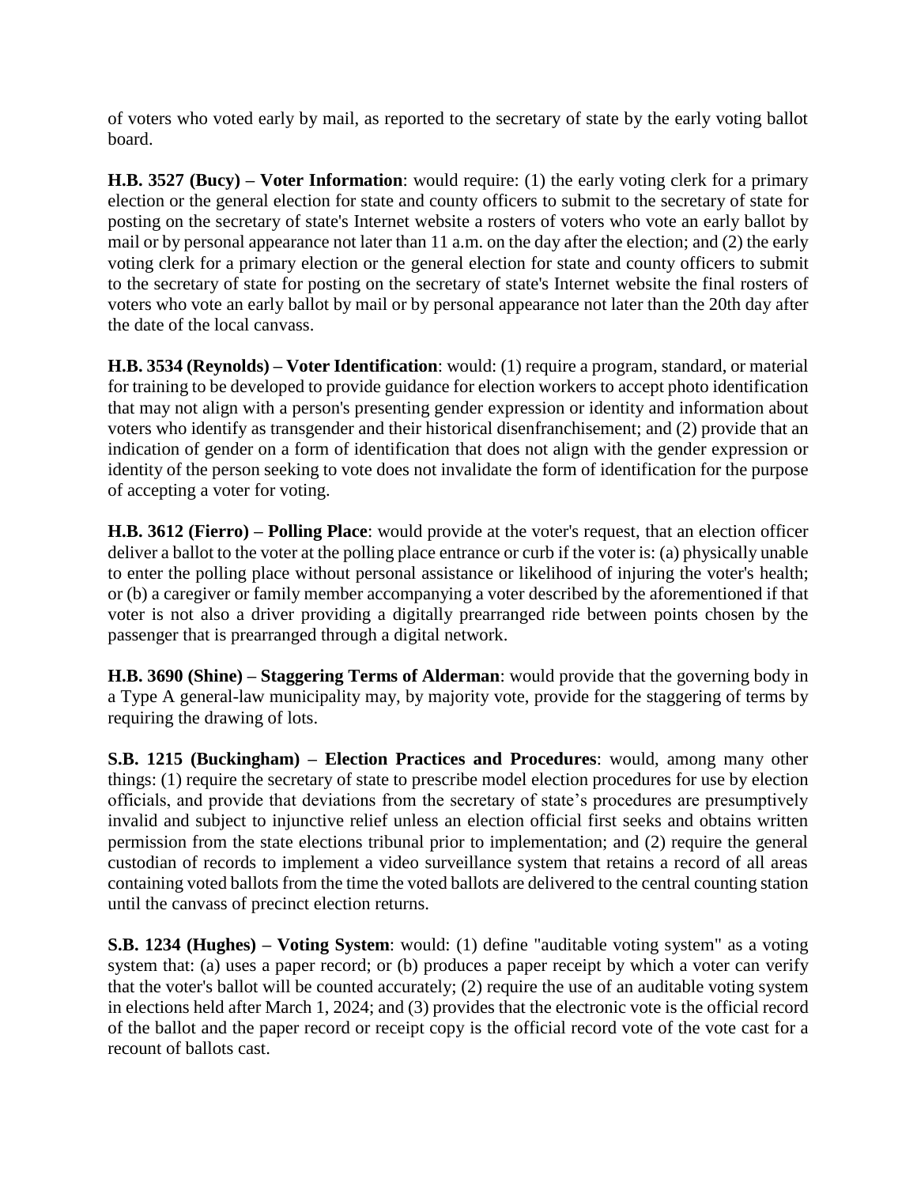of voters who voted early by mail, as reported to the secretary of state by the early voting ballot board.

**H.B. 3527 (Bucy) – Voter Information**: would require: (1) the early voting clerk for a primary election or the general election for state and county officers to submit to the secretary of state for posting on the secretary of state's Internet website a rosters of voters who vote an early ballot by mail or by personal appearance not later than 11 a.m. on the day after the election; and (2) the early voting clerk for a primary election or the general election for state and county officers to submit to the secretary of state for posting on the secretary of state's Internet website the final rosters of voters who vote an early ballot by mail or by personal appearance not later than the 20th day after the date of the local canvass.

**H.B. 3534 (Reynolds) – Voter Identification**: would: (1) require a program, standard, or material for training to be developed to provide guidance for election workers to accept photo identification that may not align with a person's presenting gender expression or identity and information about voters who identify as transgender and their historical disenfranchisement; and (2) provide that an indication of gender on a form of identification that does not align with the gender expression or identity of the person seeking to vote does not invalidate the form of identification for the purpose of accepting a voter for voting.

**H.B. 3612 (Fierro) – Polling Place**: would provide at the voter's request, that an election officer deliver a ballot to the voter at the polling place entrance or curb if the voter is: (a) physically unable to enter the polling place without personal assistance or likelihood of injuring the voter's health; or (b) a caregiver or family member accompanying a voter described by the aforementioned if that voter is not also a driver providing a digitally prearranged ride between points chosen by the passenger that is prearranged through a digital network.

**H.B. 3690 (Shine) – Staggering Terms of Alderman**: would provide that the governing body in a Type A general-law municipality may, by majority vote, provide for the staggering of terms by requiring the drawing of lots.

**S.B. 1215 (Buckingham) – Election Practices and Procedures**: would, among many other things: (1) require the secretary of state to prescribe model election procedures for use by election officials, and provide that deviations from the secretary of state's procedures are presumptively invalid and subject to injunctive relief unless an election official first seeks and obtains written permission from the state elections tribunal prior to implementation; and (2) require the general custodian of records to implement a video surveillance system that retains a record of all areas containing voted ballots from the time the voted ballots are delivered to the central counting station until the canvass of precinct election returns.

**S.B. 1234 (Hughes) – Voting System**: would: (1) define "auditable voting system" as a voting system that: (a) uses a paper record; or (b) produces a paper receipt by which a voter can verify that the voter's ballot will be counted accurately; (2) require the use of an auditable voting system in elections held after March 1, 2024; and (3) provides that the electronic vote is the official record of the ballot and the paper record or receipt copy is the official record vote of the vote cast for a recount of ballots cast.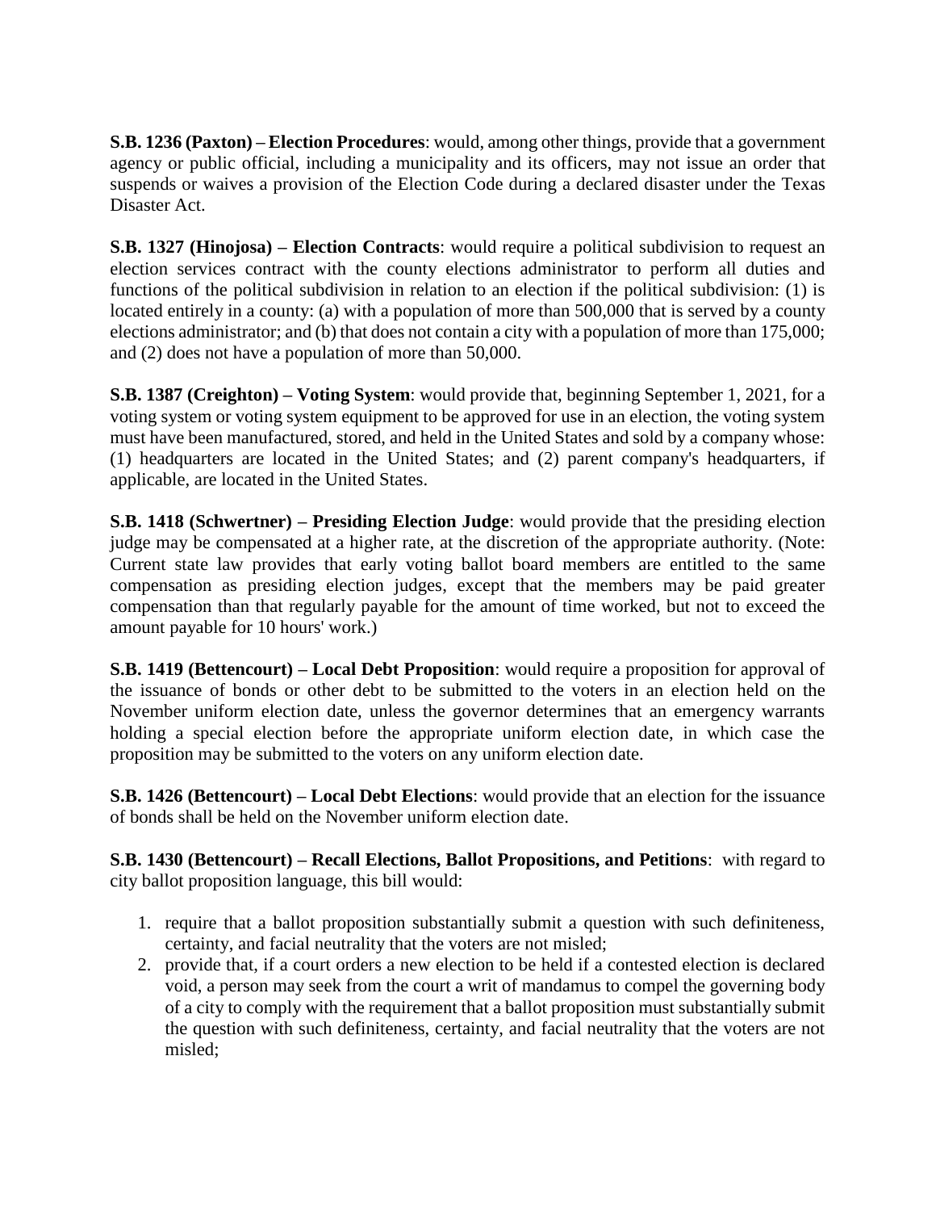**S.B. 1236 (Paxton) – Election Procedures**: would, among other things, provide that a government agency or public official, including a municipality and its officers, may not issue an order that suspends or waives a provision of the Election Code during a declared disaster under the Texas Disaster Act.

**S.B. 1327 (Hinojosa) – Election Contracts**: would require a political subdivision to request an election services contract with the county elections administrator to perform all duties and functions of the political subdivision in relation to an election if the political subdivision: (1) is located entirely in a county: (a) with a population of more than 500,000 that is served by a county elections administrator; and (b) that does not contain a city with a population of more than 175,000; and (2) does not have a population of more than 50,000.

**S.B. 1387 (Creighton) – Voting System**: would provide that, beginning September 1, 2021, for a voting system or voting system equipment to be approved for use in an election, the voting system must have been manufactured, stored, and held in the United States and sold by a company whose: (1) headquarters are located in the United States; and (2) parent company's headquarters, if applicable, are located in the United States.

**S.B. 1418 (Schwertner) – Presiding Election Judge**: would provide that the presiding election judge may be compensated at a higher rate, at the discretion of the appropriate authority. (Note: Current state law provides that early voting ballot board members are entitled to the same compensation as presiding election judges, except that the members may be paid greater compensation than that regularly payable for the amount of time worked, but not to exceed the amount payable for 10 hours' work.)

**S.B. 1419 (Bettencourt) – Local Debt Proposition**: would require a proposition for approval of the issuance of bonds or other debt to be submitted to the voters in an election held on the November uniform election date, unless the governor determines that an emergency warrants holding a special election before the appropriate uniform election date, in which case the proposition may be submitted to the voters on any uniform election date.

**S.B. 1426 (Bettencourt) – Local Debt Elections**: would provide that an election for the issuance of bonds shall be held on the November uniform election date.

**S.B. 1430 (Bettencourt) – Recall Elections, Ballot Propositions, and Petitions**: with regard to city ballot proposition language, this bill would:

1. require that a ballot proposition substantially submit a question with such definiteness, certainty, and facial neutrality that the voters are not misled;
2. provide that, if a court orders a new election to be held if a contested election is declared void, a person may seek from the court a writ of mandamus to compel the governing body of a city to comply with the requirement that a ballot proposition must substantially submit the question with such definiteness, certainty, and facial neutrality that the voters are not misled;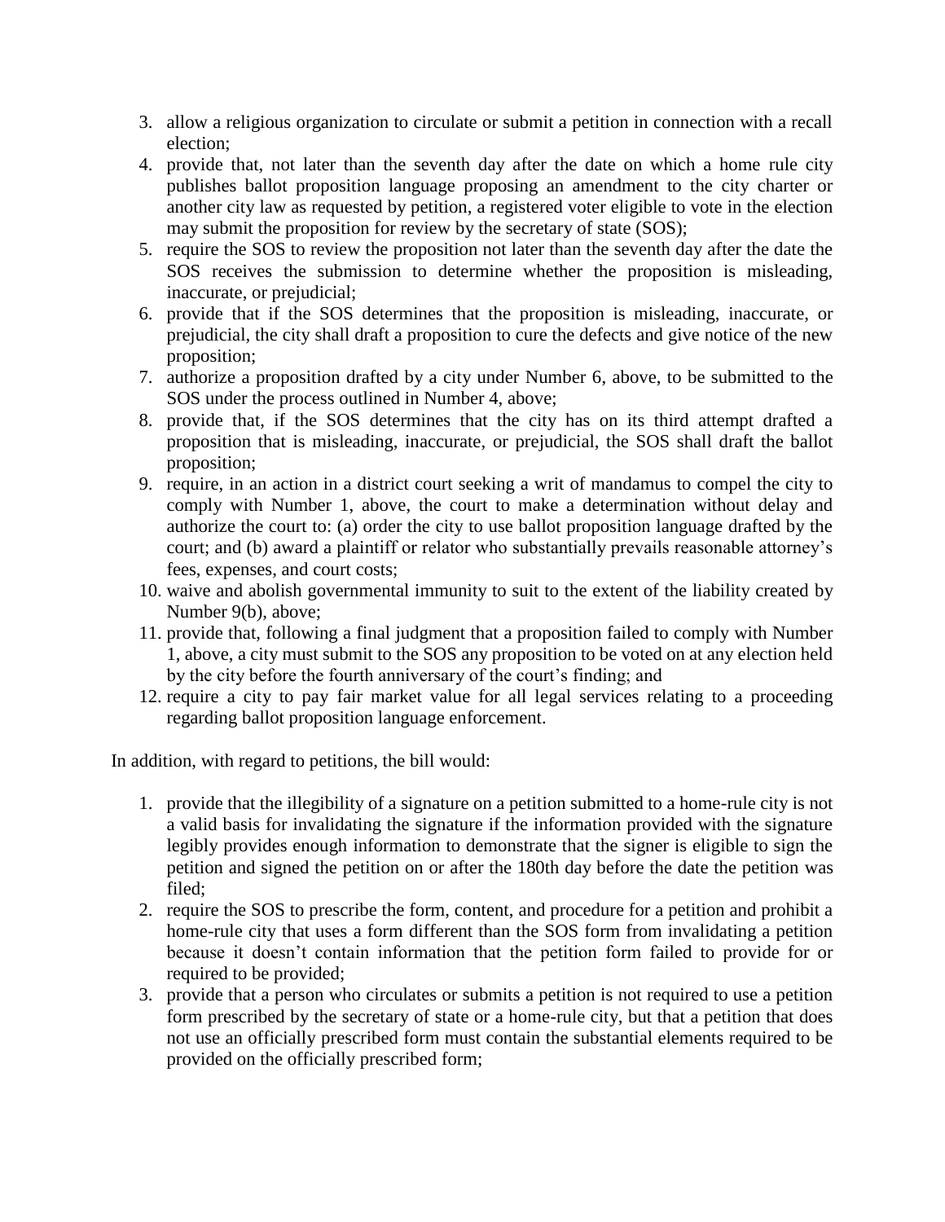3. allow a religious organization to circulate or submit a petition in connection with a recall election;
4. provide that, not later than the seventh day after the date on which a home rule city publishes ballot proposition language proposing an amendment to the city charter or another city law as requested by petition, a registered voter eligible to vote in the election may submit the proposition for review by the secretary of state (SOS);
5. require the SOS to review the proposition not later than the seventh day after the date the SOS receives the submission to determine whether the proposition is misleading, inaccurate, or prejudicial;
6. provide that if the SOS determines that the proposition is misleading, inaccurate, or prejudicial, the city shall draft a proposition to cure the defects and give notice of the new proposition;
7. authorize a proposition drafted by a city under Number 6, above, to be submitted to the SOS under the process outlined in Number 4, above;
8. provide that, if the SOS determines that the city has on its third attempt drafted a proposition that is misleading, inaccurate, or prejudicial, the SOS shall draft the ballot proposition;
9. require, in an action in a district court seeking a writ of mandamus to compel the city to comply with Number 1, above, the court to make a determination without delay and authorize the court to: (a) order the city to use ballot proposition language drafted by the court; and (b) award a plaintiff or relator who substantially prevails reasonable attorney's fees, expenses, and court costs;
10. waive and abolish governmental immunity to suit to the extent of the liability created by Number 9(b), above;
11. provide that, following a final judgment that a proposition failed to comply with Number 1, above, a city must submit to the SOS any proposition to be voted on at any election held by the city before the fourth anniversary of the court's finding; and
12. require a city to pay fair market value for all legal services relating to a proceeding regarding ballot proposition language enforcement.

In addition, with regard to petitions, the bill would:

1. provide that the illegibility of a signature on a petition submitted to a home-rule city is not a valid basis for invalidating the signature if the information provided with the signature legibly provides enough information to demonstrate that the signer is eligible to sign the petition and signed the petition on or after the 180th day before the date the petition was filed;
2. require the SOS to prescribe the form, content, and procedure for a petition and prohibit a home-rule city that uses a form different than the SOS form from invalidating a petition because it doesn't contain information that the petition form failed to provide for or required to be provided;
3. provide that a person who circulates or submits a petition is not required to use a petition form prescribed by the secretary of state or a home-rule city, but that a petition that does not use an officially prescribed form must contain the substantial elements required to be provided on the officially prescribed form;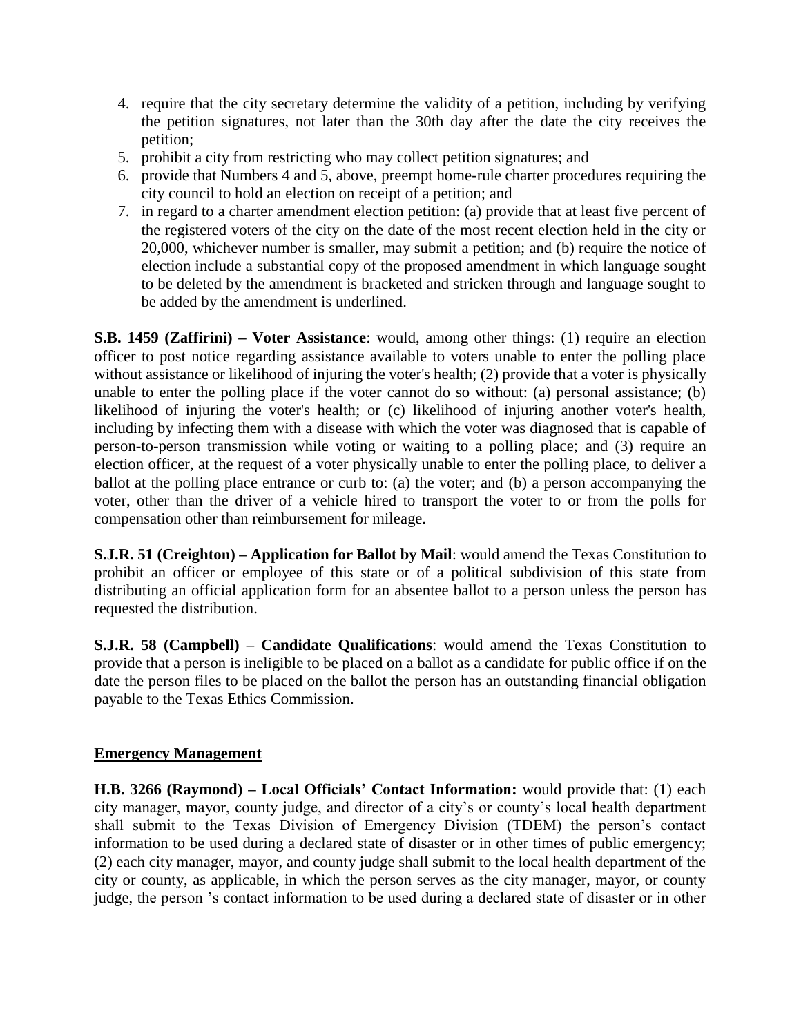4. require that the city secretary determine the validity of a petition, including by verifying the petition signatures, not later than the 30th day after the date the city receives the petition;
5. prohibit a city from restricting who may collect petition signatures; and
6. provide that Numbers 4 and 5, above, preempt home-rule charter procedures requiring the city council to hold an election on receipt of a petition; and
7. in regard to a charter amendment election petition: (a) provide that at least five percent of the registered voters of the city on the date of the most recent election held in the city or 20,000, whichever number is smaller, may submit a petition; and (b) require the notice of election include a substantial copy of the proposed amendment in which language sought to be deleted by the amendment is bracketed and stricken through and language sought to be added by the amendment is underlined.

**S.B. 1459 (Zaffirini) – Voter Assistance**: would, among other things: (1) require an election officer to post notice regarding assistance available to voters unable to enter the polling place without assistance or likelihood of injuring the voter's health; (2) provide that a voter is physically unable to enter the polling place if the voter cannot do so without: (a) personal assistance; (b) likelihood of injuring the voter's health; or (c) likelihood of injuring another voter's health, including by infecting them with a disease with which the voter was diagnosed that is capable of person-to-person transmission while voting or waiting to a polling place; and (3) require an election officer, at the request of a voter physically unable to enter the polling place, to deliver a ballot at the polling place entrance or curb to: (a) the voter; and (b) a person accompanying the voter, other than the driver of a vehicle hired to transport the voter to or from the polls for compensation other than reimbursement for mileage.

**S.J.R. 51 (Creighton) – Application for Ballot by Mail**: would amend the Texas Constitution to prohibit an officer or employee of this state or of a political subdivision of this state from distributing an official application form for an absentee ballot to a person unless the person has requested the distribution.

**S.J.R. 58 (Campbell) – Candidate Qualifications**: would amend the Texas Constitution to provide that a person is ineligible to be placed on a ballot as a candidate for public office if on the date the person files to be placed on the ballot the person has an outstanding financial obligation payable to the Texas Ethics Commission.

## Emergency Management

**H.B. 3266 (Raymond) – Local Officials' Contact Information:** would provide that: (1) each city manager, mayor, county judge, and director of a city's or county's local health department shall submit to the Texas Division of Emergency Division (TDEM) the person's contact information to be used during a declared state of disaster or in other times of public emergency; (2) each city manager, mayor, and county judge shall submit to the local health department of the city or county, as applicable, in which the person serves as the city manager, mayor, or county judge, the person 's contact information to be used during a declared state of disaster or in other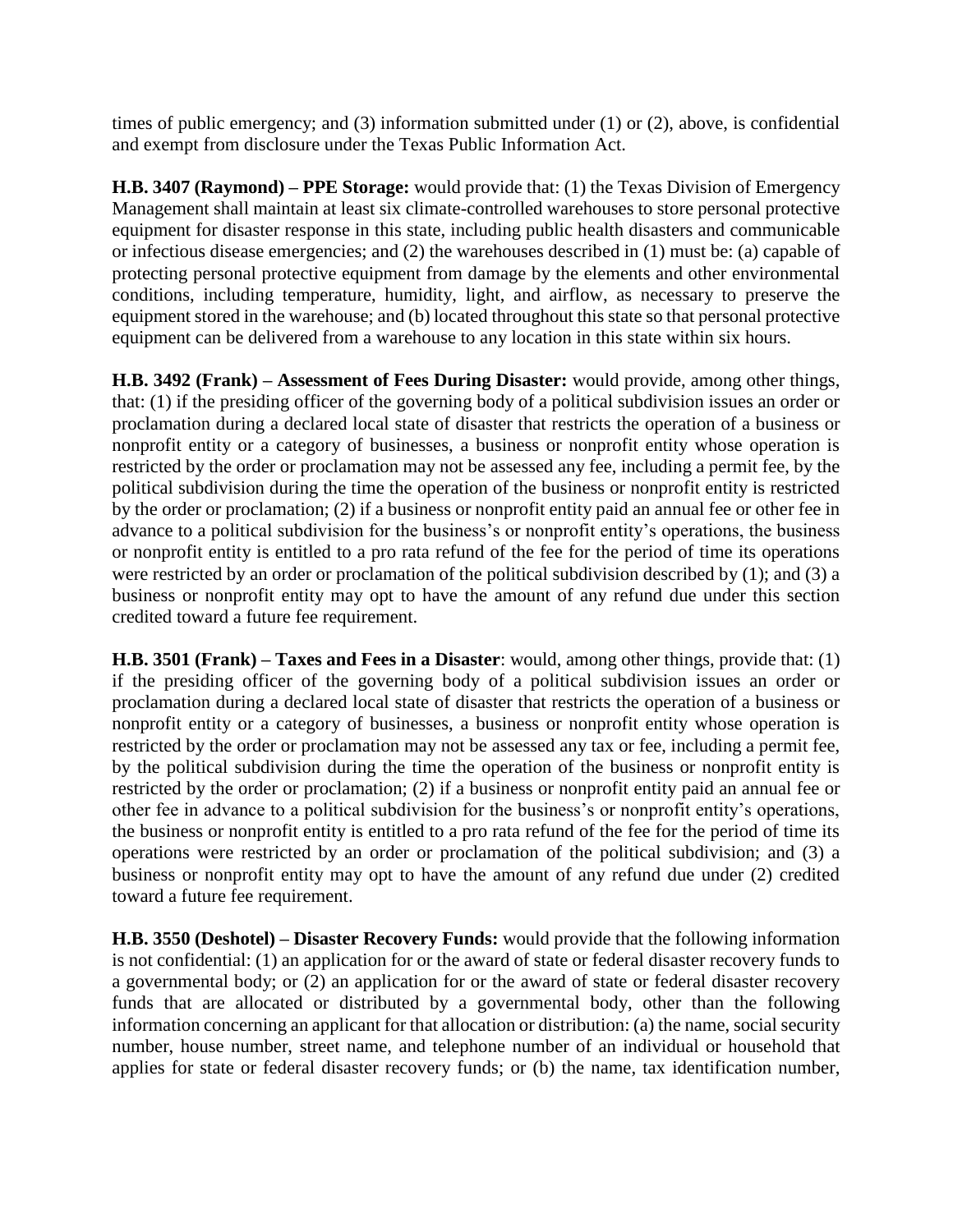times of public emergency; and (3) information submitted under (1) or (2), above, is confidential and exempt from disclosure under the Texas Public Information Act.

**H.B. 3407 (Raymond) – PPE Storage:** would provide that: (1) the Texas Division of Emergency Management shall maintain at least six climate-controlled warehouses to store personal protective equipment for disaster response in this state, including public health disasters and communicable or infectious disease emergencies; and (2) the warehouses described in (1) must be: (a) capable of protecting personal protective equipment from damage by the elements and other environmental conditions, including temperature, humidity, light, and airflow, as necessary to preserve the equipment stored in the warehouse; and (b) located throughout this state so that personal protective equipment can be delivered from a warehouse to any location in this state within six hours.

**H.B. 3492 (Frank) – Assessment of Fees During Disaster:** would provide, among other things, that: (1) if the presiding officer of the governing body of a political subdivision issues an order or proclamation during a declared local state of disaster that restricts the operation of a business or nonprofit entity or a category of businesses, a business or nonprofit entity whose operation is restricted by the order or proclamation may not be assessed any fee, including a permit fee, by the political subdivision during the time the operation of the business or nonprofit entity is restricted by the order or proclamation; (2) if a business or nonprofit entity paid an annual fee or other fee in advance to a political subdivision for the business's or nonprofit entity's operations, the business or nonprofit entity is entitled to a pro rata refund of the fee for the period of time its operations were restricted by an order or proclamation of the political subdivision described by (1); and (3) a business or nonprofit entity may opt to have the amount of any refund due under this section credited toward a future fee requirement.

**H.B. 3501 (Frank) – Taxes and Fees in a Disaster**: would, among other things, provide that: (1) if the presiding officer of the governing body of a political subdivision issues an order or proclamation during a declared local state of disaster that restricts the operation of a business or nonprofit entity or a category of businesses, a business or nonprofit entity whose operation is restricted by the order or proclamation may not be assessed any tax or fee, including a permit fee, by the political subdivision during the time the operation of the business or nonprofit entity is restricted by the order or proclamation; (2) if a business or nonprofit entity paid an annual fee or other fee in advance to a political subdivision for the business's or nonprofit entity's operations, the business or nonprofit entity is entitled to a pro rata refund of the fee for the period of time its operations were restricted by an order or proclamation of the political subdivision; and (3) a business or nonprofit entity may opt to have the amount of any refund due under (2) credited toward a future fee requirement.

**H.B. 3550 (Deshotel) – Disaster Recovery Funds:** would provide that the following information is not confidential: (1) an application for or the award of state or federal disaster recovery funds to a governmental body; or (2) an application for or the award of state or federal disaster recovery funds that are allocated or distributed by a governmental body, other than the following information concerning an applicant for that allocation or distribution: (a) the name, social security number, house number, street name, and telephone number of an individual or household that applies for state or federal disaster recovery funds; or (b) the name, tax identification number,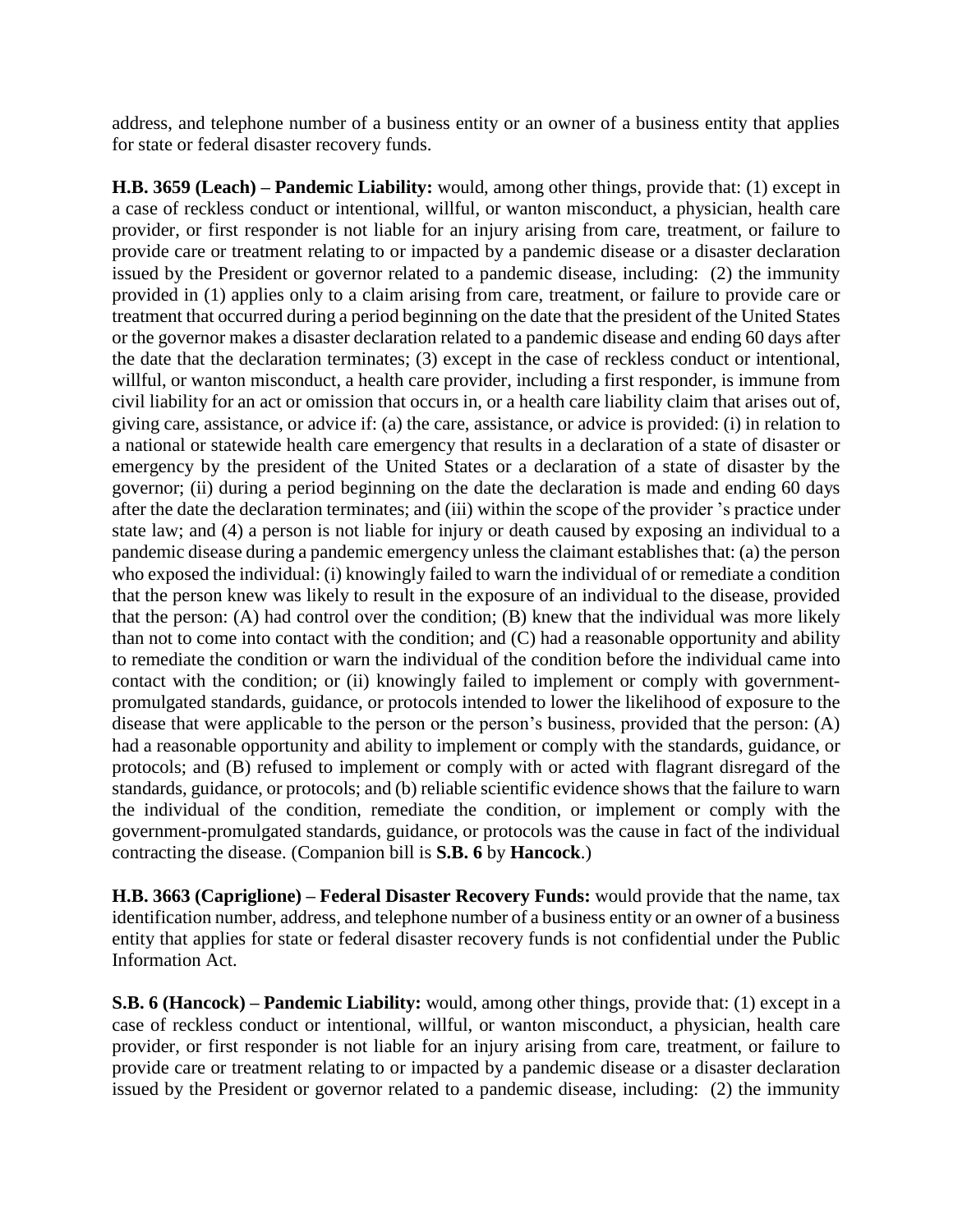address, and telephone number of a business entity or an owner of a business entity that applies for state or federal disaster recovery funds.

**H.B. 3659 (Leach) – Pandemic Liability:** would, among other things, provide that: (1) except in a case of reckless conduct or intentional, willful, or wanton misconduct, a physician, health care provider, or first responder is not liable for an injury arising from care, treatment, or failure to provide care or treatment relating to or impacted by a pandemic disease or a disaster declaration issued by the President or governor related to a pandemic disease, including: (2) the immunity provided in (1) applies only to a claim arising from care, treatment, or failure to provide care or treatment that occurred during a period beginning on the date that the president of the United States or the governor makes a disaster declaration related to a pandemic disease and ending 60 days after the date that the declaration terminates; (3) except in the case of reckless conduct or intentional, willful, or wanton misconduct, a health care provider, including a first responder, is immune from civil liability for an act or omission that occurs in, or a health care liability claim that arises out of, giving care, assistance, or advice if: (a) the care, assistance, or advice is provided: (i) in relation to a national or statewide health care emergency that results in a declaration of a state of disaster or emergency by the president of the United States or a declaration of a state of disaster by the governor; (ii) during a period beginning on the date the declaration is made and ending 60 days after the date the declaration terminates; and (iii) within the scope of the provider 's practice under state law; and (4) a person is not liable for injury or death caused by exposing an individual to a pandemic disease during a pandemic emergency unless the claimant establishes that: (a) the person who exposed the individual: (i) knowingly failed to warn the individual of or remediate a condition that the person knew was likely to result in the exposure of an individual to the disease, provided that the person: (A) had control over the condition; (B) knew that the individual was more likely than not to come into contact with the condition; and (C) had a reasonable opportunity and ability to remediate the condition or warn the individual of the condition before the individual came into contact with the condition; or (ii) knowingly failed to implement or comply with government-promulgated standards, guidance, or protocols intended to lower the likelihood of exposure to the disease that were applicable to the person or the person's business, provided that the person: (A) had a reasonable opportunity and ability to implement or comply with the standards, guidance, or protocols; and (B) refused to implement or comply with or acted with flagrant disregard of the standards, guidance, or protocols; and (b) reliable scientific evidence shows that the failure to warn the individual of the condition, remediate the condition, or implement or comply with the government-promulgated standards, guidance, or protocols was the cause in fact of the individual contracting the disease. (Companion bill is **S.B. 6** by **Hancock**.)

**H.B. 3663 (Capriglione) – Federal Disaster Recovery Funds:** would provide that the name, tax identification number, address, and telephone number of a business entity or an owner of a business entity that applies for state or federal disaster recovery funds is not confidential under the Public Information Act.

**S.B. 6 (Hancock) – Pandemic Liability:** would, among other things, provide that: (1) except in a case of reckless conduct or intentional, willful, or wanton misconduct, a physician, health care provider, or first responder is not liable for an injury arising from care, treatment, or failure to provide care or treatment relating to or impacted by a pandemic disease or a disaster declaration issued by the President or governor related to a pandemic disease, including: (2) the immunity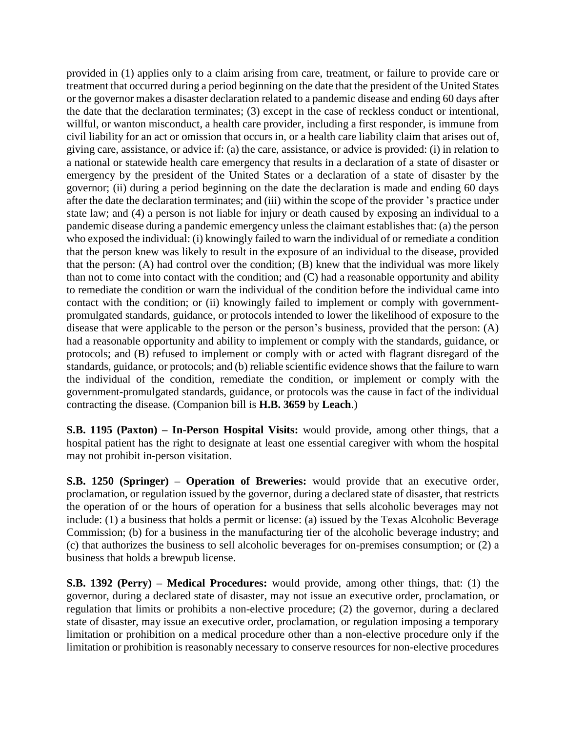provided in (1) applies only to a claim arising from care, treatment, or failure to provide care or treatment that occurred during a period beginning on the date that the president of the United States or the governor makes a disaster declaration related to a pandemic disease and ending 60 days after the date that the declaration terminates; (3) except in the case of reckless conduct or intentional, willful, or wanton misconduct, a health care provider, including a first responder, is immune from civil liability for an act or omission that occurs in, or a health care liability claim that arises out of, giving care, assistance, or advice if: (a) the care, assistance, or advice is provided: (i) in relation to a national or statewide health care emergency that results in a declaration of a state of disaster or emergency by the president of the United States or a declaration of a state of disaster by the governor; (ii) during a period beginning on the date the declaration is made and ending 60 days after the date the declaration terminates; and (iii) within the scope of the provider 's practice under state law; and (4) a person is not liable for injury or death caused by exposing an individual to a pandemic disease during a pandemic emergency unless the claimant establishes that: (a) the person who exposed the individual: (i) knowingly failed to warn the individual of or remediate a condition that the person knew was likely to result in the exposure of an individual to the disease, provided that the person: (A) had control over the condition; (B) knew that the individual was more likely than not to come into contact with the condition; and (C) had a reasonable opportunity and ability to remediate the condition or warn the individual of the condition before the individual came into contact with the condition; or (ii) knowingly failed to implement or comply with government-promulgated standards, guidance, or protocols intended to lower the likelihood of exposure to the disease that were applicable to the person or the person's business, provided that the person: (A) had a reasonable opportunity and ability to implement or comply with the standards, guidance, or protocols; and (B) refused to implement or comply with or acted with flagrant disregard of the standards, guidance, or protocols; and (b) reliable scientific evidence shows that the failure to warn the individual of the condition, remediate the condition, or implement or comply with the government-promulgated standards, guidance, or protocols was the cause in fact of the individual contracting the disease. (Companion bill is **H.B. 3659** by **Leach**.)

**S.B. 1195 (Paxton) – In-Person Hospital Visits:** would provide, among other things, that a hospital patient has the right to designate at least one essential caregiver with whom the hospital may not prohibit in-person visitation.

**S.B. 1250 (Springer) – Operation of Breweries:** would provide that an executive order, proclamation, or regulation issued by the governor, during a declared state of disaster, that restricts the operation of or the hours of operation for a business that sells alcoholic beverages may not include: (1) a business that holds a permit or license: (a) issued by the Texas Alcoholic Beverage Commission; (b) for a business in the manufacturing tier of the alcoholic beverage industry; and (c) that authorizes the business to sell alcoholic beverages for on-premises consumption; or (2) a business that holds a brewpub license.

**S.B. 1392 (Perry) – Medical Procedures:** would provide, among other things, that: (1) the governor, during a declared state of disaster, may not issue an executive order, proclamation, or regulation that limits or prohibits a non-elective procedure; (2) the governor, during a declared state of disaster, may issue an executive order, proclamation, or regulation imposing a temporary limitation or prohibition on a medical procedure other than a non-elective procedure only if the limitation or prohibition is reasonably necessary to conserve resources for non-elective procedures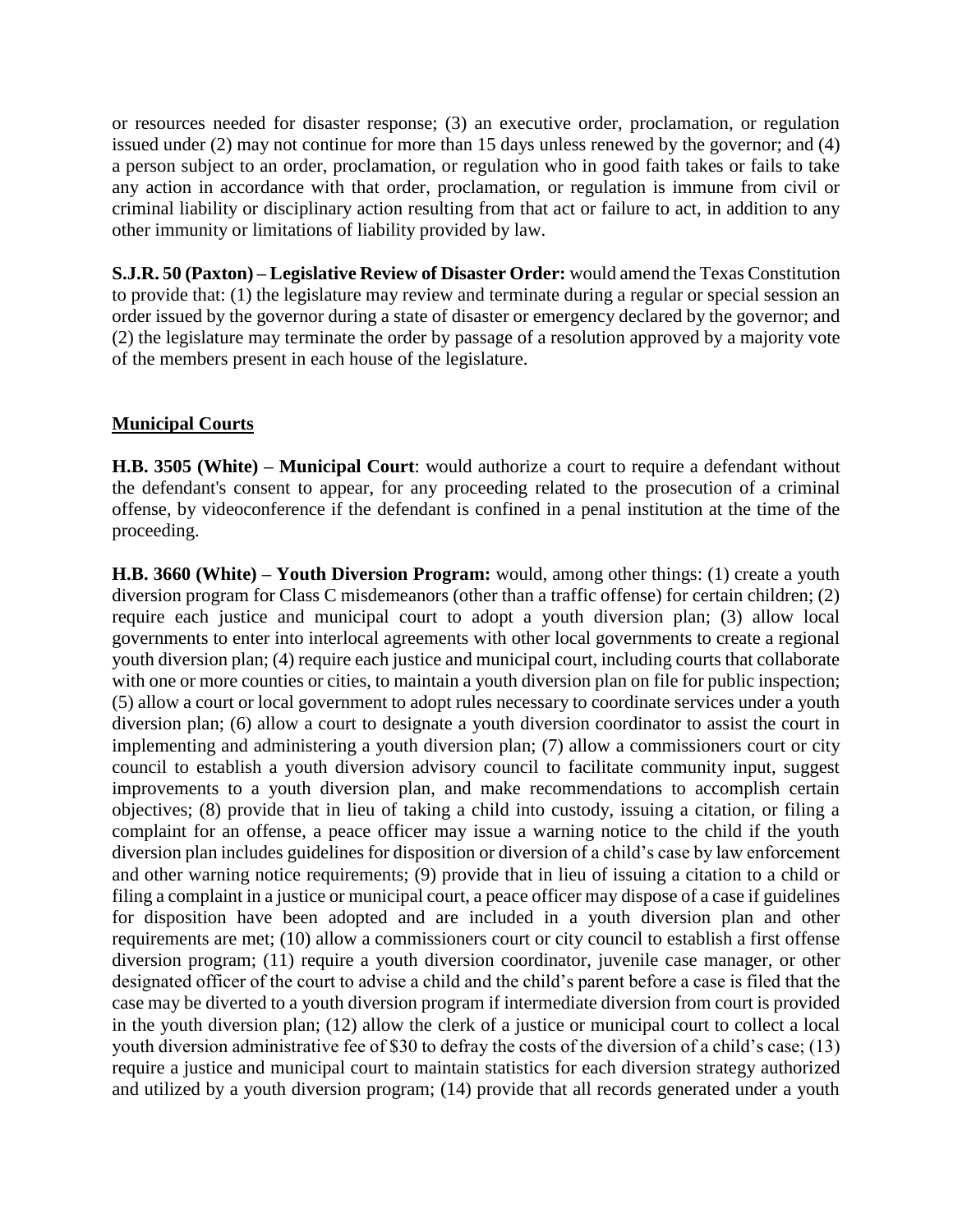or resources needed for disaster response; (3) an executive order, proclamation, or regulation issued under (2) may not continue for more than 15 days unless renewed by the governor; and (4) a person subject to an order, proclamation, or regulation who in good faith takes or fails to take any action in accordance with that order, proclamation, or regulation is immune from civil or criminal liability or disciplinary action resulting from that act or failure to act, in addition to any other immunity or limitations of liability provided by law.

**S.J.R. 50 (Paxton) – Legislative Review of Disaster Order:** would amend the Texas Constitution to provide that: (1) the legislature may review and terminate during a regular or special session an order issued by the governor during a state of disaster or emergency declared by the governor; and (2) the legislature may terminate the order by passage of a resolution approved by a majority vote of the members present in each house of the legislature.

## Municipal Courts

**H.B. 3505 (White) – Municipal Court**: would authorize a court to require a defendant without the defendant's consent to appear, for any proceeding related to the prosecution of a criminal offense, by videoconference if the defendant is confined in a penal institution at the time of the proceeding.

**H.B. 3660 (White) – Youth Diversion Program:** would, among other things: (1) create a youth diversion program for Class C misdemeanors (other than a traffic offense) for certain children; (2) require each justice and municipal court to adopt a youth diversion plan; (3) allow local governments to enter into interlocal agreements with other local governments to create a regional youth diversion plan; (4) require each justice and municipal court, including courts that collaborate with one or more counties or cities, to maintain a youth diversion plan on file for public inspection; (5) allow a court or local government to adopt rules necessary to coordinate services under a youth diversion plan; (6) allow a court to designate a youth diversion coordinator to assist the court in implementing and administering a youth diversion plan; (7) allow a commissioners court or city council to establish a youth diversion advisory council to facilitate community input, suggest improvements to a youth diversion plan, and make recommendations to accomplish certain objectives; (8) provide that in lieu of taking a child into custody, issuing a citation, or filing a complaint for an offense, a peace officer may issue a warning notice to the child if the youth diversion plan includes guidelines for disposition or diversion of a child's case by law enforcement and other warning notice requirements; (9) provide that in lieu of issuing a citation to a child or filing a complaint in a justice or municipal court, a peace officer may dispose of a case if guidelines for disposition have been adopted and are included in a youth diversion plan and other requirements are met; (10) allow a commissioners court or city council to establish a first offense diversion program; (11) require a youth diversion coordinator, juvenile case manager, or other designated officer of the court to advise a child and the child's parent before a case is filed that the case may be diverted to a youth diversion program if intermediate diversion from court is provided in the youth diversion plan; (12) allow the clerk of a justice or municipal court to collect a local youth diversion administrative fee of $30 to defray the costs of the diversion of a child's case; (13) require a justice and municipal court to maintain statistics for each diversion strategy authorized and utilized by a youth diversion program; (14) provide that all records generated under a youth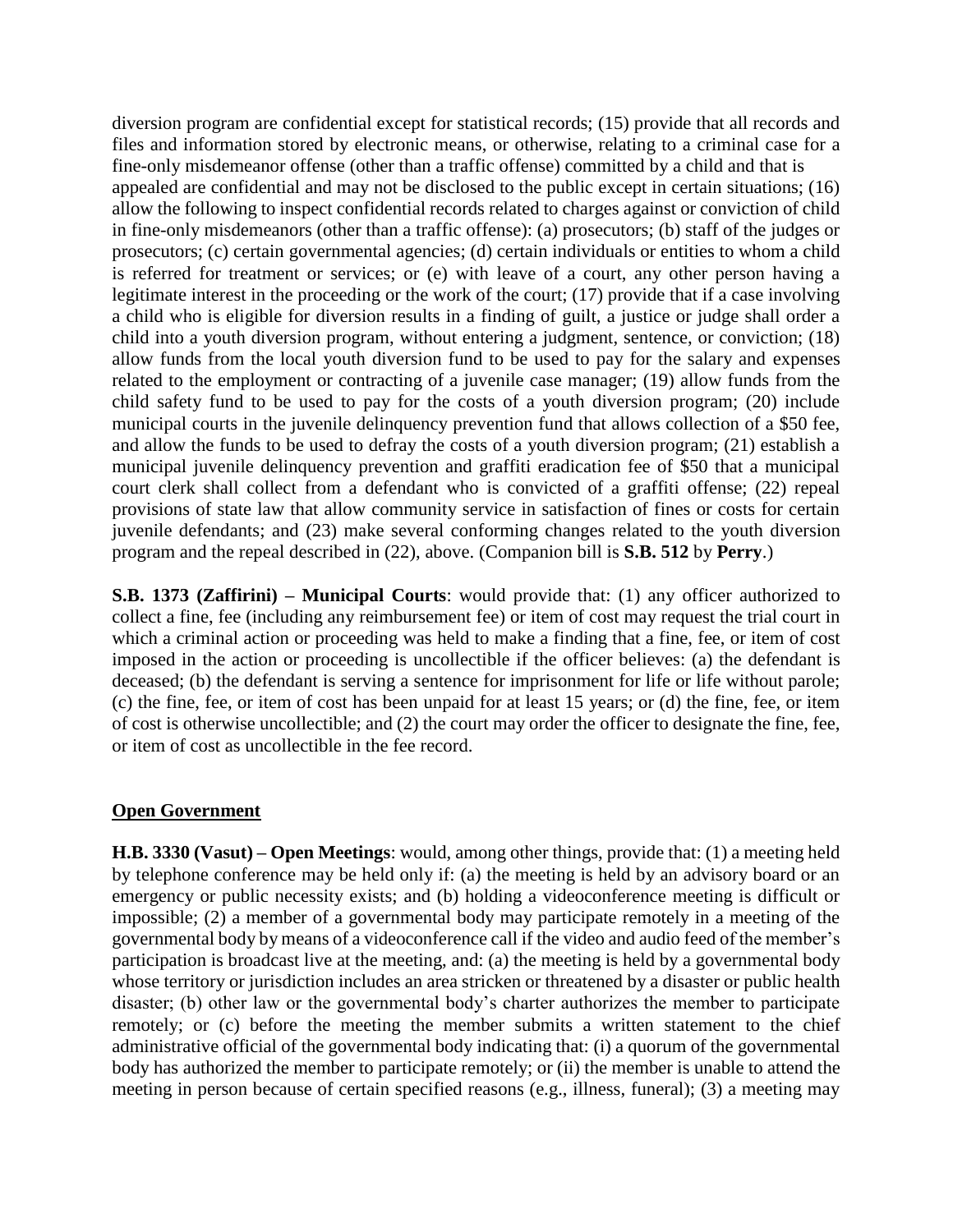diversion program are confidential except for statistical records; (15) provide that all records and files and information stored by electronic means, or otherwise, relating to a criminal case for a fine-only misdemeanor offense (other than a traffic offense) committed by a child and that is appealed are confidential and may not be disclosed to the public except in certain situations; (16) allow the following to inspect confidential records related to charges against or conviction of child in fine-only misdemeanors (other than a traffic offense): (a) prosecutors; (b) staff of the judges or prosecutors; (c) certain governmental agencies; (d) certain individuals or entities to whom a child is referred for treatment or services; or (e) with leave of a court, any other person having a legitimate interest in the proceeding or the work of the court; (17) provide that if a case involving a child who is eligible for diversion results in a finding of guilt, a justice or judge shall order a child into a youth diversion program, without entering a judgment, sentence, or conviction; (18) allow funds from the local youth diversion fund to be used to pay for the salary and expenses related to the employment or contracting of a juvenile case manager; (19) allow funds from the child safety fund to be used to pay for the costs of a youth diversion program; (20) include municipal courts in the juvenile delinquency prevention fund that allows collection of a $50 fee, and allow the funds to be used to defray the costs of a youth diversion program; (21) establish a municipal juvenile delinquency prevention and graffiti eradication fee of $50 that a municipal court clerk shall collect from a defendant who is convicted of a graffiti offense; (22) repeal provisions of state law that allow community service in satisfaction of fines or costs for certain juvenile defendants; and (23) make several conforming changes related to the youth diversion program and the repeal described in (22), above. (Companion bill is **S.B. 512** by **Perry**.)

**S.B. 1373 (Zaffirini) – Municipal Courts**: would provide that: (1) any officer authorized to collect a fine, fee (including any reimbursement fee) or item of cost may request the trial court in which a criminal action or proceeding was held to make a finding that a fine, fee, or item of cost imposed in the action or proceeding is uncollectible if the officer believes: (a) the defendant is deceased; (b) the defendant is serving a sentence for imprisonment for life or life without parole; (c) the fine, fee, or item of cost has been unpaid for at least 15 years; or (d) the fine, fee, or item of cost is otherwise uncollectible; and (2) the court may order the officer to designate the fine, fee, or item of cost as uncollectible in the fee record.

## Open Government

**H.B. 3330 (Vasut) – Open Meetings**: would, among other things, provide that: (1) a meeting held by telephone conference may be held only if: (a) the meeting is held by an advisory board or an emergency or public necessity exists; and (b) holding a videoconference meeting is difficult or impossible; (2) a member of a governmental body may participate remotely in a meeting of the governmental body by means of a videoconference call if the video and audio feed of the member's participation is broadcast live at the meeting, and: (a) the meeting is held by a governmental body whose territory or jurisdiction includes an area stricken or threatened by a disaster or public health disaster; (b) other law or the governmental body's charter authorizes the member to participate remotely; or (c) before the meeting the member submits a written statement to the chief administrative official of the governmental body indicating that: (i) a quorum of the governmental body has authorized the member to participate remotely; or (ii) the member is unable to attend the meeting in person because of certain specified reasons (e.g., illness, funeral); (3) a meeting may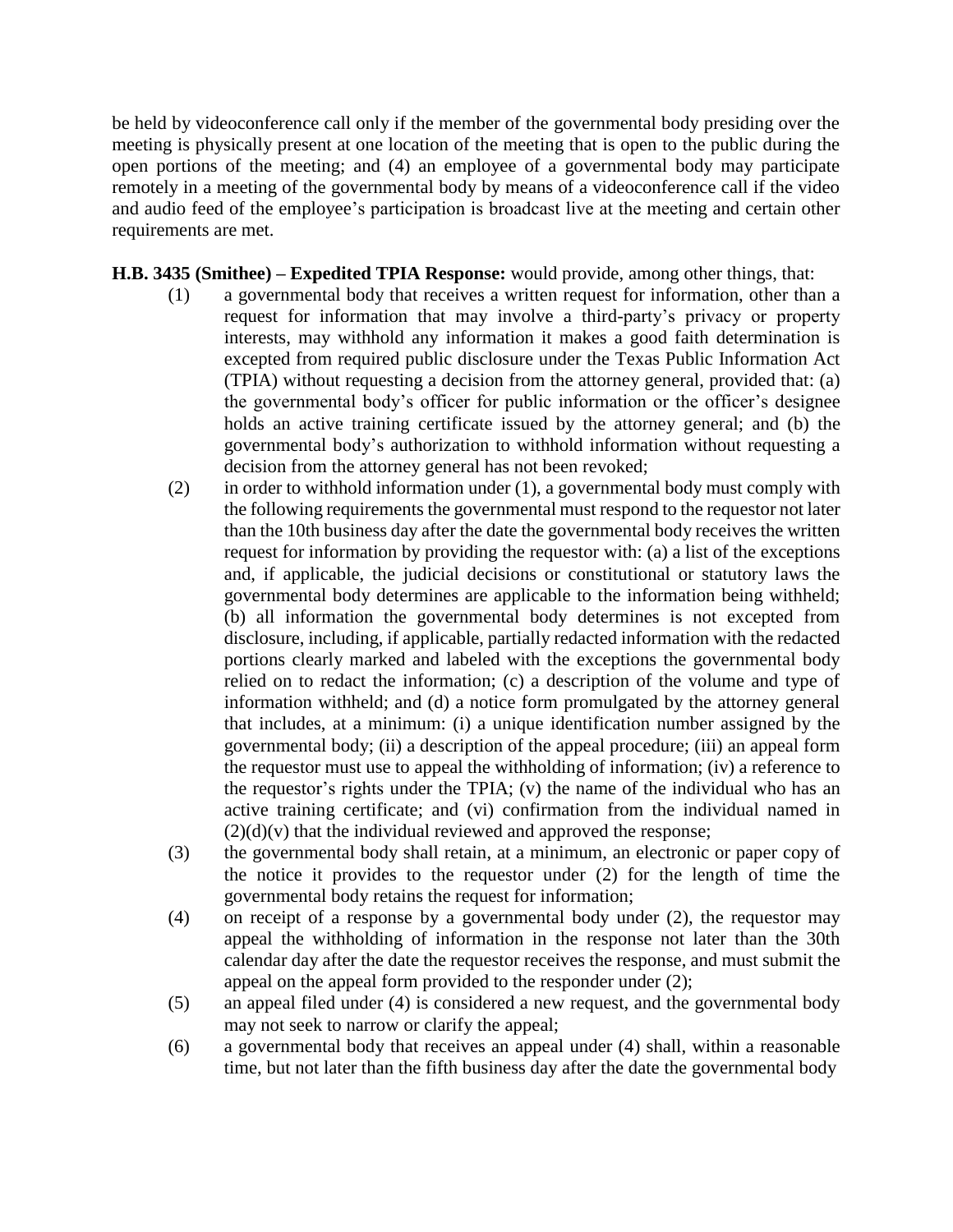be held by videoconference call only if the member of the governmental body presiding over the meeting is physically present at one location of the meeting that is open to the public during the open portions of the meeting; and (4) an employee of a governmental body may participate remotely in a meeting of the governmental body by means of a videoconference call if the video and audio feed of the employee's participation is broadcast live at the meeting and certain other requirements are met.

**H.B. 3435 (Smithee) – Expedited TPIA Response:** would provide, among other things, that:

(1) a governmental body that receives a written request for information, other than a request for information that may involve a third-party's privacy or property interests, may withhold any information it makes a good faith determination is excepted from required public disclosure under the Texas Public Information Act (TPIA) without requesting a decision from the attorney general, provided that: (a) the governmental body's officer for public information or the officer's designee holds an active training certificate issued by the attorney general; and (b) the governmental body's authorization to withhold information without requesting a decision from the attorney general has not been revoked;

(2) in order to withhold information under (1), a governmental body must comply with the following requirements the governmental must respond to the requestor not later than the 10th business day after the date the governmental body receives the written request for information by providing the requestor with: (a) a list of the exceptions and, if applicable, the judicial decisions or constitutional or statutory laws the governmental body determines are applicable to the information being withheld; (b) all information the governmental body determines is not excepted from disclosure, including, if applicable, partially redacted information with the redacted portions clearly marked and labeled with the exceptions the governmental body relied on to redact the information; (c) a description of the volume and type of information withheld; and (d) a notice form promulgated by the attorney general that includes, at a minimum: (i) a unique identification number assigned by the governmental body; (ii) a description of the appeal procedure; (iii) an appeal form the requestor must use to appeal the withholding of information; (iv) a reference to the requestor's rights under the TPIA; (v) the name of the individual who has an active training certificate; and (vi) confirmation from the individual named in (2)(d)(v) that the individual reviewed and approved the response;

(3) the governmental body shall retain, at a minimum, an electronic or paper copy of the notice it provides to the requestor under (2) for the length of time the governmental body retains the request for information;

(4) on receipt of a response by a governmental body under (2), the requestor may appeal the withholding of information in the response not later than the 30th calendar day after the date the requestor receives the response, and must submit the appeal on the appeal form provided to the responder under (2);

(5) an appeal filed under (4) is considered a new request, and the governmental body may not seek to narrow or clarify the appeal;

(6) a governmental body that receives an appeal under (4) shall, within a reasonable time, but not later than the fifth business day after the date the governmental body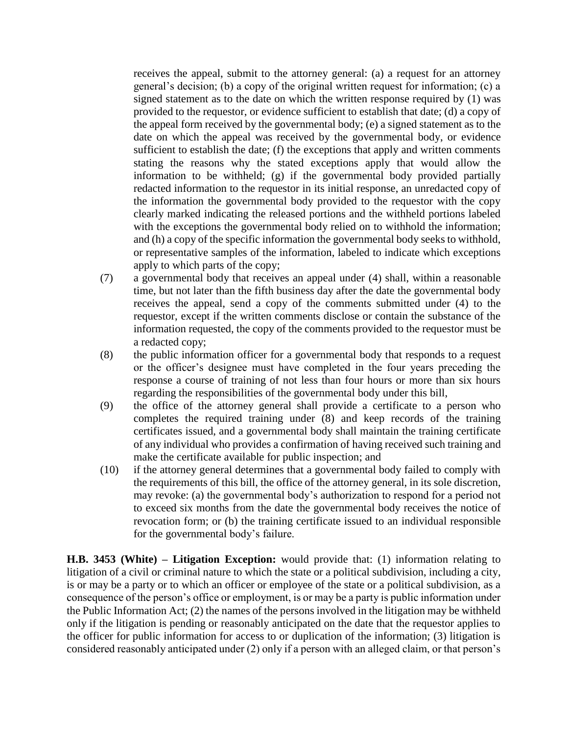receives the appeal, submit to the attorney general: (a) a request for an attorney general's decision; (b) a copy of the original written request for information; (c) a signed statement as to the date on which the written response required by (1) was provided to the requestor, or evidence sufficient to establish that date; (d) a copy of the appeal form received by the governmental body; (e) a signed statement as to the date on which the appeal was received by the governmental body, or evidence sufficient to establish the date; (f) the exceptions that apply and written comments stating the reasons why the stated exceptions apply that would allow the information to be withheld; (g) if the governmental body provided partially redacted information to the requestor in its initial response, an unredacted copy of the information the governmental body provided to the requestor with the copy clearly marked indicating the released portions and the withheld portions labeled with the exceptions the governmental body relied on to withhold the information; and (h) a copy of the specific information the governmental body seeks to withhold, or representative samples of the information, labeled to indicate which exceptions apply to which parts of the copy;

(7) a governmental body that receives an appeal under (4) shall, within a reasonable time, but not later than the fifth business day after the date the governmental body receives the appeal, send a copy of the comments submitted under (4) to the requestor, except if the written comments disclose or contain the substance of the information requested, the copy of the comments provided to the requestor must be a redacted copy;

(8) the public information officer for a governmental body that responds to a request or the officer's designee must have completed in the four years preceding the response a course of training of not less than four hours or more than six hours regarding the responsibilities of the governmental body under this bill,

(9) the office of the attorney general shall provide a certificate to a person who completes the required training under (8) and keep records of the training certificates issued, and a governmental body shall maintain the training certificate of any individual who provides a confirmation of having received such training and make the certificate available for public inspection; and

(10) if the attorney general determines that a governmental body failed to comply with the requirements of this bill, the office of the attorney general, in its sole discretion, may revoke: (a) the governmental body's authorization to respond for a period not to exceed six months from the date the governmental body receives the notice of revocation form; or (b) the training certificate issued to an individual responsible for the governmental body's failure.

**H.B. 3453 (White) – Litigation Exception:** would provide that: (1) information relating to litigation of a civil or criminal nature to which the state or a political subdivision, including a city, is or may be a party or to which an officer or employee of the state or a political subdivision, as a consequence of the person's office or employment, is or may be a party is public information under the Public Information Act; (2) the names of the persons involved in the litigation may be withheld only if the litigation is pending or reasonably anticipated on the date that the requestor applies to the officer for public information for access to or duplication of the information; (3) litigation is considered reasonably anticipated under (2) only if a person with an alleged claim, or that person's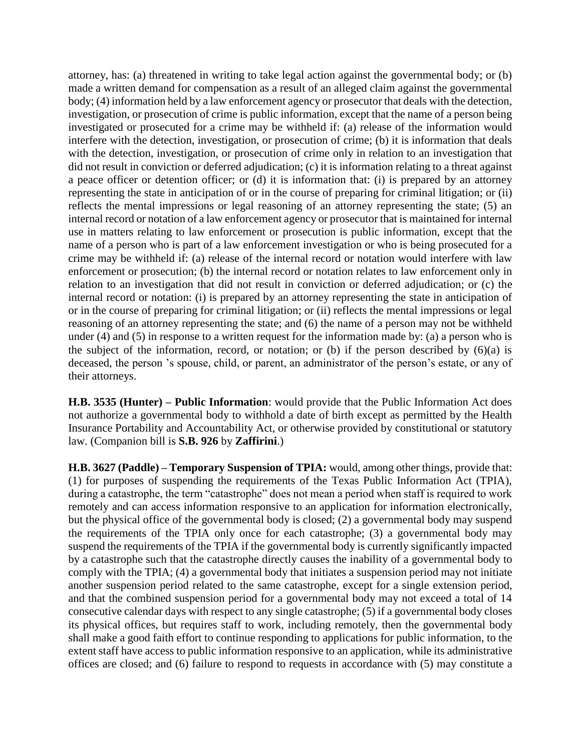attorney, has: (a) threatened in writing to take legal action against the governmental body; or (b) made a written demand for compensation as a result of an alleged claim against the governmental body; (4) information held by a law enforcement agency or prosecutor that deals with the detection, investigation, or prosecution of crime is public information, except that the name of a person being investigated or prosecuted for a crime may be withheld if: (a) release of the information would interfere with the detection, investigation, or prosecution of crime; (b) it is information that deals with the detection, investigation, or prosecution of crime only in relation to an investigation that did not result in conviction or deferred adjudication; (c) it is information relating to a threat against a peace officer or detention officer; or (d) it is information that: (i) is prepared by an attorney representing the state in anticipation of or in the course of preparing for criminal litigation; or (ii) reflects the mental impressions or legal reasoning of an attorney representing the state; (5) an internal record or notation of a law enforcement agency or prosecutor that is maintained for internal use in matters relating to law enforcement or prosecution is public information, except that the name of a person who is part of a law enforcement investigation or who is being prosecuted for a crime may be withheld if: (a) release of the internal record or notation would interfere with law enforcement or prosecution; (b) the internal record or notation relates to law enforcement only in relation to an investigation that did not result in conviction or deferred adjudication; or (c) the internal record or notation: (i) is prepared by an attorney representing the state in anticipation of or in the course of preparing for criminal litigation; or (ii) reflects the mental impressions or legal reasoning of an attorney representing the state; and (6) the name of a person may not be withheld under (4) and (5) in response to a written request for the information made by: (a) a person who is the subject of the information, record, or notation; or (b) if the person described by (6)(a) is deceased, the person 's spouse, child, or parent, an administrator of the person's estate, or any of their attorneys.

**H.B. 3535 (Hunter) – Public Information**: would provide that the Public Information Act does not authorize a governmental body to withhold a date of birth except as permitted by the Health Insurance Portability and Accountability Act, or otherwise provided by constitutional or statutory law. (Companion bill is **S.B. 926** by **Zaffirini**.)

**H.B. 3627 (Paddle) – Temporary Suspension of TPIA:** would, among other things, provide that: (1) for purposes of suspending the requirements of the Texas Public Information Act (TPIA), during a catastrophe, the term "catastrophe" does not mean a period when staff is required to work remotely and can access information responsive to an application for information electronically, but the physical office of the governmental body is closed; (2) a governmental body may suspend the requirements of the TPIA only once for each catastrophe; (3) a governmental body may suspend the requirements of the TPIA if the governmental body is currently significantly impacted by a catastrophe such that the catastrophe directly causes the inability of a governmental body to comply with the TPIA; (4) a governmental body that initiates a suspension period may not initiate another suspension period related to the same catastrophe, except for a single extension period, and that the combined suspension period for a governmental body may not exceed a total of 14 consecutive calendar days with respect to any single catastrophe; (5) if a governmental body closes its physical offices, but requires staff to work, including remotely, then the governmental body shall make a good faith effort to continue responding to applications for public information, to the extent staff have access to public information responsive to an application, while its administrative offices are closed; and (6) failure to respond to requests in accordance with (5) may constitute a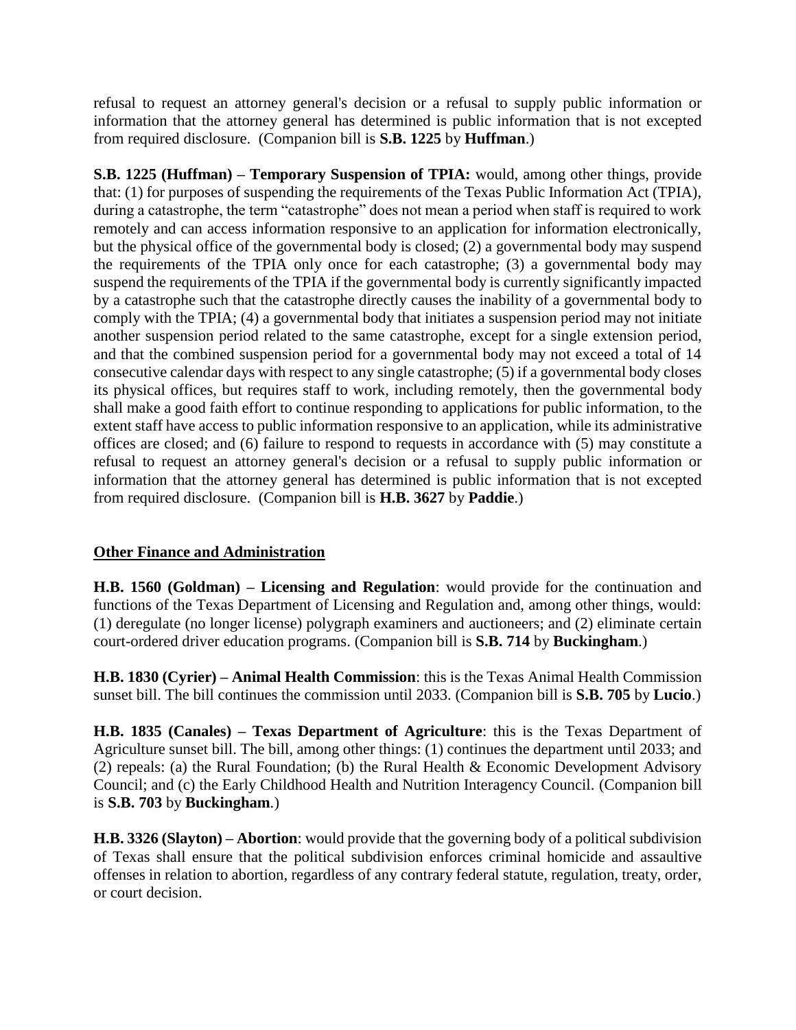refusal to request an attorney general's decision or a refusal to supply public information or information that the attorney general has determined is public information that is not excepted from required disclosure. (Companion bill is **S.B. 1225** by **Huffman**.)

**S.B. 1225 (Huffman) – Temporary Suspension of TPIA:** would, among other things, provide that: (1) for purposes of suspending the requirements of the Texas Public Information Act (TPIA), during a catastrophe, the term "catastrophe" does not mean a period when staff is required to work remotely and can access information responsive to an application for information electronically, but the physical office of the governmental body is closed; (2) a governmental body may suspend the requirements of the TPIA only once for each catastrophe; (3) a governmental body may suspend the requirements of the TPIA if the governmental body is currently significantly impacted by a catastrophe such that the catastrophe directly causes the inability of a governmental body to comply with the TPIA; (4) a governmental body that initiates a suspension period may not initiate another suspension period related to the same catastrophe, except for a single extension period, and that the combined suspension period for a governmental body may not exceed a total of 14 consecutive calendar days with respect to any single catastrophe; (5) if a governmental body closes its physical offices, but requires staff to work, including remotely, then the governmental body shall make a good faith effort to continue responding to applications for public information, to the extent staff have access to public information responsive to an application, while its administrative offices are closed; and (6) failure to respond to requests in accordance with (5) may constitute a refusal to request an attorney general's decision or a refusal to supply public information or information that the attorney general has determined is public information that is not excepted from required disclosure. (Companion bill is **H.B. 3627** by **Paddie**.)

## Other Finance and Administration

**H.B. 1560 (Goldman) – Licensing and Regulation**: would provide for the continuation and functions of the Texas Department of Licensing and Regulation and, among other things, would: (1) deregulate (no longer license) polygraph examiners and auctioneers; and (2) eliminate certain court-ordered driver education programs. (Companion bill is **S.B. 714** by **Buckingham**.)

**H.B. 1830 (Cyrier) – Animal Health Commission**: this is the Texas Animal Health Commission sunset bill. The bill continues the commission until 2033. (Companion bill is **S.B. 705** by **Lucio**.)

**H.B. 1835 (Canales) – Texas Department of Agriculture**: this is the Texas Department of Agriculture sunset bill. The bill, among other things: (1) continues the department until 2033; and (2) repeals: (a) the Rural Foundation; (b) the Rural Health & Economic Development Advisory Council; and (c) the Early Childhood Health and Nutrition Interagency Council. (Companion bill is **S.B. 703** by **Buckingham**.)

**H.B. 3326 (Slayton) – Abortion**: would provide that the governing body of a political subdivision of Texas shall ensure that the political subdivision enforces criminal homicide and assaultive offenses in relation to abortion, regardless of any contrary federal statute, regulation, treaty, order, or court decision.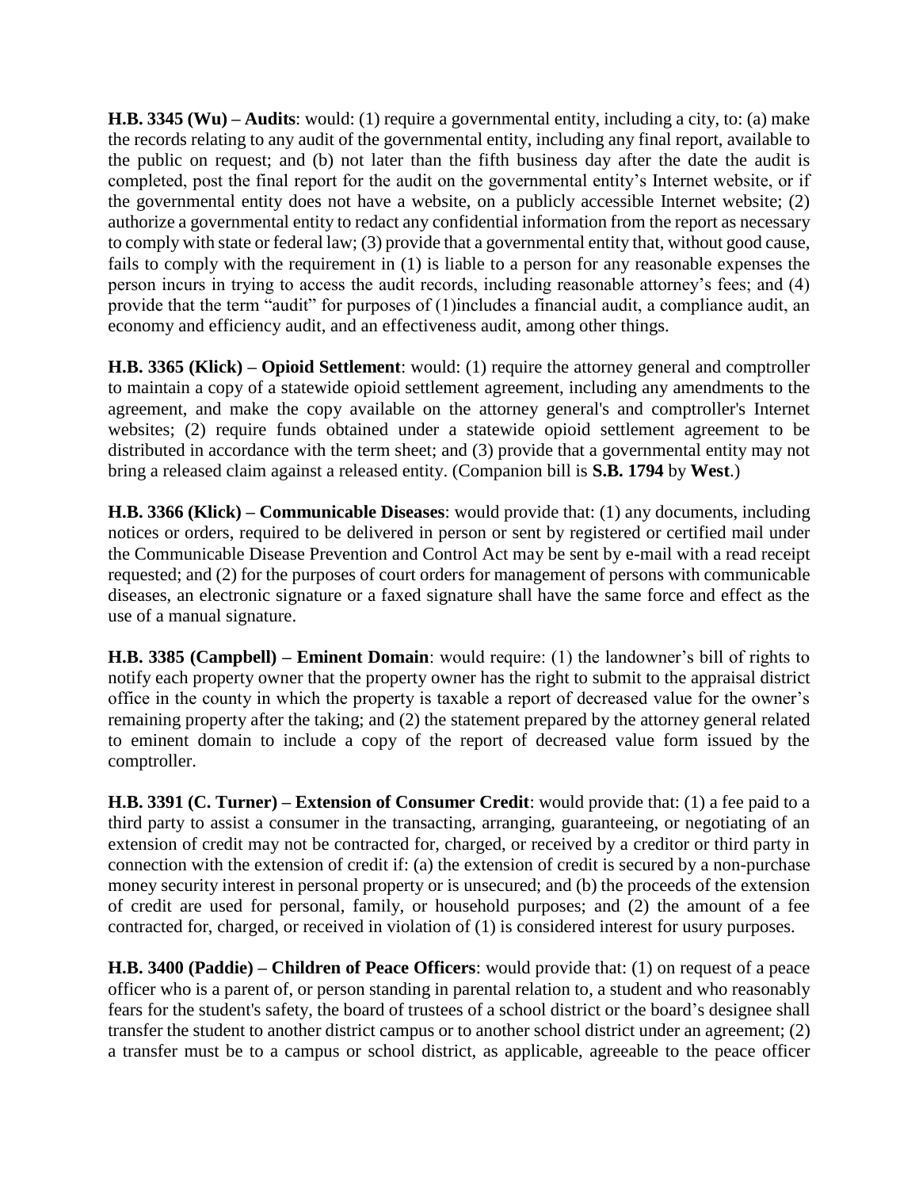**H.B. 3345 (Wu) – Audits**: would: (1) require a governmental entity, including a city, to: (a) make the records relating to any audit of the governmental entity, including any final report, available to the public on request; and (b) not later than the fifth business day after the date the audit is completed, post the final report for the audit on the governmental entity's Internet website, or if the governmental entity does not have a website, on a publicly accessible Internet website; (2) authorize a governmental entity to redact any confidential information from the report as necessary to comply with state or federal law; (3) provide that a governmental entity that, without good cause, fails to comply with the requirement in (1) is liable to a person for any reasonable expenses the person incurs in trying to access the audit records, including reasonable attorney's fees; and (4) provide that the term "audit" for purposes of (1)includes a financial audit, a compliance audit, an economy and efficiency audit, and an effectiveness audit, among other things.

**H.B. 3365 (Klick) – Opioid Settlement**: would: (1) require the attorney general and comptroller to maintain a copy of a statewide opioid settlement agreement, including any amendments to the agreement, and make the copy available on the attorney general's and comptroller's Internet websites; (2) require funds obtained under a statewide opioid settlement agreement to be distributed in accordance with the term sheet; and (3) provide that a governmental entity may not bring a released claim against a released entity. (Companion bill is **S.B. 1794** by **West**.)

**H.B. 3366 (Klick) – Communicable Diseases**: would provide that: (1) any documents, including notices or orders, required to be delivered in person or sent by registered or certified mail under the Communicable Disease Prevention and Control Act may be sent by e-mail with a read receipt requested; and (2) for the purposes of court orders for management of persons with communicable diseases, an electronic signature or a faxed signature shall have the same force and effect as the use of a manual signature.

**H.B. 3385 (Campbell) – Eminent Domain**: would require: (1) the landowner's bill of rights to notify each property owner that the property owner has the right to submit to the appraisal district office in the county in which the property is taxable a report of decreased value for the owner's remaining property after the taking; and (2) the statement prepared by the attorney general related to eminent domain to include a copy of the report of decreased value form issued by the comptroller.

**H.B. 3391 (C. Turner) – Extension of Consumer Credit**: would provide that: (1) a fee paid to a third party to assist a consumer in the transacting, arranging, guaranteeing, or negotiating of an extension of credit may not be contracted for, charged, or received by a creditor or third party in connection with the extension of credit if: (a) the extension of credit is secured by a non-purchase money security interest in personal property or is unsecured; and (b) the proceeds of the extension of credit are used for personal, family, or household purposes; and (2) the amount of a fee contracted for, charged, or received in violation of (1) is considered interest for usury purposes.

**H.B. 3400 (Paddie) – Children of Peace Officers**: would provide that: (1) on request of a peace officer who is a parent of, or person standing in parental relation to, a student and who reasonably fears for the student's safety, the board of trustees of a school district or the board's designee shall transfer the student to another district campus or to another school district under an agreement; (2) a transfer must be to a campus or school district, as applicable, agreeable to the peace officer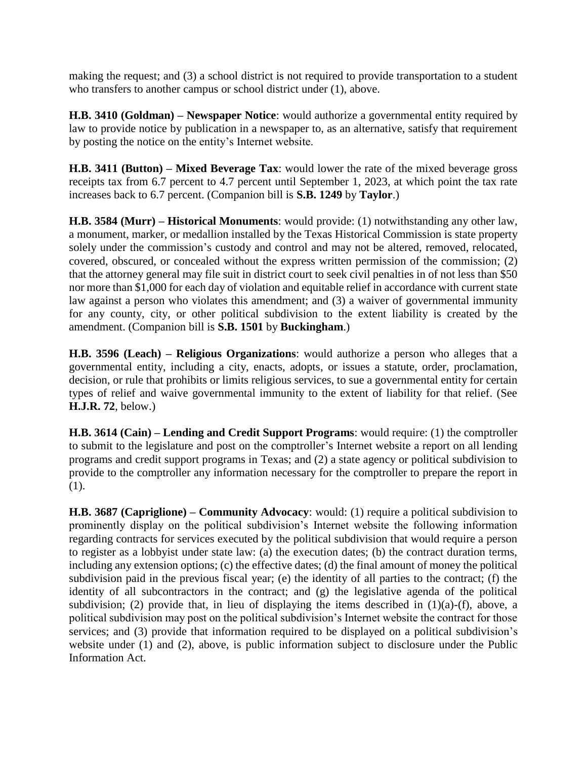making the request; and (3) a school district is not required to provide transportation to a student who transfers to another campus or school district under (1), above.

**H.B. 3410 (Goldman) – Newspaper Notice**: would authorize a governmental entity required by law to provide notice by publication in a newspaper to, as an alternative, satisfy that requirement by posting the notice on the entity's Internet website.

**H.B. 3411 (Button) – Mixed Beverage Tax**: would lower the rate of the mixed beverage gross receipts tax from 6.7 percent to 4.7 percent until September 1, 2023, at which point the tax rate increases back to 6.7 percent. (Companion bill is **S.B. 1249** by **Taylor**.)

**H.B. 3584 (Murr) – Historical Monuments**: would provide: (1) notwithstanding any other law, a monument, marker, or medallion installed by the Texas Historical Commission is state property solely under the commission's custody and control and may not be altered, removed, relocated, covered, obscured, or concealed without the express written permission of the commission; (2) that the attorney general may file suit in district court to seek civil penalties in of not less than $50 nor more than $1,000 for each day of violation and equitable relief in accordance with current state law against a person who violates this amendment; and (3) a waiver of governmental immunity for any county, city, or other political subdivision to the extent liability is created by the amendment. (Companion bill is **S.B. 1501** by **Buckingham**.)

**H.B. 3596 (Leach) – Religious Organizations**: would authorize a person who alleges that a governmental entity, including a city, enacts, adopts, or issues a statute, order, proclamation, decision, or rule that prohibits or limits religious services, to sue a governmental entity for certain types of relief and waive governmental immunity to the extent of liability for that relief. (See **H.J.R. 72**, below.)

**H.B. 3614 (Cain) – Lending and Credit Support Programs**: would require: (1) the comptroller to submit to the legislature and post on the comptroller's Internet website a report on all lending programs and credit support programs in Texas; and (2) a state agency or political subdivision to provide to the comptroller any information necessary for the comptroller to prepare the report in (1).

**H.B. 3687 (Capriglione) – Community Advocacy**: would: (1) require a political subdivision to prominently display on the political subdivision's Internet website the following information regarding contracts for services executed by the political subdivision that would require a person to register as a lobbyist under state law: (a) the execution dates; (b) the contract duration terms, including any extension options; (c) the effective dates; (d) the final amount of money the political subdivision paid in the previous fiscal year; (e) the identity of all parties to the contract; (f) the identity of all subcontractors in the contract; and (g) the legislative agenda of the political subdivision; (2) provide that, in lieu of displaying the items described in (1)(a)-(f), above, a political subdivision may post on the political subdivision's Internet website the contract for those services; and (3) provide that information required to be displayed on a political subdivision's website under (1) and (2), above, is public information subject to disclosure under the Public Information Act.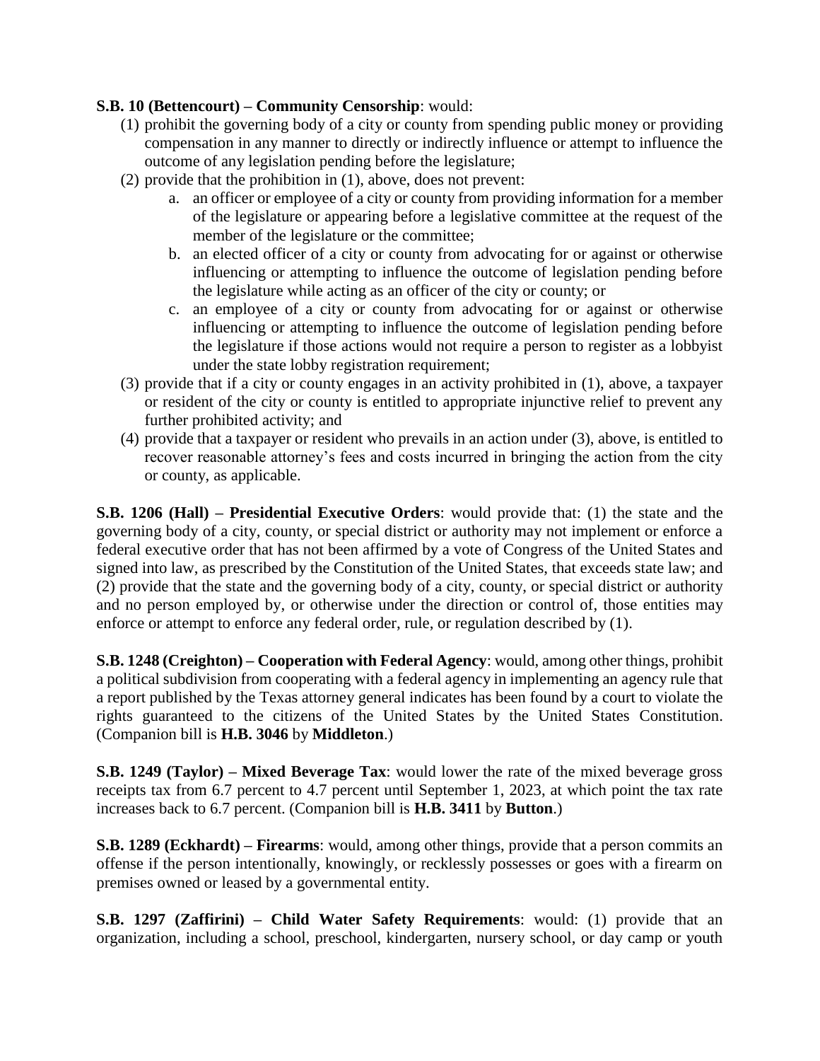**S.B. 10 (Bettencourt) – Community Censorship**: would:

1. prohibit the governing body of a city or county from spending public money or providing compensation in any manner to directly or indirectly influence or attempt to influence the outcome of any legislation pending before the legislature;
2. provide that the prohibition in (1), above, does not prevent:
    a. an officer or employee of a city or county from providing information for a member of the legislature or appearing before a legislative committee at the request of the member of the legislature or the committee;
    b. an elected officer of a city or county from advocating for or against or otherwise influencing or attempting to influence the outcome of legislation pending before the legislature while acting as an officer of the city or county; or
    c. an employee of a city or county from advocating for or against or otherwise influencing or attempting to influence the outcome of legislation pending before the legislature if those actions would not require a person to register as a lobbyist under the state lobby registration requirement;
3. provide that if a city or county engages in an activity prohibited in (1), above, a taxpayer or resident of the city or county is entitled to appropriate injunctive relief to prevent any further prohibited activity; and
4. provide that a taxpayer or resident who prevails in an action under (3), above, is entitled to recover reasonable attorney's fees and costs incurred in bringing the action from the city or county, as applicable.

**S.B. 1206 (Hall) – Presidential Executive Orders**: would provide that: (1) the state and the governing body of a city, county, or special district or authority may not implement or enforce a federal executive order that has not been affirmed by a vote of Congress of the United States and signed into law, as prescribed by the Constitution of the United States, that exceeds state law; and (2) provide that the state and the governing body of a city, county, or special district or authority and no person employed by, or otherwise under the direction or control of, those entities may enforce or attempt to enforce any federal order, rule, or regulation described by (1).

**S.B. 1248 (Creighton) – Cooperation with Federal Agency**: would, among other things, prohibit a political subdivision from cooperating with a federal agency in implementing an agency rule that a report published by the Texas attorney general indicates has been found by a court to violate the rights guaranteed to the citizens of the United States by the United States Constitution. (Companion bill is **H.B. 3046** by **Middleton**.)

**S.B. 1249 (Taylor) – Mixed Beverage Tax**: would lower the rate of the mixed beverage gross receipts tax from 6.7 percent to 4.7 percent until September 1, 2023, at which point the tax rate increases back to 6.7 percent. (Companion bill is **H.B. 3411** by **Button**.)

**S.B. 1289 (Eckhardt) – Firearms**: would, among other things, provide that a person commits an offense if the person intentionally, knowingly, or recklessly possesses or goes with a firearm on premises owned or leased by a governmental entity.

**S.B. 1297 (Zaffirini) – Child Water Safety Requirements**: would: (1) provide that an organization, including a school, preschool, kindergarten, nursery school, or day camp or youth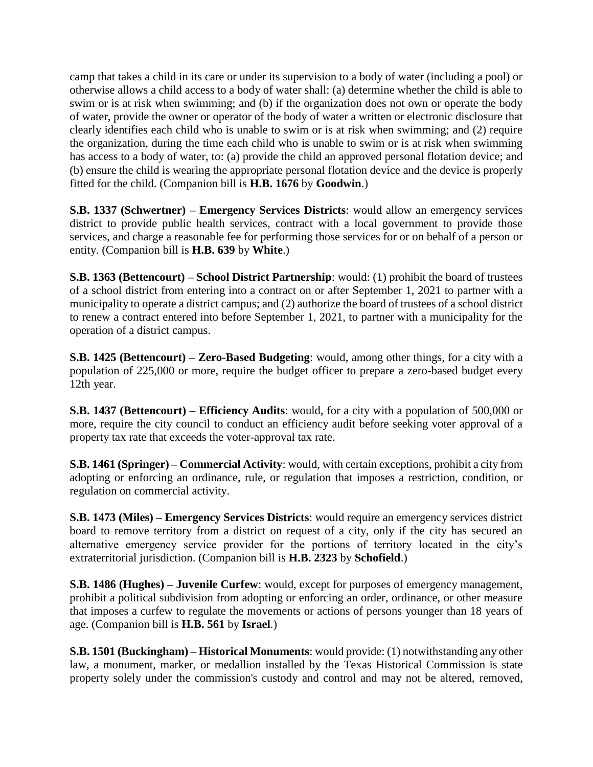camp that takes a child in its care or under its supervision to a body of water (including a pool) or otherwise allows a child access to a body of water shall: (a) determine whether the child is able to swim or is at risk when swimming; and (b) if the organization does not own or operate the body of water, provide the owner or operator of the body of water a written or electronic disclosure that clearly identifies each child who is unable to swim or is at risk when swimming; and (2) require the organization, during the time each child who is unable to swim or is at risk when swimming has access to a body of water, to: (a) provide the child an approved personal flotation device; and (b) ensure the child is wearing the appropriate personal flotation device and the device is properly fitted for the child. (Companion bill is **H.B. 1676** by **Goodwin**.)

**S.B. 1337 (Schwertner) – Emergency Services Districts**: would allow an emergency services district to provide public health services, contract with a local government to provide those services, and charge a reasonable fee for performing those services for or on behalf of a person or entity. (Companion bill is **H.B. 639** by **White**.)

**S.B. 1363 (Bettencourt) – School District Partnership**: would: (1) prohibit the board of trustees of a school district from entering into a contract on or after September 1, 2021 to partner with a municipality to operate a district campus; and (2) authorize the board of trustees of a school district to renew a contract entered into before September 1, 2021, to partner with a municipality for the operation of a district campus.

**S.B. 1425 (Bettencourt) – Zero-Based Budgeting**: would, among other things, for a city with a population of 225,000 or more, require the budget officer to prepare a zero-based budget every 12th year.

**S.B. 1437 (Bettencourt) – Efficiency Audits**: would, for a city with a population of 500,000 or more, require the city council to conduct an efficiency audit before seeking voter approval of a property tax rate that exceeds the voter-approval tax rate.

**S.B. 1461 (Springer) – Commercial Activity**: would, with certain exceptions, prohibit a city from adopting or enforcing an ordinance, rule, or regulation that imposes a restriction, condition, or regulation on commercial activity.

**S.B. 1473 (Miles) – Emergency Services Districts**: would require an emergency services district board to remove territory from a district on request of a city, only if the city has secured an alternative emergency service provider for the portions of territory located in the city's extraterritorial jurisdiction. (Companion bill is **H.B. 2323** by **Schofield**.)

**S.B. 1486 (Hughes) – Juvenile Curfew**: would, except for purposes of emergency management, prohibit a political subdivision from adopting or enforcing an order, ordinance, or other measure that imposes a curfew to regulate the movements or actions of persons younger than 18 years of age. (Companion bill is **H.B. 561** by **Israel**.)

**S.B. 1501 (Buckingham) – Historical Monuments**: would provide: (1) notwithstanding any other law, a monument, marker, or medallion installed by the Texas Historical Commission is state property solely under the commission's custody and control and may not be altered, removed,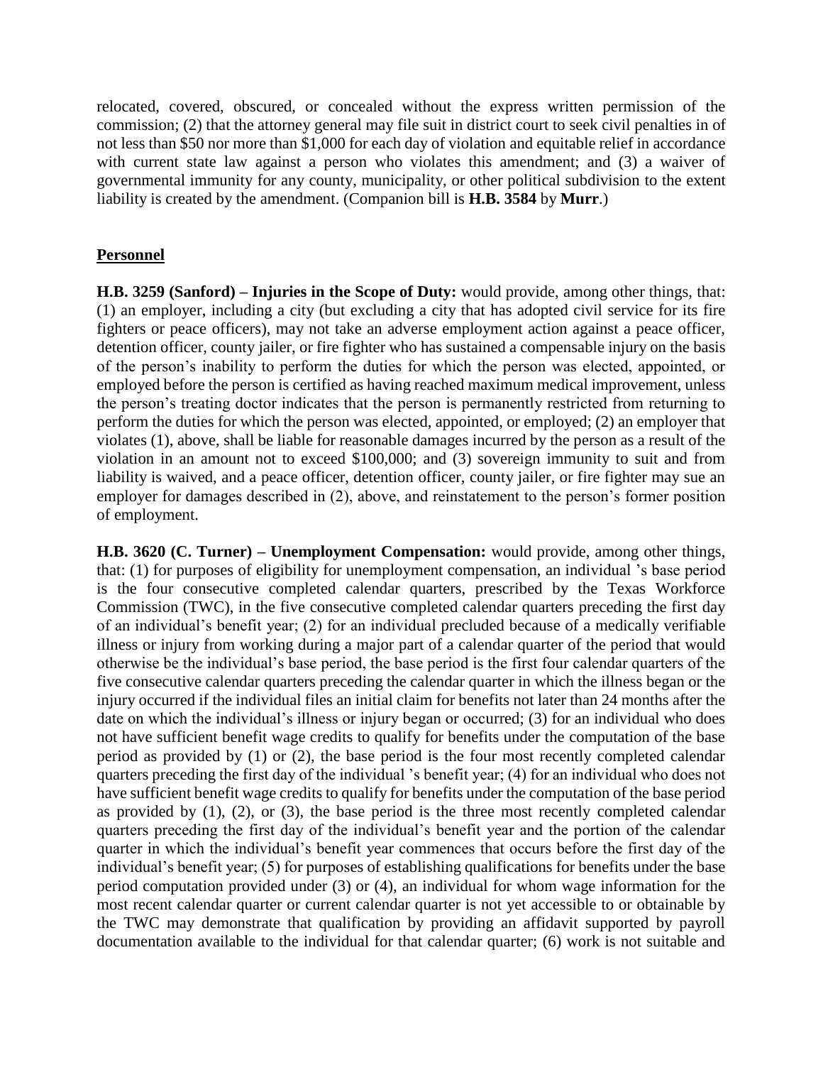relocated, covered, obscured, or concealed without the express written permission of the commission; (2) that the attorney general may file suit in district court to seek civil penalties in of not less than $50 nor more than $1,000 for each day of violation and equitable relief in accordance with current state law against a person who violates this amendment; and (3) a waiver of governmental immunity for any county, municipality, or other political subdivision to the extent liability is created by the amendment. (Companion bill is **H.B. 3584** by **Murr**.)

## Personnel

**H.B. 3259 (Sanford) – Injuries in the Scope of Duty:** would provide, among other things, that: (1) an employer, including a city (but excluding a city that has adopted civil service for its fire fighters or peace officers), may not take an adverse employment action against a peace officer, detention officer, county jailer, or fire fighter who has sustained a compensable injury on the basis of the person's inability to perform the duties for which the person was elected, appointed, or employed before the person is certified as having reached maximum medical improvement, unless the person's treating doctor indicates that the person is permanently restricted from returning to perform the duties for which the person was elected, appointed, or employed; (2) an employer that violates (1), above, shall be liable for reasonable damages incurred by the person as a result of the violation in an amount not to exceed $100,000; and (3) sovereign immunity to suit and from liability is waived, and a peace officer, detention officer, county jailer, or fire fighter may sue an employer for damages described in (2), above, and reinstatement to the person's former position of employment.

**H.B. 3620 (C. Turner) – Unemployment Compensation:** would provide, among other things, that: (1) for purposes of eligibility for unemployment compensation, an individual 's base period is the four consecutive completed calendar quarters, prescribed by the Texas Workforce Commission (TWC), in the five consecutive completed calendar quarters preceding the first day of an individual's benefit year; (2) for an individual precluded because of a medically verifiable illness or injury from working during a major part of a calendar quarter of the period that would otherwise be the individual's base period, the base period is the first four calendar quarters of the five consecutive calendar quarters preceding the calendar quarter in which the illness began or the injury occurred if the individual files an initial claim for benefits not later than 24 months after the date on which the individual's illness or injury began or occurred; (3) for an individual who does not have sufficient benefit wage credits to qualify for benefits under the computation of the base period as provided by (1) or (2), the base period is the four most recently completed calendar quarters preceding the first day of the individual 's benefit year; (4) for an individual who does not have sufficient benefit wage credits to qualify for benefits under the computation of the base period as provided by (1), (2), or (3), the base period is the three most recently completed calendar quarters preceding the first day of the individual's benefit year and the portion of the calendar quarter in which the individual's benefit year commences that occurs before the first day of the individual's benefit year; (5) for purposes of establishing qualifications for benefits under the base period computation provided under (3) or (4), an individual for whom wage information for the most recent calendar quarter or current calendar quarter is not yet accessible to or obtainable by the TWC may demonstrate that qualification by providing an affidavit supported by payroll documentation available to the individual for that calendar quarter; (6) work is not suitable and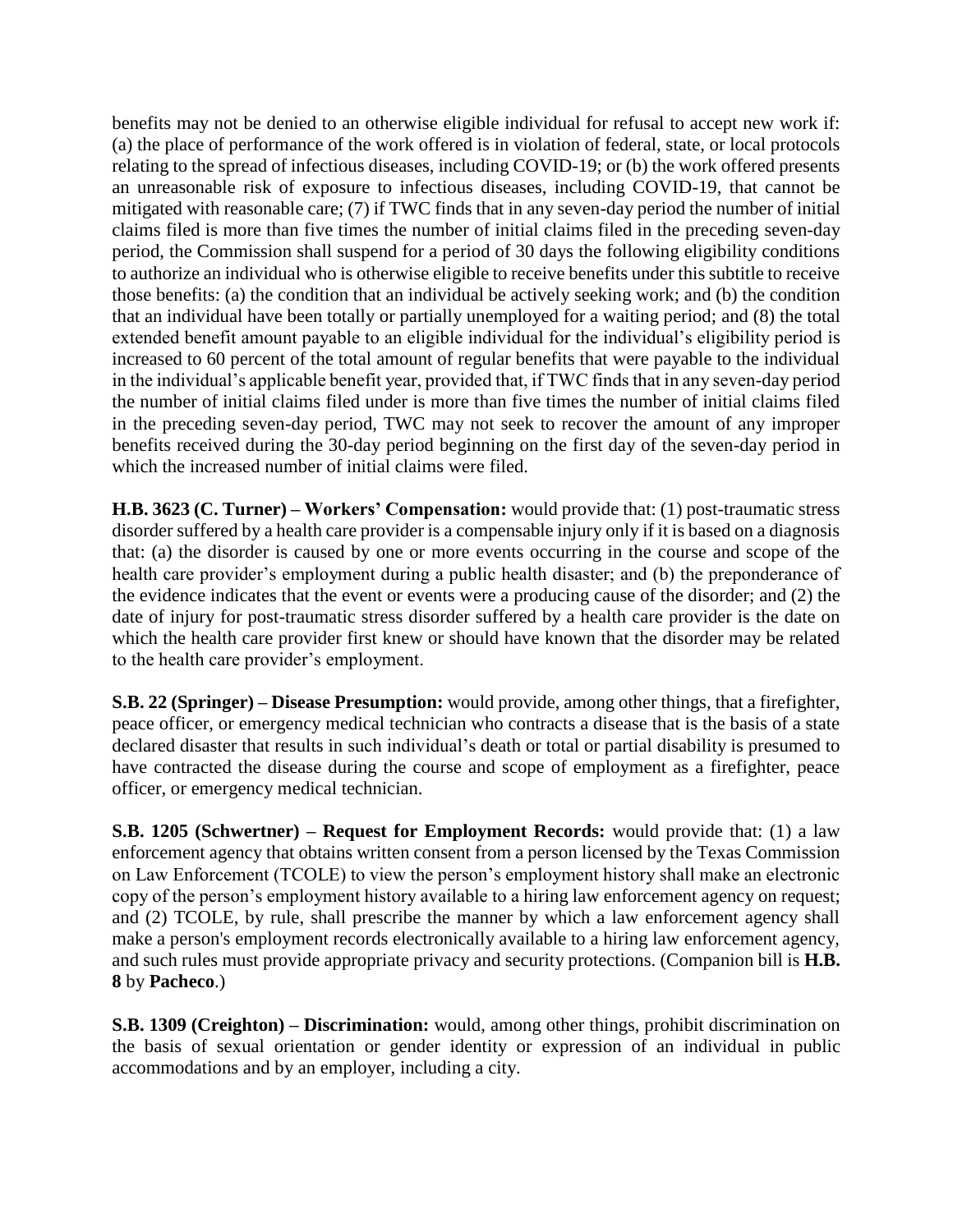benefits may not be denied to an otherwise eligible individual for refusal to accept new work if: (a) the place of performance of the work offered is in violation of federal, state, or local protocols relating to the spread of infectious diseases, including COVID-19; or (b) the work offered presents an unreasonable risk of exposure to infectious diseases, including COVID-19, that cannot be mitigated with reasonable care; (7) if TWC finds that in any seven-day period the number of initial claims filed is more than five times the number of initial claims filed in the preceding seven-day period, the Commission shall suspend for a period of 30 days the following eligibility conditions to authorize an individual who is otherwise eligible to receive benefits under this subtitle to receive those benefits: (a) the condition that an individual be actively seeking work; and (b) the condition that an individual have been totally or partially unemployed for a waiting period; and (8) the total extended benefit amount payable to an eligible individual for the individual's eligibility period is increased to 60 percent of the total amount of regular benefits that were payable to the individual in the individual's applicable benefit year, provided that, if TWC finds that in any seven-day period the number of initial claims filed under is more than five times the number of initial claims filed in the preceding seven-day period, TWC may not seek to recover the amount of any improper benefits received during the 30-day period beginning on the first day of the seven-day period in which the increased number of initial claims were filed.

**H.B. 3623 (C. Turner) – Workers' Compensation:** would provide that: (1) post-traumatic stress disorder suffered by a health care provider is a compensable injury only if it is based on a diagnosis that: (a) the disorder is caused by one or more events occurring in the course and scope of the health care provider's employment during a public health disaster; and (b) the preponderance of the evidence indicates that the event or events were a producing cause of the disorder; and (2) the date of injury for post-traumatic stress disorder suffered by a health care provider is the date on which the health care provider first knew or should have known that the disorder may be related to the health care provider's employment.

**S.B. 22 (Springer) – Disease Presumption:** would provide, among other things, that a firefighter, peace officer, or emergency medical technician who contracts a disease that is the basis of a state declared disaster that results in such individual's death or total or partial disability is presumed to have contracted the disease during the course and scope of employment as a firefighter, peace officer, or emergency medical technician.

**S.B. 1205 (Schwertner) – Request for Employment Records:** would provide that: (1) a law enforcement agency that obtains written consent from a person licensed by the Texas Commission on Law Enforcement (TCOLE) to view the person's employment history shall make an electronic copy of the person's employment history available to a hiring law enforcement agency on request; and (2) TCOLE, by rule, shall prescribe the manner by which a law enforcement agency shall make a person's employment records electronically available to a hiring law enforcement agency, and such rules must provide appropriate privacy and security protections. (Companion bill is **H.B. 8** by **Pacheco**.)

**S.B. 1309 (Creighton) – Discrimination:** would, among other things, prohibit discrimination on the basis of sexual orientation or gender identity or expression of an individual in public accommodations and by an employer, including a city.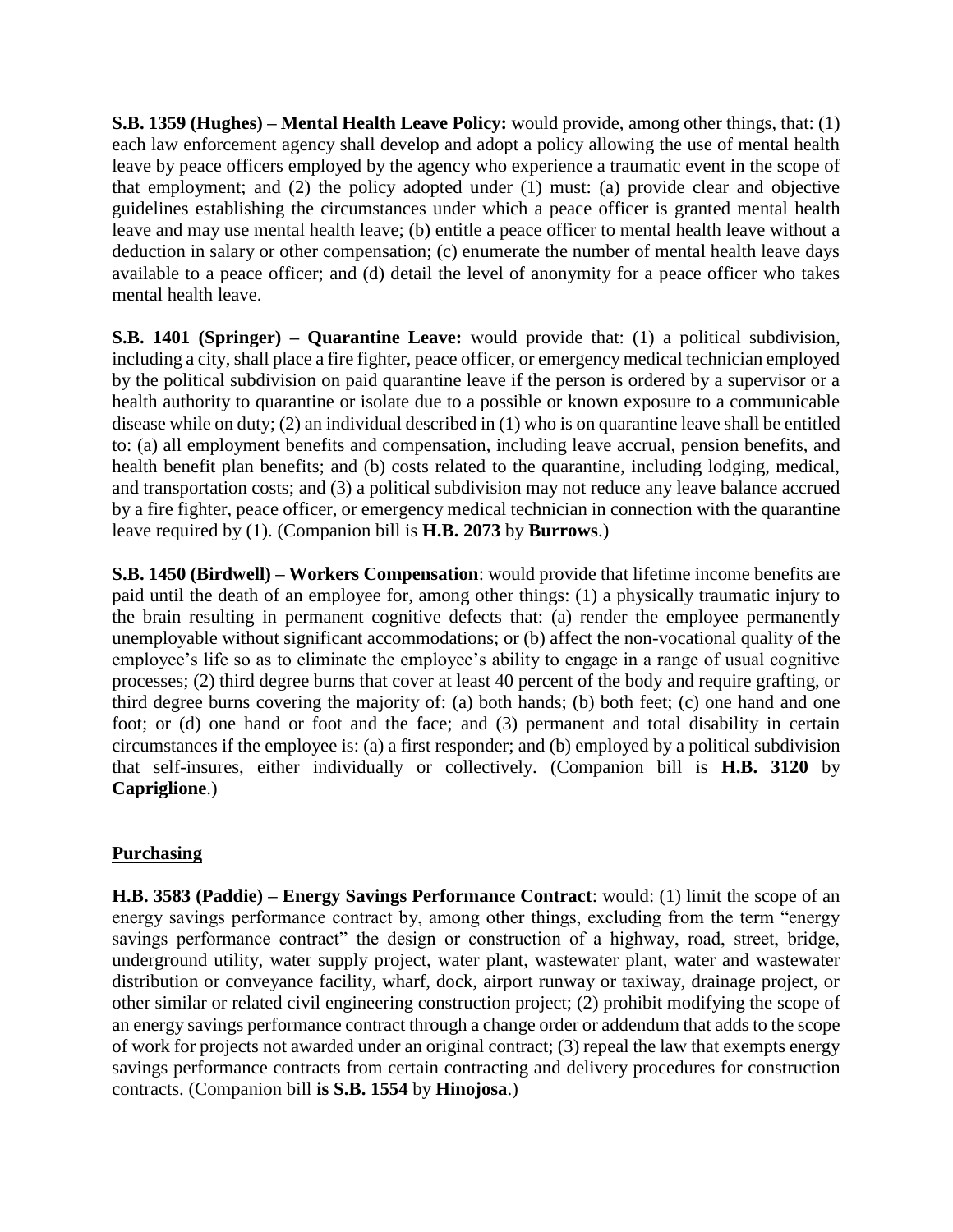**S.B. 1359 (Hughes) – Mental Health Leave Policy:** would provide, among other things, that: (1) each law enforcement agency shall develop and adopt a policy allowing the use of mental health leave by peace officers employed by the agency who experience a traumatic event in the scope of that employment; and (2) the policy adopted under (1) must: (a) provide clear and objective guidelines establishing the circumstances under which a peace officer is granted mental health leave and may use mental health leave; (b) entitle a peace officer to mental health leave without a deduction in salary or other compensation; (c) enumerate the number of mental health leave days available to a peace officer; and (d) detail the level of anonymity for a peace officer who takes mental health leave.

**S.B. 1401 (Springer) – Quarantine Leave:** would provide that: (1) a political subdivision, including a city, shall place a fire fighter, peace officer, or emergency medical technician employed by the political subdivision on paid quarantine leave if the person is ordered by a supervisor or a health authority to quarantine or isolate due to a possible or known exposure to a communicable disease while on duty; (2) an individual described in (1) who is on quarantine leave shall be entitled to: (a) all employment benefits and compensation, including leave accrual, pension benefits, and health benefit plan benefits; and (b) costs related to the quarantine, including lodging, medical, and transportation costs; and (3) a political subdivision may not reduce any leave balance accrued by a fire fighter, peace officer, or emergency medical technician in connection with the quarantine leave required by (1). (Companion bill is **H.B. 2073** by **Burrows**.)

**S.B. 1450 (Birdwell) – Workers Compensation**: would provide that lifetime income benefits are paid until the death of an employee for, among other things: (1) a physically traumatic injury to the brain resulting in permanent cognitive defects that: (a) render the employee permanently unemployable without significant accommodations; or (b) affect the non-vocational quality of the employee's life so as to eliminate the employee's ability to engage in a range of usual cognitive processes; (2) third degree burns that cover at least 40 percent of the body and require grafting, or third degree burns covering the majority of: (a) both hands; (b) both feet; (c) one hand and one foot; or (d) one hand or foot and the face; and (3) permanent and total disability in certain circumstances if the employee is: (a) a first responder; and (b) employed by a political subdivision that self-insures, either individually or collectively. (Companion bill is **H.B. 3120** by **Capriglione**.)

## Purchasing

**H.B. 3583 (Paddie) – Energy Savings Performance Contract**: would: (1) limit the scope of an energy savings performance contract by, among other things, excluding from the term "energy savings performance contract" the design or construction of a highway, road, street, bridge, underground utility, water supply project, water plant, wastewater plant, water and wastewater distribution or conveyance facility, wharf, dock, airport runway or taxiway, drainage project, or other similar or related civil engineering construction project; (2) prohibit modifying the scope of an energy savings performance contract through a change order or addendum that adds to the scope of work for projects not awarded under an original contract; (3) repeal the law that exempts energy savings performance contracts from certain contracting and delivery procedures for construction contracts. (Companion bill **is S.B. 1554** by **Hinojosa**.)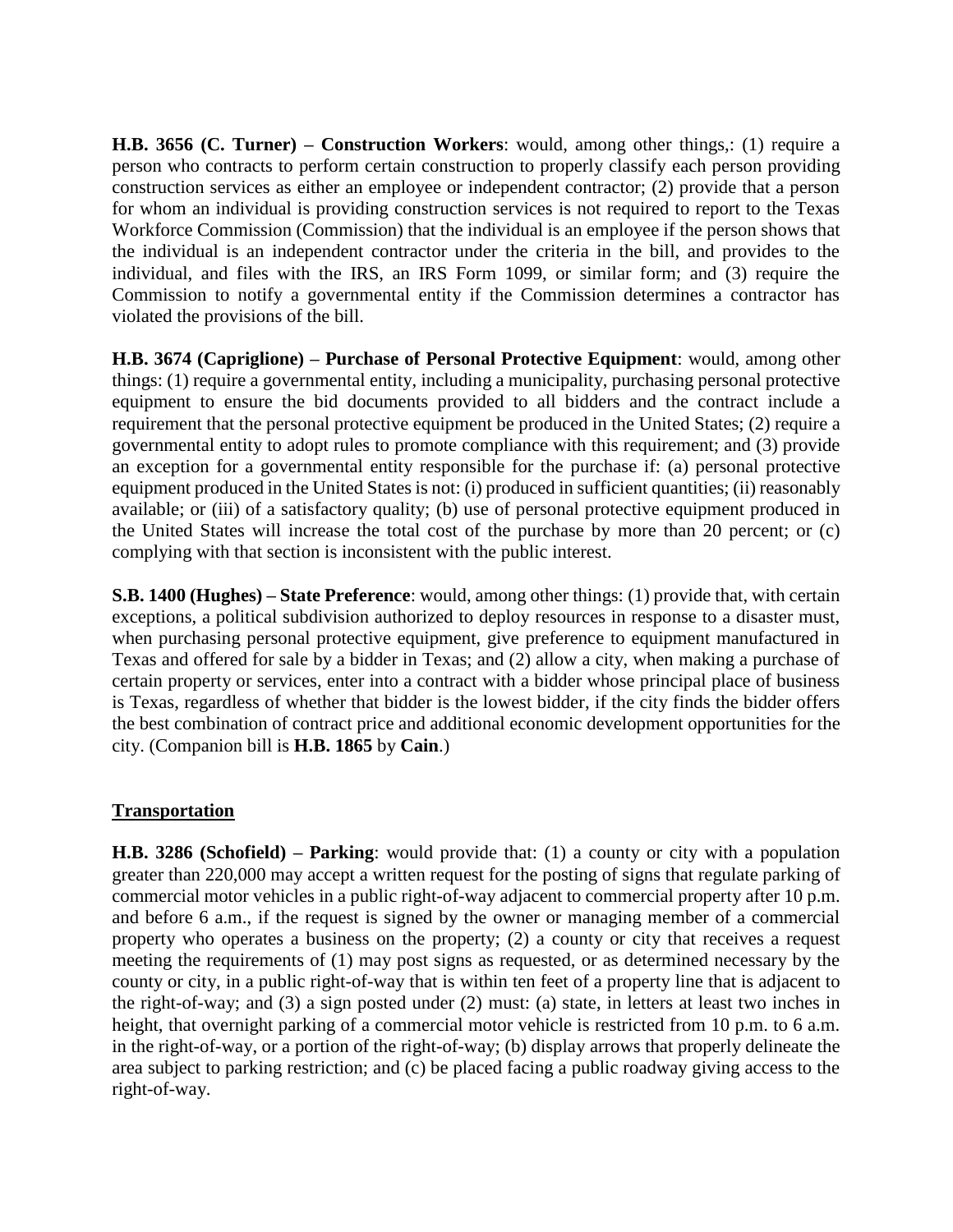**H.B. 3656 (C. Turner) – Construction Workers**: would, among other things,: (1) require a person who contracts to perform certain construction to properly classify each person providing construction services as either an employee or independent contractor; (2) provide that a person for whom an individual is providing construction services is not required to report to the Texas Workforce Commission (Commission) that the individual is an employee if the person shows that the individual is an independent contractor under the criteria in the bill, and provides to the individual, and files with the IRS, an IRS Form 1099, or similar form; and (3) require the Commission to notify a governmental entity if the Commission determines a contractor has violated the provisions of the bill.

**H.B. 3674 (Capriglione) – Purchase of Personal Protective Equipment**: would, among other things: (1) require a governmental entity, including a municipality, purchasing personal protective equipment to ensure the bid documents provided to all bidders and the contract include a requirement that the personal protective equipment be produced in the United States; (2) require a governmental entity to adopt rules to promote compliance with this requirement; and (3) provide an exception for a governmental entity responsible for the purchase if: (a) personal protective equipment produced in the United States is not: (i) produced in sufficient quantities; (ii) reasonably available; or (iii) of a satisfactory quality; (b) use of personal protective equipment produced in the United States will increase the total cost of the purchase by more than 20 percent; or (c) complying with that section is inconsistent with the public interest.

**S.B. 1400 (Hughes) – State Preference**: would, among other things: (1) provide that, with certain exceptions, a political subdivision authorized to deploy resources in response to a disaster must, when purchasing personal protective equipment, give preference to equipment manufactured in Texas and offered for sale by a bidder in Texas; and (2) allow a city, when making a purchase of certain property or services, enter into a contract with a bidder whose principal place of business is Texas, regardless of whether that bidder is the lowest bidder, if the city finds the bidder offers the best combination of contract price and additional economic development opportunities for the city. (Companion bill is **H.B. 1865** by **Cain**.)

## Transportation

**H.B. 3286 (Schofield) – Parking**: would provide that: (1) a county or city with a population greater than 220,000 may accept a written request for the posting of signs that regulate parking of commercial motor vehicles in a public right-of-way adjacent to commercial property after 10 p.m. and before 6 a.m., if the request is signed by the owner or managing member of a commercial property who operates a business on the property; (2) a county or city that receives a request meeting the requirements of (1) may post signs as requested, or as determined necessary by the county or city, in a public right-of-way that is within ten feet of a property line that is adjacent to the right-of-way; and (3) a sign posted under (2) must: (a) state, in letters at least two inches in height, that overnight parking of a commercial motor vehicle is restricted from 10 p.m. to 6 a.m. in the right-of-way, or a portion of the right-of-way; (b) display arrows that properly delineate the area subject to parking restriction; and (c) be placed facing a public roadway giving access to the right-of-way.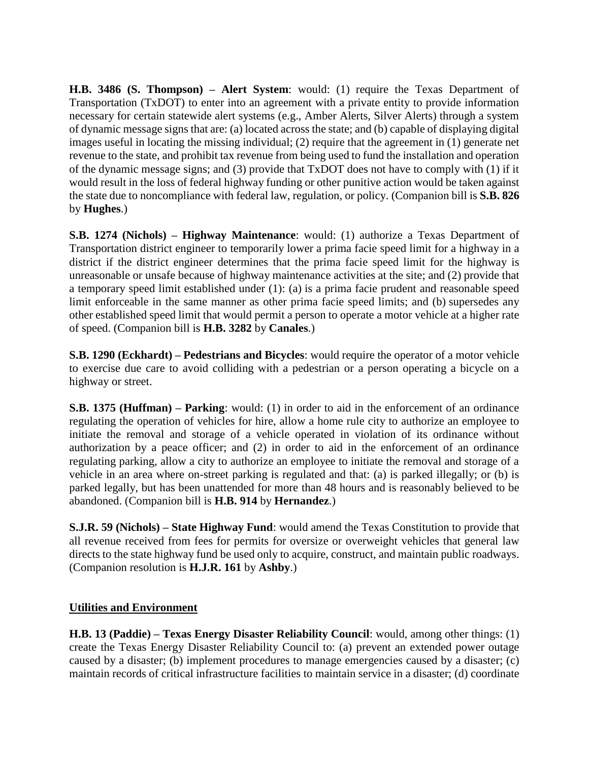**H.B. 3486 (S. Thompson) – Alert System**: would: (1) require the Texas Department of Transportation (TxDOT) to enter into an agreement with a private entity to provide information necessary for certain statewide alert systems (e.g., Amber Alerts, Silver Alerts) through a system of dynamic message signs that are: (a) located across the state; and (b) capable of displaying digital images useful in locating the missing individual; (2) require that the agreement in (1) generate net revenue to the state, and prohibit tax revenue from being used to fund the installation and operation of the dynamic message signs; and (3) provide that TxDOT does not have to comply with (1) if it would result in the loss of federal highway funding or other punitive action would be taken against the state due to noncompliance with federal law, regulation, or policy. (Companion bill is **S.B. 826** by **Hughes**.)

**S.B. 1274 (Nichols) – Highway Maintenance**: would: (1) authorize a Texas Department of Transportation district engineer to temporarily lower a prima facie speed limit for a highway in a district if the district engineer determines that the prima facie speed limit for the highway is unreasonable or unsafe because of highway maintenance activities at the site; and (2) provide that a temporary speed limit established under (1): (a) is a prima facie prudent and reasonable speed limit enforceable in the same manner as other prima facie speed limits; and (b) supersedes any other established speed limit that would permit a person to operate a motor vehicle at a higher rate of speed. (Companion bill is **H.B. 3282** by **Canales**.)

**S.B. 1290 (Eckhardt) – Pedestrians and Bicycles**: would require the operator of a motor vehicle to exercise due care to avoid colliding with a pedestrian or a person operating a bicycle on a highway or street.

**S.B. 1375 (Huffman) – Parking**: would: (1) in order to aid in the enforcement of an ordinance regulating the operation of vehicles for hire, allow a home rule city to authorize an employee to initiate the removal and storage of a vehicle operated in violation of its ordinance without authorization by a peace officer; and (2) in order to aid in the enforcement of an ordinance regulating parking, allow a city to authorize an employee to initiate the removal and storage of a vehicle in an area where on-street parking is regulated and that: (a) is parked illegally; or (b) is parked legally, but has been unattended for more than 48 hours and is reasonably believed to be abandoned. (Companion bill is **H.B. 914** by **Hernandez**.)

**S.J.R. 59 (Nichols) – State Highway Fund**: would amend the Texas Constitution to provide that all revenue received from fees for permits for oversize or overweight vehicles that general law directs to the state highway fund be used only to acquire, construct, and maintain public roadways. (Companion resolution is **H.J.R. 161** by **Ashby**.)

## Utilities and Environment

**H.B. 13 (Paddie) – Texas Energy Disaster Reliability Council**: would, among other things: (1) create the Texas Energy Disaster Reliability Council to: (a) prevent an extended power outage caused by a disaster; (b) implement procedures to manage emergencies caused by a disaster; (c) maintain records of critical infrastructure facilities to maintain service in a disaster; (d) coordinate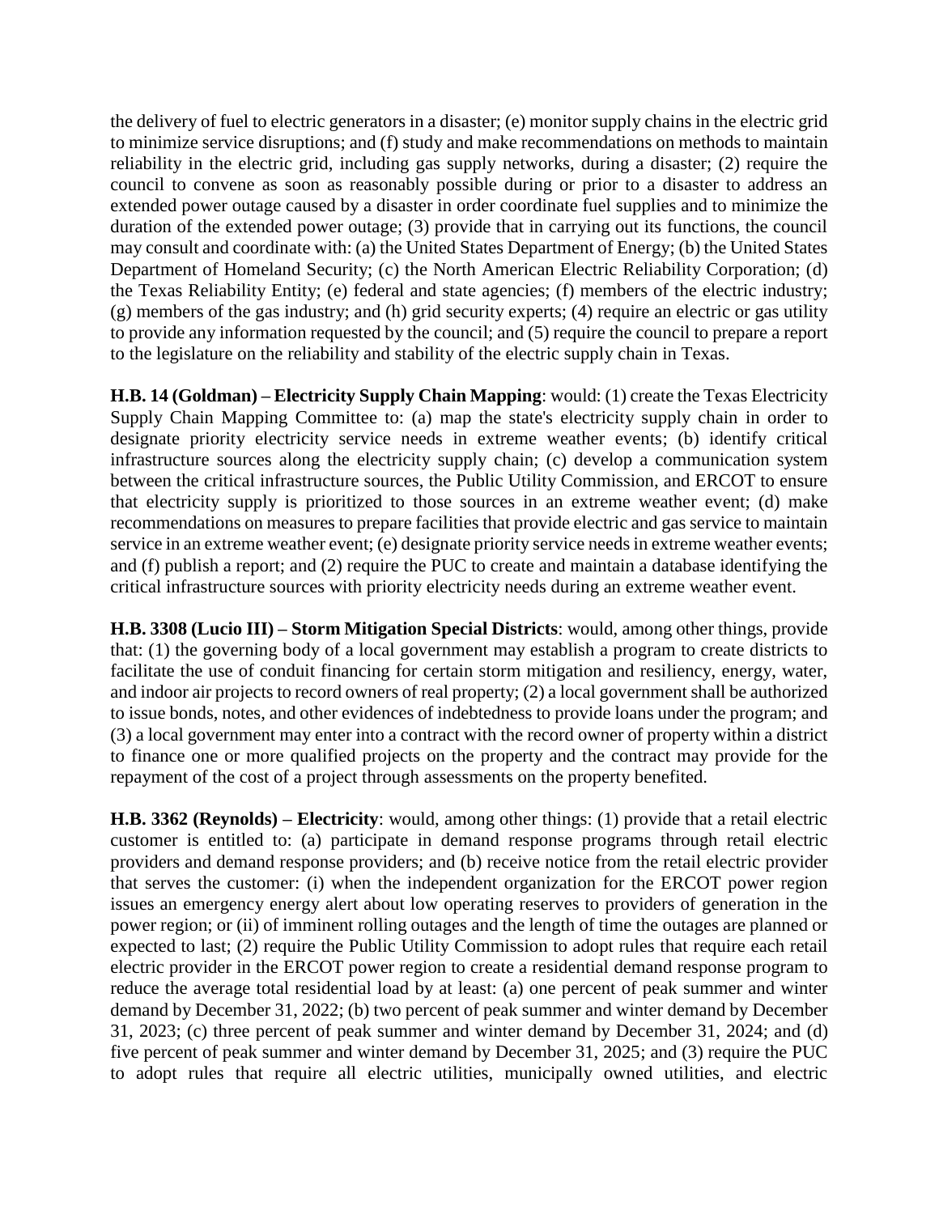the delivery of fuel to electric generators in a disaster; (e) monitor supply chains in the electric grid to minimize service disruptions; and (f) study and make recommendations on methods to maintain reliability in the electric grid, including gas supply networks, during a disaster; (2) require the council to convene as soon as reasonably possible during or prior to a disaster to address an extended power outage caused by a disaster in order coordinate fuel supplies and to minimize the duration of the extended power outage; (3) provide that in carrying out its functions, the council may consult and coordinate with: (a) the United States Department of Energy; (b) the United States Department of Homeland Security; (c) the North American Electric Reliability Corporation; (d) the Texas Reliability Entity; (e) federal and state agencies; (f) members of the electric industry; (g) members of the gas industry; and (h) grid security experts; (4) require an electric or gas utility to provide any information requested by the council; and (5) require the council to prepare a report to the legislature on the reliability and stability of the electric supply chain in Texas.

**H.B. 14 (Goldman) – Electricity Supply Chain Mapping**: would: (1) create the Texas Electricity Supply Chain Mapping Committee to: (a) map the state's electricity supply chain in order to designate priority electricity service needs in extreme weather events; (b) identify critical infrastructure sources along the electricity supply chain; (c) develop a communication system between the critical infrastructure sources, the Public Utility Commission, and ERCOT to ensure that electricity supply is prioritized to those sources in an extreme weather event; (d) make recommendations on measures to prepare facilities that provide electric and gas service to maintain service in an extreme weather event; (e) designate priority service needs in extreme weather events; and (f) publish a report; and (2) require the PUC to create and maintain a database identifying the critical infrastructure sources with priority electricity needs during an extreme weather event.

**H.B. 3308 (Lucio III) – Storm Mitigation Special Districts**: would, among other things, provide that: (1) the governing body of a local government may establish a program to create districts to facilitate the use of conduit financing for certain storm mitigation and resiliency, energy, water, and indoor air projects to record owners of real property; (2) a local government shall be authorized to issue bonds, notes, and other evidences of indebtedness to provide loans under the program; and (3) a local government may enter into a contract with the record owner of property within a district to finance one or more qualified projects on the property and the contract may provide for the repayment of the cost of a project through assessments on the property benefited.

**H.B. 3362 (Reynolds) – Electricity**: would, among other things: (1) provide that a retail electric customer is entitled to: (a) participate in demand response programs through retail electric providers and demand response providers; and (b) receive notice from the retail electric provider that serves the customer: (i) when the independent organization for the ERCOT power region issues an emergency energy alert about low operating reserves to providers of generation in the power region; or (ii) of imminent rolling outages and the length of time the outages are planned or expected to last; (2) require the Public Utility Commission to adopt rules that require each retail electric provider in the ERCOT power region to create a residential demand response program to reduce the average total residential load by at least: (a) one percent of peak summer and winter demand by December 31, 2022; (b) two percent of peak summer and winter demand by December 31, 2023; (c) three percent of peak summer and winter demand by December 31, 2024; and (d) five percent of peak summer and winter demand by December 31, 2025; and (3) require the PUC to adopt rules that require all electric utilities, municipally owned utilities, and electric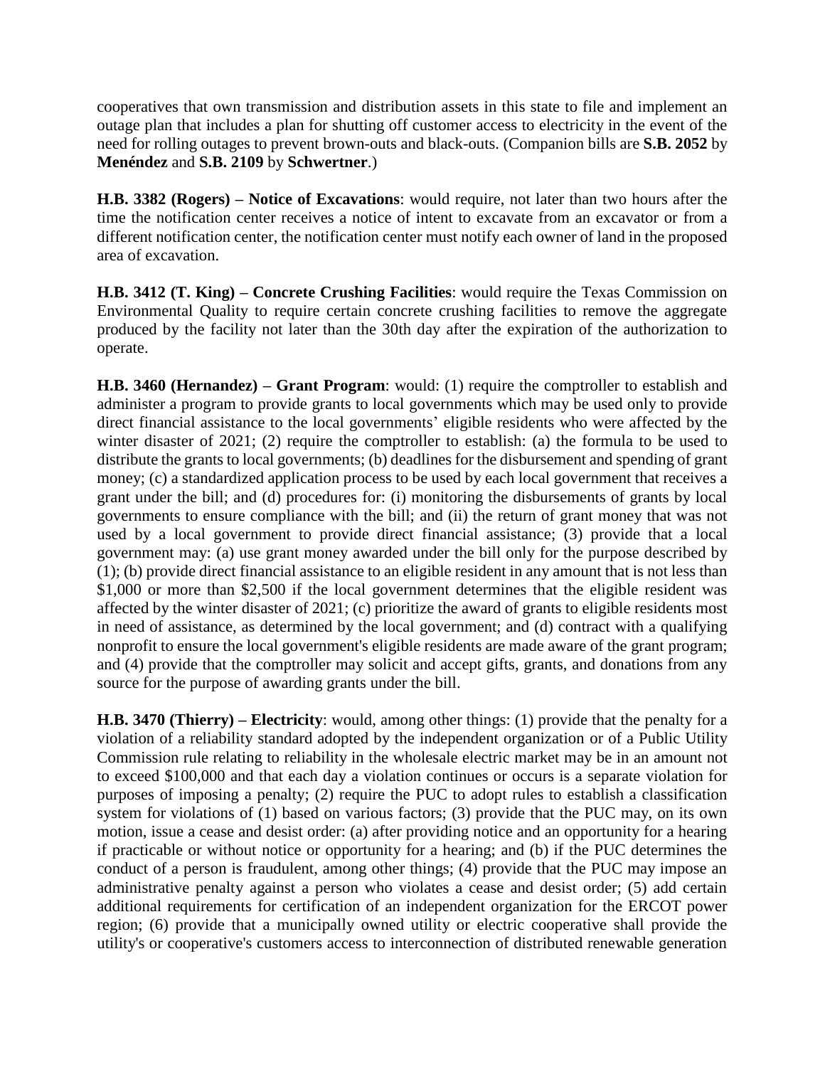cooperatives that own transmission and distribution assets in this state to file and implement an outage plan that includes a plan for shutting off customer access to electricity in the event of the need for rolling outages to prevent brown-outs and black-outs. (Companion bills are **S.B. 2052** by **Menéndez** and **S.B. 2109** by **Schwertner**.)

**H.B. 3382 (Rogers) – Notice of Excavations**: would require, not later than two hours after the time the notification center receives a notice of intent to excavate from an excavator or from a different notification center, the notification center must notify each owner of land in the proposed area of excavation.

**H.B. 3412 (T. King) – Concrete Crushing Facilities**: would require the Texas Commission on Environmental Quality to require certain concrete crushing facilities to remove the aggregate produced by the facility not later than the 30th day after the expiration of the authorization to operate.

**H.B. 3460 (Hernandez) – Grant Program**: would: (1) require the comptroller to establish and administer a program to provide grants to local governments which may be used only to provide direct financial assistance to the local governments' eligible residents who were affected by the winter disaster of 2021; (2) require the comptroller to establish: (a) the formula to be used to distribute the grants to local governments; (b) deadlines for the disbursement and spending of grant money; (c) a standardized application process to be used by each local government that receives a grant under the bill; and (d) procedures for: (i) monitoring the disbursements of grants by local governments to ensure compliance with the bill; and (ii) the return of grant money that was not used by a local government to provide direct financial assistance; (3) provide that a local government may: (a) use grant money awarded under the bill only for the purpose described by (1); (b) provide direct financial assistance to an eligible resident in any amount that is not less than \$1,000 or more than \$2,500 if the local government determines that the eligible resident was affected by the winter disaster of 2021; (c) prioritize the award of grants to eligible residents most in need of assistance, as determined by the local government; and (d) contract with a qualifying nonprofit to ensure the local government's eligible residents are made aware of the grant program; and (4) provide that the comptroller may solicit and accept gifts, grants, and donations from any source for the purpose of awarding grants under the bill.

**H.B. 3470 (Thierry) – Electricity**: would, among other things: (1) provide that the penalty for a violation of a reliability standard adopted by the independent organization or of a Public Utility Commission rule relating to reliability in the wholesale electric market may be in an amount not to exceed \$100,000 and that each day a violation continues or occurs is a separate violation for purposes of imposing a penalty; (2) require the PUC to adopt rules to establish a classification system for violations of (1) based on various factors; (3) provide that the PUC may, on its own motion, issue a cease and desist order: (a) after providing notice and an opportunity for a hearing if practicable or without notice or opportunity for a hearing; and (b) if the PUC determines the conduct of a person is fraudulent, among other things; (4) provide that the PUC may impose an administrative penalty against a person who violates a cease and desist order; (5) add certain additional requirements for certification of an independent organization for the ERCOT power region; (6) provide that a municipally owned utility or electric cooperative shall provide the utility's or cooperative's customers access to interconnection of distributed renewable generation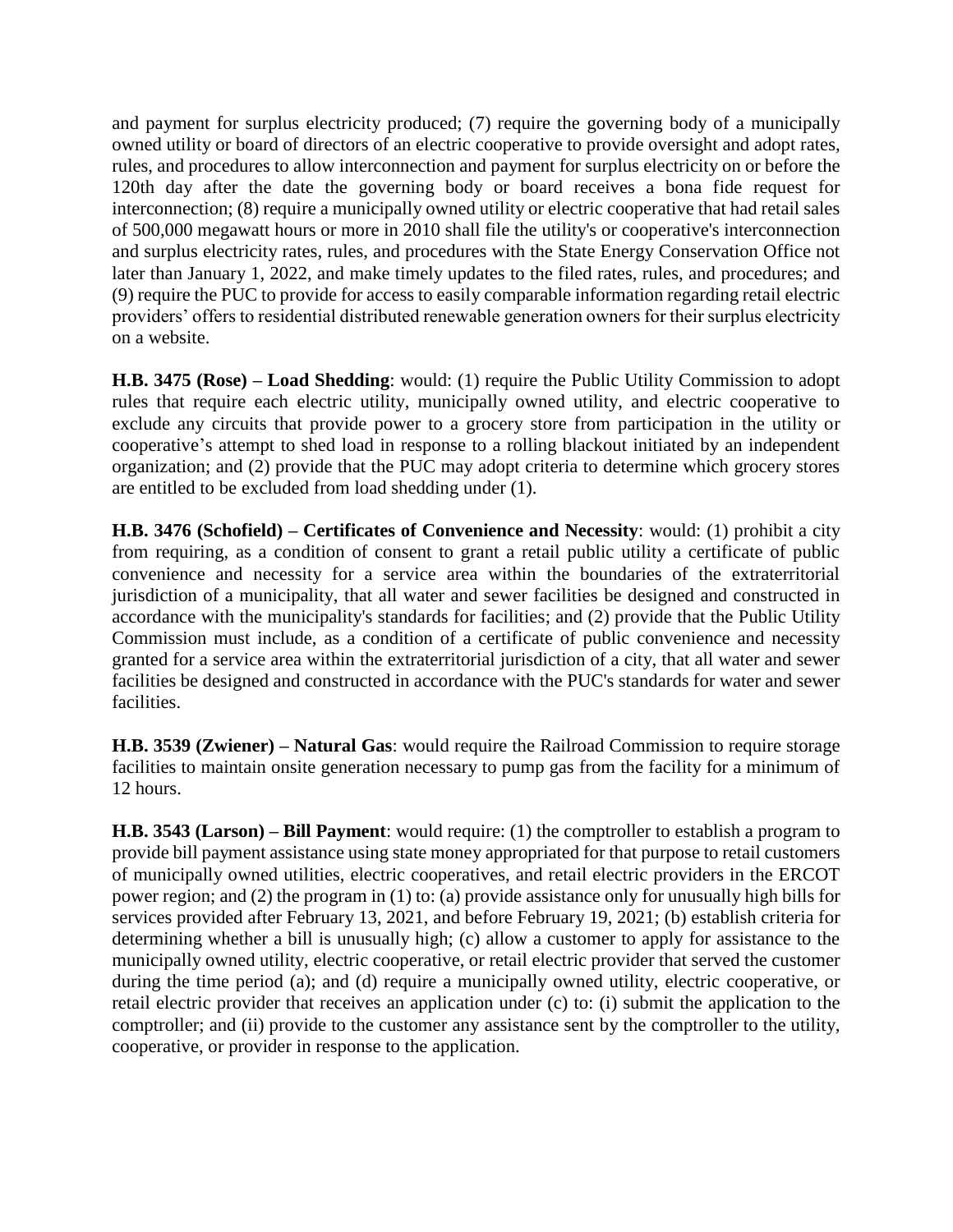and payment for surplus electricity produced; (7) require the governing body of a municipally owned utility or board of directors of an electric cooperative to provide oversight and adopt rates, rules, and procedures to allow interconnection and payment for surplus electricity on or before the 120th day after the date the governing body or board receives a bona fide request for interconnection; (8) require a municipally owned utility or electric cooperative that had retail sales of 500,000 megawatt hours or more in 2010 shall file the utility's or cooperative's interconnection and surplus electricity rates, rules, and procedures with the State Energy Conservation Office not later than January 1, 2022, and make timely updates to the filed rates, rules, and procedures; and (9) require the PUC to provide for access to easily comparable information regarding retail electric providers' offers to residential distributed renewable generation owners for their surplus electricity on a website.

**H.B. 3475 (Rose) – Load Shedding**: would: (1) require the Public Utility Commission to adopt rules that require each electric utility, municipally owned utility, and electric cooperative to exclude any circuits that provide power to a grocery store from participation in the utility or cooperative's attempt to shed load in response to a rolling blackout initiated by an independent organization; and (2) provide that the PUC may adopt criteria to determine which grocery stores are entitled to be excluded from load shedding under (1).

**H.B. 3476 (Schofield) – Certificates of Convenience and Necessity**: would: (1) prohibit a city from requiring, as a condition of consent to grant a retail public utility a certificate of public convenience and necessity for a service area within the boundaries of the extraterritorial jurisdiction of a municipality, that all water and sewer facilities be designed and constructed in accordance with the municipality's standards for facilities; and (2) provide that the Public Utility Commission must include, as a condition of a certificate of public convenience and necessity granted for a service area within the extraterritorial jurisdiction of a city, that all water and sewer facilities be designed and constructed in accordance with the PUC's standards for water and sewer facilities.

**H.B. 3539 (Zwiener) – Natural Gas**: would require the Railroad Commission to require storage facilities to maintain onsite generation necessary to pump gas from the facility for a minimum of 12 hours.

**H.B. 3543 (Larson) – Bill Payment**: would require: (1) the comptroller to establish a program to provide bill payment assistance using state money appropriated for that purpose to retail customers of municipally owned utilities, electric cooperatives, and retail electric providers in the ERCOT power region; and (2) the program in (1) to: (a) provide assistance only for unusually high bills for services provided after February 13, 2021, and before February 19, 2021; (b) establish criteria for determining whether a bill is unusually high; (c) allow a customer to apply for assistance to the municipally owned utility, electric cooperative, or retail electric provider that served the customer during the time period (a); and (d) require a municipally owned utility, electric cooperative, or retail electric provider that receives an application under (c) to: (i) submit the application to the comptroller; and (ii) provide to the customer any assistance sent by the comptroller to the utility, cooperative, or provider in response to the application.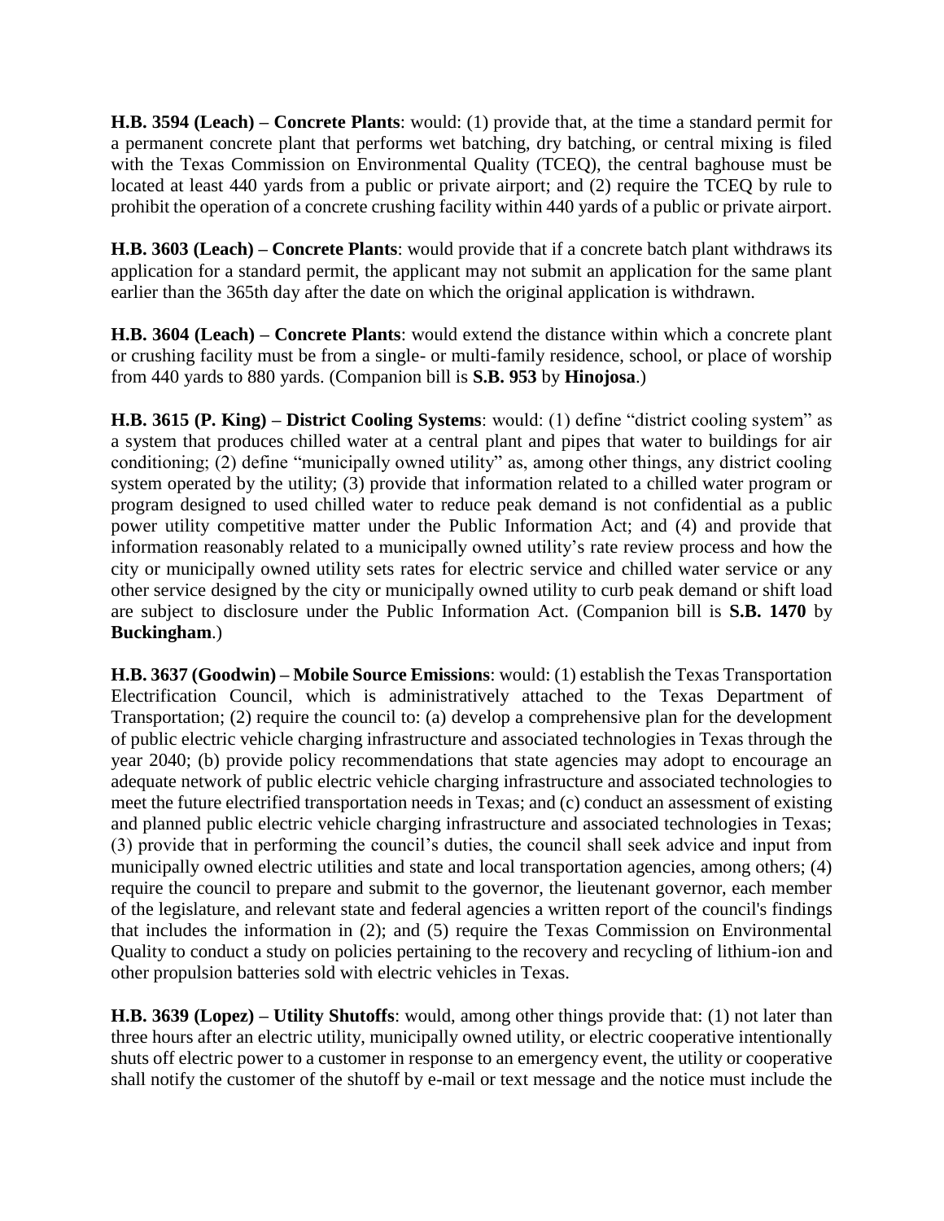**H.B. 3594 (Leach) – Concrete Plants**: would: (1) provide that, at the time a standard permit for a permanent concrete plant that performs wet batching, dry batching, or central mixing is filed with the Texas Commission on Environmental Quality (TCEQ), the central baghouse must be located at least 440 yards from a public or private airport; and (2) require the TCEQ by rule to prohibit the operation of a concrete crushing facility within 440 yards of a public or private airport.

**H.B. 3603 (Leach) – Concrete Plants**: would provide that if a concrete batch plant withdraws its application for a standard permit, the applicant may not submit an application for the same plant earlier than the 365th day after the date on which the original application is withdrawn.

**H.B. 3604 (Leach) – Concrete Plants**: would extend the distance within which a concrete plant or crushing facility must be from a single- or multi-family residence, school, or place of worship from 440 yards to 880 yards. (Companion bill is **S.B. 953** by **Hinojosa**.)

**H.B. 3615 (P. King) – District Cooling Systems**: would: (1) define "district cooling system" as a system that produces chilled water at a central plant and pipes that water to buildings for air conditioning; (2) define "municipally owned utility" as, among other things, any district cooling system operated by the utility; (3) provide that information related to a chilled water program or program designed to used chilled water to reduce peak demand is not confidential as a public power utility competitive matter under the Public Information Act; and (4) and provide that information reasonably related to a municipally owned utility's rate review process and how the city or municipally owned utility sets rates for electric service and chilled water service or any other service designed by the city or municipally owned utility to curb peak demand or shift load are subject to disclosure under the Public Information Act. (Companion bill is **S.B. 1470** by **Buckingham**.)

**H.B. 3637 (Goodwin) – Mobile Source Emissions**: would: (1) establish the Texas Transportation Electrification Council, which is administratively attached to the Texas Department of Transportation; (2) require the council to: (a) develop a comprehensive plan for the development of public electric vehicle charging infrastructure and associated technologies in Texas through the year 2040; (b) provide policy recommendations that state agencies may adopt to encourage an adequate network of public electric vehicle charging infrastructure and associated technologies to meet the future electrified transportation needs in Texas; and (c) conduct an assessment of existing and planned public electric vehicle charging infrastructure and associated technologies in Texas; (3) provide that in performing the council's duties, the council shall seek advice and input from municipally owned electric utilities and state and local transportation agencies, among others; (4) require the council to prepare and submit to the governor, the lieutenant governor, each member of the legislature, and relevant state and federal agencies a written report of the council's findings that includes the information in (2); and (5) require the Texas Commission on Environmental Quality to conduct a study on policies pertaining to the recovery and recycling of lithium-ion and other propulsion batteries sold with electric vehicles in Texas.

**H.B. 3639 (Lopez) – Utility Shutoffs**: would, among other things provide that: (1) not later than three hours after an electric utility, municipally owned utility, or electric cooperative intentionally shuts off electric power to a customer in response to an emergency event, the utility or cooperative shall notify the customer of the shutoff by e-mail or text message and the notice must include the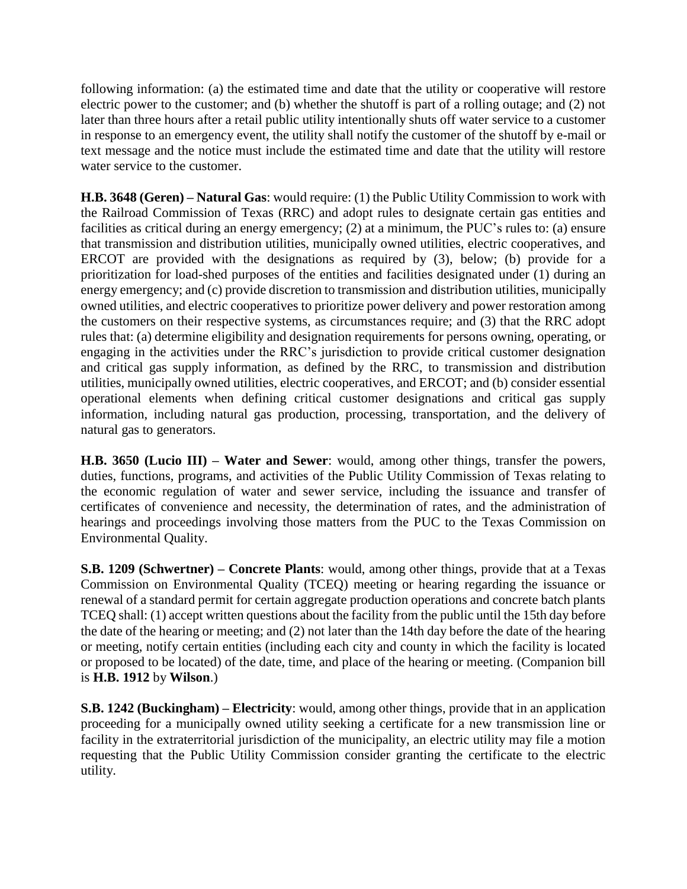following information: (a) the estimated time and date that the utility or cooperative will restore electric power to the customer; and (b) whether the shutoff is part of a rolling outage; and (2) not later than three hours after a retail public utility intentionally shuts off water service to a customer in response to an emergency event, the utility shall notify the customer of the shutoff by e-mail or text message and the notice must include the estimated time and date that the utility will restore water service to the customer.

**H.B. 3648 (Geren) – Natural Gas**: would require: (1) the Public Utility Commission to work with the Railroad Commission of Texas (RRC) and adopt rules to designate certain gas entities and facilities as critical during an energy emergency; (2) at a minimum, the PUC's rules to: (a) ensure that transmission and distribution utilities, municipally owned utilities, electric cooperatives, and ERCOT are provided with the designations as required by (3), below; (b) provide for a prioritization for load-shed purposes of the entities and facilities designated under (1) during an energy emergency; and (c) provide discretion to transmission and distribution utilities, municipally owned utilities, and electric cooperatives to prioritize power delivery and power restoration among the customers on their respective systems, as circumstances require; and (3) that the RRC adopt rules that: (a) determine eligibility and designation requirements for persons owning, operating, or engaging in the activities under the RRC's jurisdiction to provide critical customer designation and critical gas supply information, as defined by the RRC, to transmission and distribution utilities, municipally owned utilities, electric cooperatives, and ERCOT; and (b) consider essential operational elements when defining critical customer designations and critical gas supply information, including natural gas production, processing, transportation, and the delivery of natural gas to generators.

**H.B. 3650 (Lucio III) – Water and Sewer**: would, among other things, transfer the powers, duties, functions, programs, and activities of the Public Utility Commission of Texas relating to the economic regulation of water and sewer service, including the issuance and transfer of certificates of convenience and necessity, the determination of rates, and the administration of hearings and proceedings involving those matters from the PUC to the Texas Commission on Environmental Quality.

**S.B. 1209 (Schwertner) – Concrete Plants**: would, among other things, provide that at a Texas Commission on Environmental Quality (TCEQ) meeting or hearing regarding the issuance or renewal of a standard permit for certain aggregate production operations and concrete batch plants TCEQ shall: (1) accept written questions about the facility from the public until the 15th day before the date of the hearing or meeting; and (2) not later than the 14th day before the date of the hearing or meeting, notify certain entities (including each city and county in which the facility is located or proposed to be located) of the date, time, and place of the hearing or meeting. (Companion bill is **H.B. 1912** by **Wilson**.)

**S.B. 1242 (Buckingham) – Electricity**: would, among other things, provide that in an application proceeding for a municipally owned utility seeking a certificate for a new transmission line or facility in the extraterritorial jurisdiction of the municipality, an electric utility may file a motion requesting that the Public Utility Commission consider granting the certificate to the electric utility.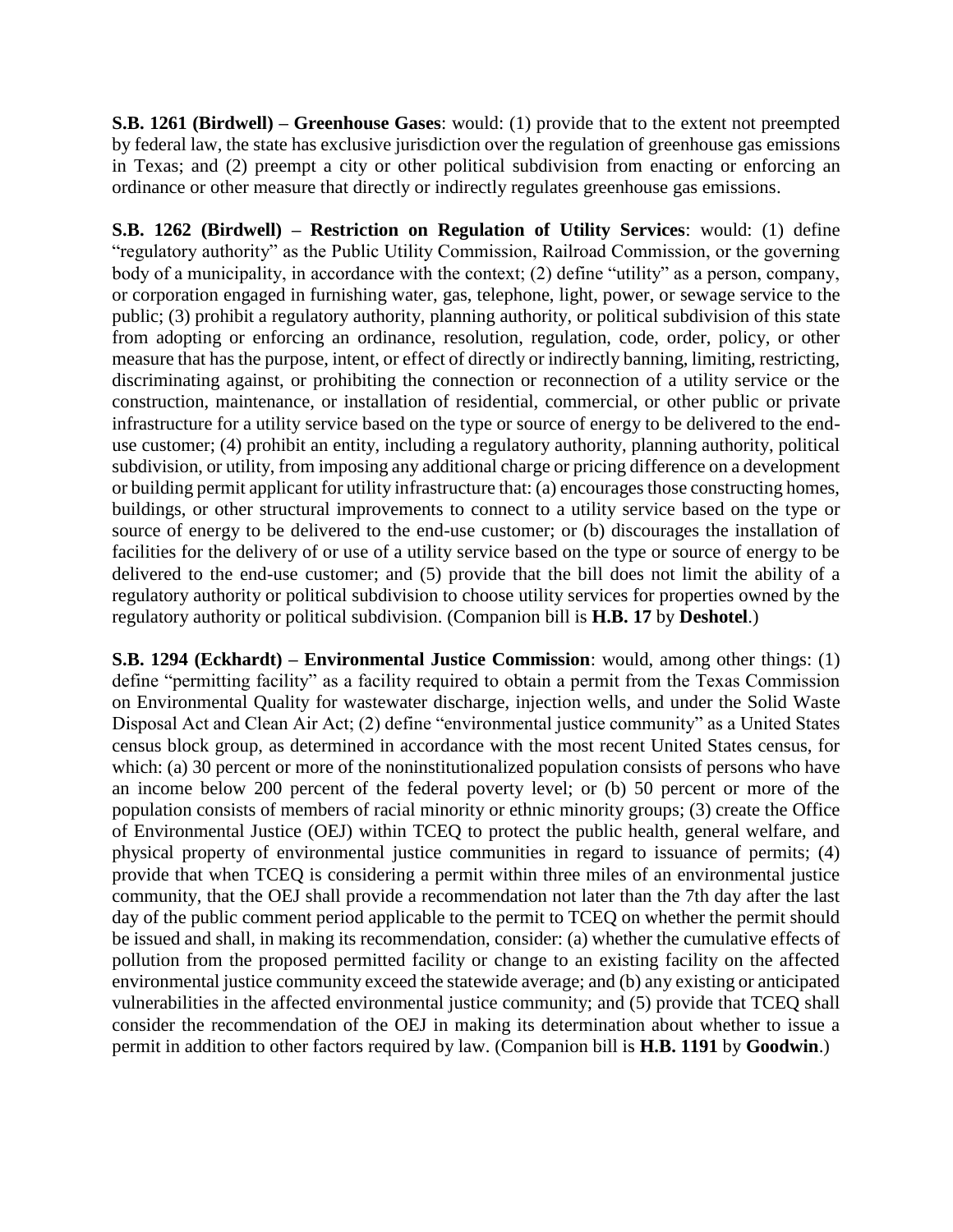**S.B. 1261 (Birdwell) – Greenhouse Gases**: would: (1) provide that to the extent not preempted by federal law, the state has exclusive jurisdiction over the regulation of greenhouse gas emissions in Texas; and (2) preempt a city or other political subdivision from enacting or enforcing an ordinance or other measure that directly or indirectly regulates greenhouse gas emissions.

**S.B. 1262 (Birdwell) – Restriction on Regulation of Utility Services**: would: (1) define "regulatory authority" as the Public Utility Commission, Railroad Commission, or the governing body of a municipality, in accordance with the context; (2) define "utility" as a person, company, or corporation engaged in furnishing water, gas, telephone, light, power, or sewage service to the public; (3) prohibit a regulatory authority, planning authority, or political subdivision of this state from adopting or enforcing an ordinance, resolution, regulation, code, order, policy, or other measure that has the purpose, intent, or effect of directly or indirectly banning, limiting, restricting, discriminating against, or prohibiting the connection or reconnection of a utility service or the construction, maintenance, or installation of residential, commercial, or other public or private infrastructure for a utility service based on the type or source of energy to be delivered to the end-use customer; (4) prohibit an entity, including a regulatory authority, planning authority, political subdivision, or utility, from imposing any additional charge or pricing difference on a development or building permit applicant for utility infrastructure that: (a) encourages those constructing homes, buildings, or other structural improvements to connect to a utility service based on the type or source of energy to be delivered to the end-use customer; or (b) discourages the installation of facilities for the delivery of or use of a utility service based on the type or source of energy to be delivered to the end-use customer; and (5) provide that the bill does not limit the ability of a regulatory authority or political subdivision to choose utility services for properties owned by the regulatory authority or political subdivision. (Companion bill is **H.B. 17** by **Deshotel**.)

**S.B. 1294 (Eckhardt) – Environmental Justice Commission**: would, among other things: (1) define "permitting facility" as a facility required to obtain a permit from the Texas Commission on Environmental Quality for wastewater discharge, injection wells, and under the Solid Waste Disposal Act and Clean Air Act; (2) define "environmental justice community" as a United States census block group, as determined in accordance with the most recent United States census, for which: (a) 30 percent or more of the noninstitutionalized population consists of persons who have an income below 200 percent of the federal poverty level; or (b) 50 percent or more of the population consists of members of racial minority or ethnic minority groups; (3) create the Office of Environmental Justice (OEJ) within TCEQ to protect the public health, general welfare, and physical property of environmental justice communities in regard to issuance of permits; (4) provide that when TCEQ is considering a permit within three miles of an environmental justice community, that the OEJ shall provide a recommendation not later than the 7th day after the last day of the public comment period applicable to the permit to TCEQ on whether the permit should be issued and shall, in making its recommendation, consider: (a) whether the cumulative effects of pollution from the proposed permitted facility or change to an existing facility on the affected environmental justice community exceed the statewide average; and (b) any existing or anticipated vulnerabilities in the affected environmental justice community; and (5) provide that TCEQ shall consider the recommendation of the OEJ in making its determination about whether to issue a permit in addition to other factors required by law. (Companion bill is **H.B. 1191** by **Goodwin**.)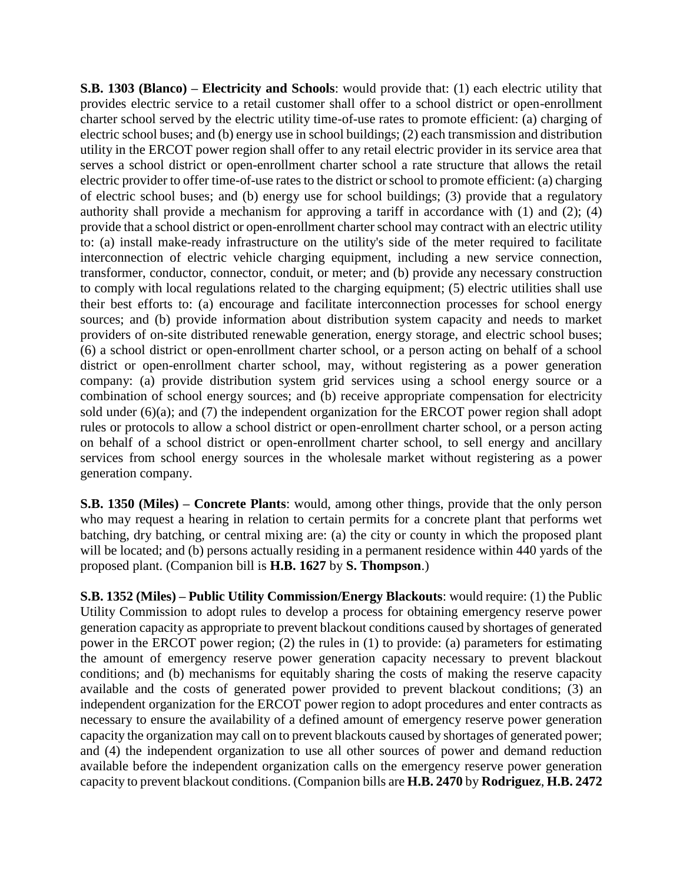**S.B. 1303 (Blanco) – Electricity and Schools**: would provide that: (1) each electric utility that provides electric service to a retail customer shall offer to a school district or open-enrollment charter school served by the electric utility time-of-use rates to promote efficient: (a) charging of electric school buses; and (b) energy use in school buildings; (2) each transmission and distribution utility in the ERCOT power region shall offer to any retail electric provider in its service area that serves a school district or open-enrollment charter school a rate structure that allows the retail electric provider to offer time-of-use rates to the district or school to promote efficient: (a) charging of electric school buses; and (b) energy use for school buildings; (3) provide that a regulatory authority shall provide a mechanism for approving a tariff in accordance with (1) and (2); (4) provide that a school district or open-enrollment charter school may contract with an electric utility to: (a) install make-ready infrastructure on the utility's side of the meter required to facilitate interconnection of electric vehicle charging equipment, including a new service connection, transformer, conductor, connector, conduit, or meter; and (b) provide any necessary construction to comply with local regulations related to the charging equipment; (5) electric utilities shall use their best efforts to: (a) encourage and facilitate interconnection processes for school energy sources; and (b) provide information about distribution system capacity and needs to market providers of on-site distributed renewable generation, energy storage, and electric school buses; (6) a school district or open-enrollment charter school, or a person acting on behalf of a school district or open-enrollment charter school, may, without registering as a power generation company: (a) provide distribution system grid services using a school energy source or a combination of school energy sources; and (b) receive appropriate compensation for electricity sold under (6)(a); and (7) the independent organization for the ERCOT power region shall adopt rules or protocols to allow a school district or open-enrollment charter school, or a person acting on behalf of a school district or open-enrollment charter school, to sell energy and ancillary services from school energy sources in the wholesale market without registering as a power generation company.

**S.B. 1350 (Miles) – Concrete Plants**: would, among other things, provide that the only person who may request a hearing in relation to certain permits for a concrete plant that performs wet batching, dry batching, or central mixing are: (a) the city or county in which the proposed plant will be located; and (b) persons actually residing in a permanent residence within 440 yards of the proposed plant. (Companion bill is **H.B. 1627** by **S. Thompson**.)

**S.B. 1352 (Miles) – Public Utility Commission/Energy Blackouts**: would require: (1) the Public Utility Commission to adopt rules to develop a process for obtaining emergency reserve power generation capacity as appropriate to prevent blackout conditions caused by shortages of generated power in the ERCOT power region; (2) the rules in (1) to provide: (a) parameters for estimating the amount of emergency reserve power generation capacity necessary to prevent blackout conditions; and (b) mechanisms for equitably sharing the costs of making the reserve capacity available and the costs of generated power provided to prevent blackout conditions; (3) an independent organization for the ERCOT power region to adopt procedures and enter contracts as necessary to ensure the availability of a defined amount of emergency reserve power generation capacity the organization may call on to prevent blackouts caused by shortages of generated power; and (4) the independent organization to use all other sources of power and demand reduction available before the independent organization calls on the emergency reserve power generation capacity to prevent blackout conditions. (Companion bills are **H.B. 2470** by **Rodriguez**, **H.B. 2472**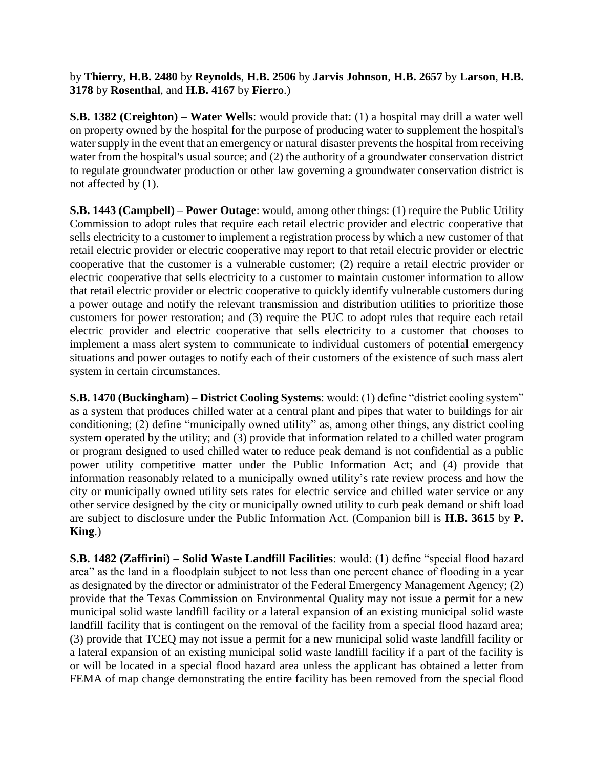by **Thierry**, **H.B. 2480** by **Reynolds**, **H.B. 2506** by **Jarvis Johnson**, **H.B. 2657** by **Larson**, **H.B. 3178** by **Rosenthal**, and **H.B. 4167** by **Fierro**.)

**S.B. 1382 (Creighton) – Water Wells**: would provide that: (1) a hospital may drill a water well on property owned by the hospital for the purpose of producing water to supplement the hospital's water supply in the event that an emergency or natural disaster prevents the hospital from receiving water from the hospital's usual source; and (2) the authority of a groundwater conservation district to regulate groundwater production or other law governing a groundwater conservation district is not affected by (1).

**S.B. 1443 (Campbell) – Power Outage**: would, among other things: (1) require the Public Utility Commission to adopt rules that require each retail electric provider and electric cooperative that sells electricity to a customer to implement a registration process by which a new customer of that retail electric provider or electric cooperative may report to that retail electric provider or electric cooperative that the customer is a vulnerable customer; (2) require a retail electric provider or electric cooperative that sells electricity to a customer to maintain customer information to allow that retail electric provider or electric cooperative to quickly identify vulnerable customers during a power outage and notify the relevant transmission and distribution utilities to prioritize those customers for power restoration; and (3) require the PUC to adopt rules that require each retail electric provider and electric cooperative that sells electricity to a customer that chooses to implement a mass alert system to communicate to individual customers of potential emergency situations and power outages to notify each of their customers of the existence of such mass alert system in certain circumstances.

**S.B. 1470 (Buckingham) – District Cooling Systems**: would: (1) define "district cooling system" as a system that produces chilled water at a central plant and pipes that water to buildings for air conditioning; (2) define "municipally owned utility" as, among other things, any district cooling system operated by the utility; and (3) provide that information related to a chilled water program or program designed to used chilled water to reduce peak demand is not confidential as a public power utility competitive matter under the Public Information Act; and (4) provide that information reasonably related to a municipally owned utility's rate review process and how the city or municipally owned utility sets rates for electric service and chilled water service or any other service designed by the city or municipally owned utility to curb peak demand or shift load are subject to disclosure under the Public Information Act. (Companion bill is **H.B. 3615** by **P. King**.)

**S.B. 1482 (Zaffirini) – Solid Waste Landfill Facilities**: would: (1) define "special flood hazard area" as the land in a floodplain subject to not less than one percent chance of flooding in a year as designated by the director or administrator of the Federal Emergency Management Agency; (2) provide that the Texas Commission on Environmental Quality may not issue a permit for a new municipal solid waste landfill facility or a lateral expansion of an existing municipal solid waste landfill facility that is contingent on the removal of the facility from a special flood hazard area; (3) provide that TCEQ may not issue a permit for a new municipal solid waste landfill facility or a lateral expansion of an existing municipal solid waste landfill facility if a part of the facility is or will be located in a special flood hazard area unless the applicant has obtained a letter from FEMA of map change demonstrating the entire facility has been removed from the special flood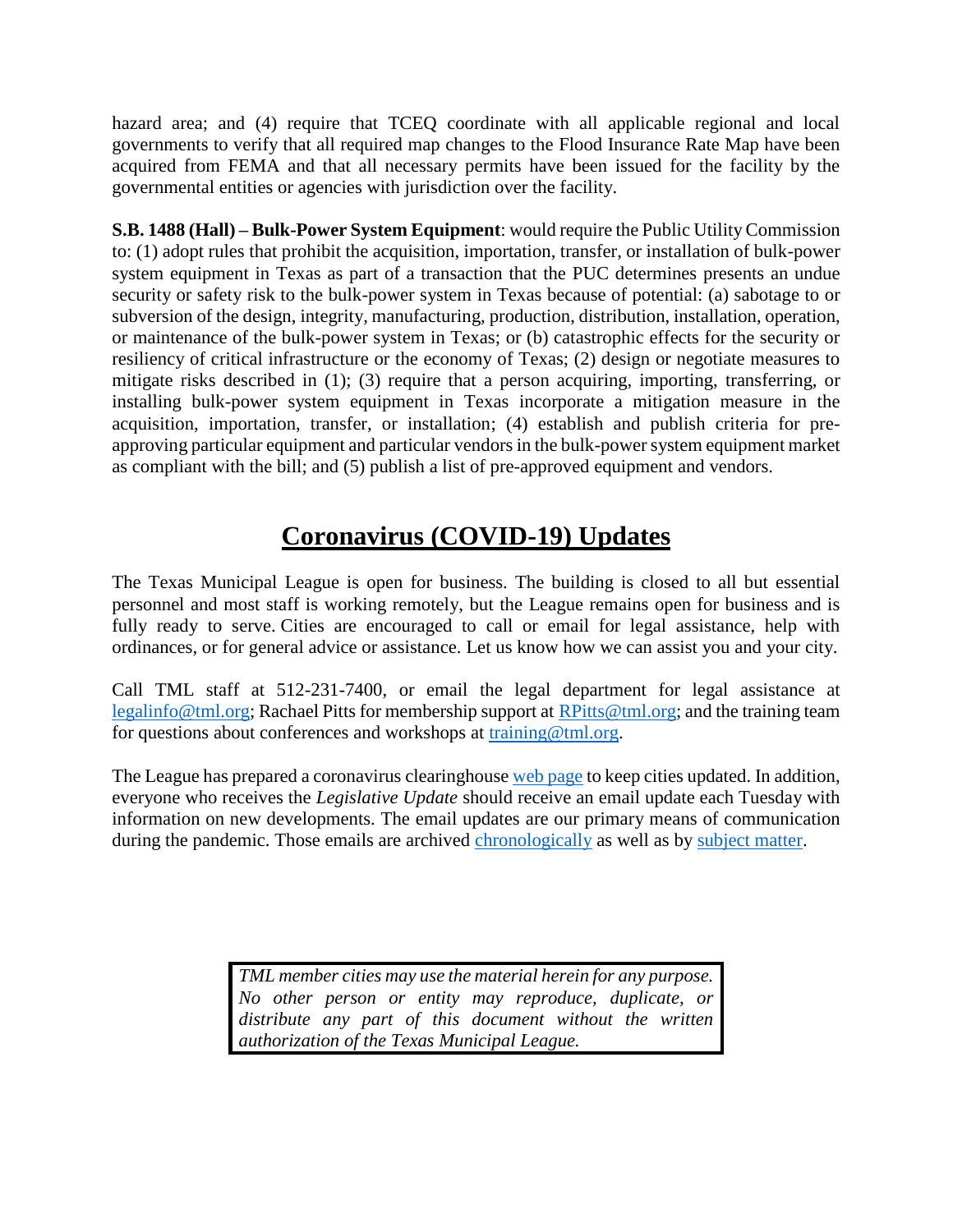hazard area; and (4) require that TCEQ coordinate with all applicable regional and local governments to verify that all required map changes to the Flood Insurance Rate Map have been acquired from FEMA and that all necessary permits have been issued for the facility by the governmental entities or agencies with jurisdiction over the facility.

**S.B. 1488 (Hall) – Bulk-Power System Equipment**: would require the Public Utility Commission to: (1) adopt rules that prohibit the acquisition, importation, transfer, or installation of bulk-power system equipment in Texas as part of a transaction that the PUC determines presents an undue security or safety risk to the bulk-power system in Texas because of potential: (a) sabotage to or subversion of the design, integrity, manufacturing, production, distribution, installation, operation, or maintenance of the bulk-power system in Texas; or (b) catastrophic effects for the security or resiliency of critical infrastructure or the economy of Texas; (2) design or negotiate measures to mitigate risks described in (1); (3) require that a person acquiring, importing, transferring, or installing bulk-power system equipment in Texas incorporate a mitigation measure in the acquisition, importation, transfer, or installation; (4) establish and publish criteria for pre-approving particular equipment and particular vendors in the bulk-power system equipment market as compliant with the bill; and (5) publish a list of pre-approved equipment and vendors.

## Coronavirus (COVID-19) Updates

The Texas Municipal League is open for business. The building is closed to all but essential personnel and most staff is working remotely, but the League remains open for business and is fully ready to serve. Cities are encouraged to call or email for legal assistance, help with ordinances, or for general advice or assistance. Let us know how we can assist you and your city.

Call TML staff at 512-231-7400, or email the legal department for legal assistance at legalinfo@tml.org; Rachael Pitts for membership support at RPitts@tml.org; and the training team for questions about conferences and workshops at training@tml.org.

The League has prepared a coronavirus clearinghouse web page to keep cities updated. In addition, everyone who receives the *Legislative Update* should receive an email update each Tuesday with information on new developments. The email updates are our primary means of communication during the pandemic. Those emails are archived chronologically as well as by subject matter.

*TML member cities may use the material herein for any purpose. No other person or entity may reproduce, duplicate, or distribute any part of this document without the written authorization of the Texas Municipal League.*